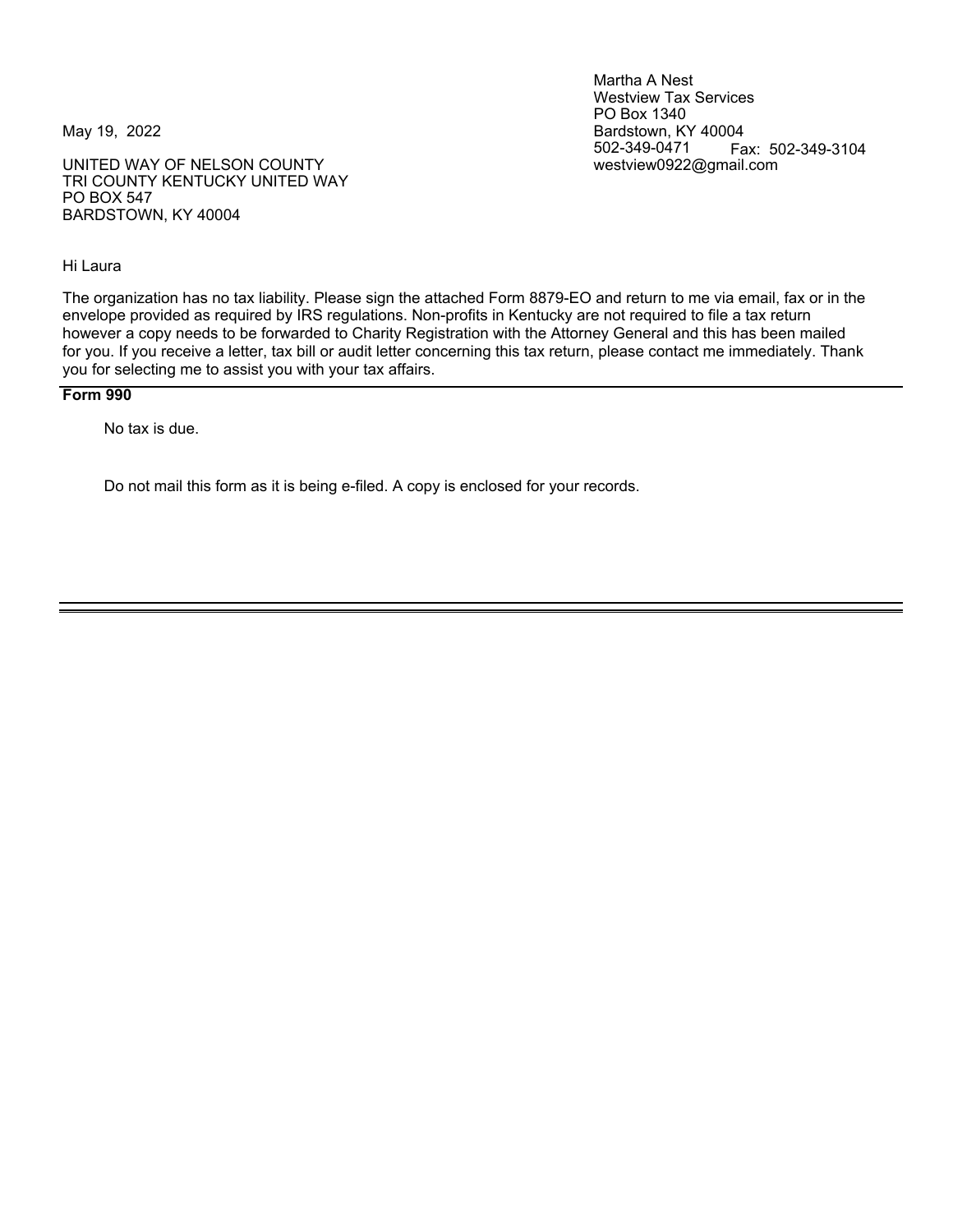Martha A Nest
Westview Tax Services
PO Box 1340
Bardstown, KY 40004
502-349-0471 Fax: 502-349-3104
westview0922@gmail.com

May 19, 2022

UNITED WAY OF NELSON COUNTY
TRI COUNTY KENTUCKY UNITED WAY
PO BOX 547
BARDSTOWN, KY 40004

Hi Laura

The organization has no tax liability. Please sign the attached Form 8879-EO and return to me via email, fax or in the envelope provided as required by IRS regulations. Non-profits in Kentucky are not required to file a tax return however a copy needs to be forwarded to Charity Registration with the Attorney General and this has been mailed for you. If you receive a letter, tax bill or audit letter concerning this tax return, please contact me immediately. Thank you for selecting me to assist you with your tax affairs.

**Form 990**

No tax is due.

Do not mail this form as it is being e-filed. A copy is enclosed for your records.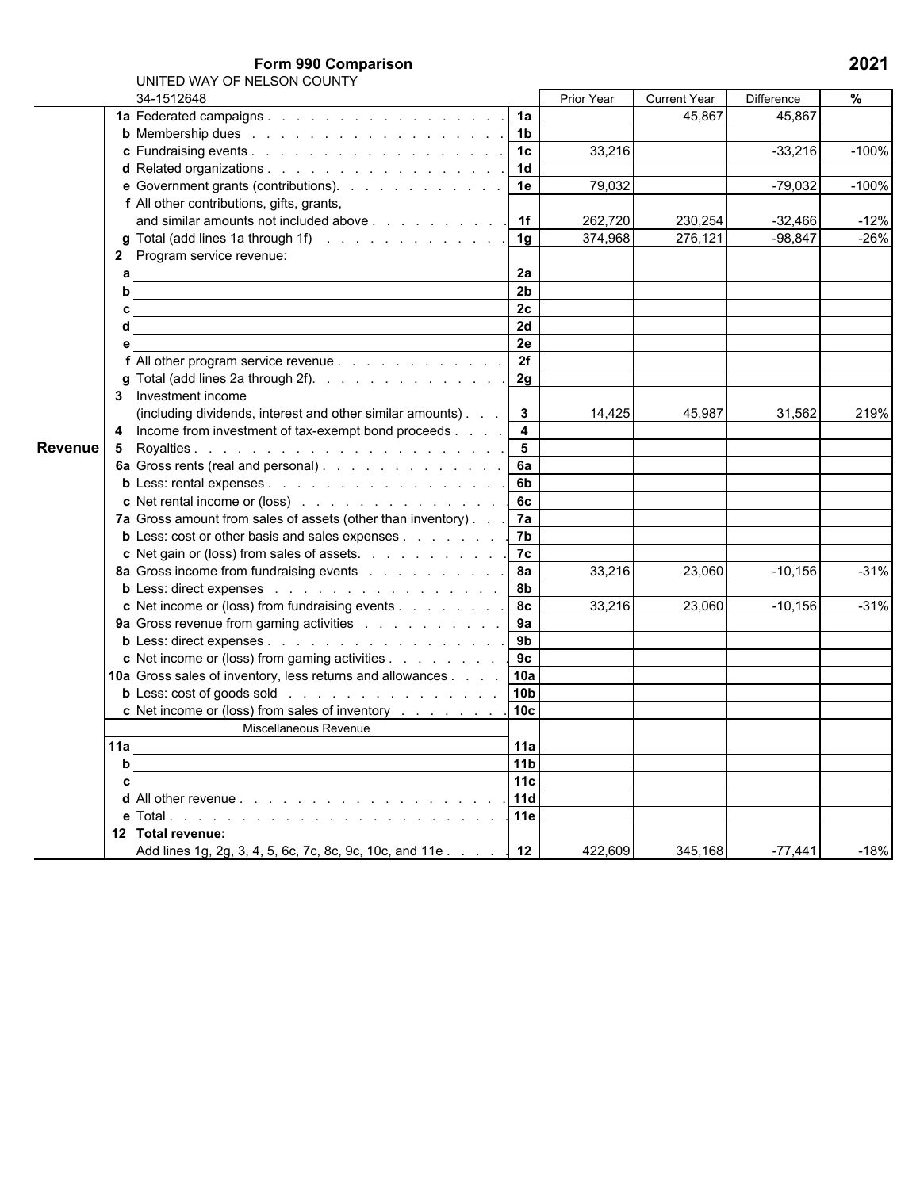# Form 990 Comparison

**2021**

UNITED WAY OF NELSON COUNTY
34-1512648

| | | Line | Prior Year | Current Year | Difference | % |
|---|---|---|---|---|---|---|
| **Revenue** | **1a** Federated campaigns | **1a** | | 45,867 | 45,867 | |
| | **b** Membership dues | **1b** | | | | |
| | **c** Fundraising events | **1c** | 33,216 | | -33,216 | -100% |
| | **d** Related organizations | **1d** | | | | |
| | **e** Government grants (contributions) | **1e** | 79,032 | | -79,032 | -100% |
| | **f** All other contributions, gifts, grants, and similar amounts not included above | **1f** | 262,720 | 230,254 | -32,466 | -12% |
| | **g** Total (add lines 1a through 1f) | **1g** | 374,968 | 276,121 | -98,847 | -26% |
| | **2** Program service revenue: | | | | | |
| | **a** | **2a** | | | | |
| | **b** | **2b** | | | | |
| | **c** | **2c** | | | | |
| | **d** | **2d** | | | | |
| | **e** | **2e** | | | | |
| | **f** All other program service revenue | **2f** | | | | |
| | **g** Total (add lines 2a through 2f) | **2g** | | | | |
| | **3** Investment income (including dividends, interest and other similar amounts) | **3** | 14,425 | 45,987 | 31,562 | 219% |
| | **4** Income from investment of tax-exempt bond proceeds | **4** | | | | |
| | **5** Royalties | **5** | | | | |
| | **6a** Gross rents (real and personal) | **6a** | | | | |
| | **b** Less: rental expenses | **6b** | | | | |
| | **c** Net rental income or (loss) | **6c** | | | | |
| | **7a** Gross amount from sales of assets (other than inventory) | **7a** | | | | |
| | **b** Less: cost or other basis and sales expenses | **7b** | | | | |
| | **c** Net gain or (loss) from sales of assets | **7c** | | | | |
| | **8a** Gross income from fundraising events | **8a** | 33,216 | 23,060 | -10,156 | -31% |
| | **b** Less: direct expenses | **8b** | | | | |
| | **c** Net income or (loss) from fundraising events | **8c** | 33,216 | 23,060 | -10,156 | -31% |
| | **9a** Gross revenue from gaming activities | **9a** | | | | |
| | **b** Less: direct expenses | **9b** | | | | |
| | **c** Net income or (loss) from gaming activities | **9c** | | | | |
| | **10a** Gross sales of inventory, less returns and allowances | **10a** | | | | |
| | **b** Less: cost of goods sold | **10b** | | | | |
| | **c** Net income or (loss) from sales of inventory | **10c** | | | | |
| | Miscellaneous Revenue | | | | | |
| | **11a** | **11a** | | | | |
| | **b** | **11b** | | | | |
| | **c** | **11c** | | | | |
| | **d** All other revenue | **11d** | | | | |
| | **e** Total | **11e** | | | | |
| | **12 Total revenue:** Add lines 1g, 2g, 3, 4, 5, 6c, 7c, 8c, 9c, 10c, and 11e | **12** | 422,609 | 345,168 | -77,441 | -18% |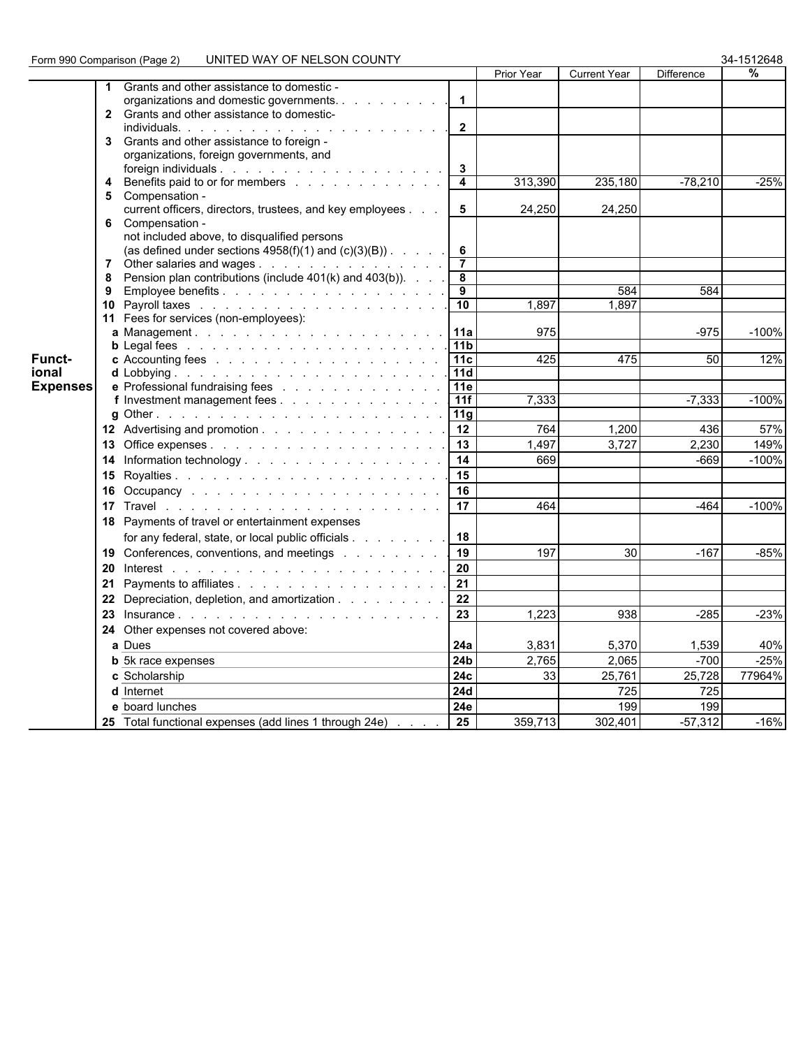Form 990 Comparison (Page 2) UNITED WAY OF NELSON COUNTY 34-1512648

| | | Line | Prior Year | Current Year | Difference | % |
|---|---|---|---|---|---|---|
| Functional Expenses | 1 Grants and other assistance to domestic - organizations and domestic governments. | 1 | | | | |
| | 2 Grants and other assistance to domestic- individuals. | 2 | | | | |
| | 3 Grants and other assistance to foreign - organizations, foreign governments, and foreign individuals | 3 | | | | |
| | 4 Benefits paid to or for members | 4 | 313,390 | 235,180 | -78,210 | -25% |
| | 5 Compensation - current officers, directors, trustees, and key employees | 5 | 24,250 | 24,250 | | |
| | 6 Compensation - not included above, to disqualified persons (as defined under sections 4958(f)(1) and (c)(3)(B)) | 6 | | | | |
| | 7 Other salaries and wages | 7 | | | | |
| | 8 Pension plan contributions (include 401(k) and 403(b)). | 8 | | | | |
| | 9 Employee benefits | 9 | | 584 | 584 | |
| | 10 Payroll taxes | 10 | 1,897 | 1,897 | | |
| | 11 Fees for services (non-employees): | | | | | |
| | a Management | 11a | 975 | | -975 | -100% |
| | b Legal fees | 11b | | | | |
| | c Accounting fees | 11c | 425 | 475 | 50 | 12% |
| | d Lobbying | 11d | | | | |
| | e Professional fundraising fees | 11e | | | | |
| | f Investment management fees | 11f | 7,333 | | -7,333 | -100% |
| | g Other | 11g | | | | |
| | 12 Advertising and promotion | 12 | 764 | 1,200 | 436 | 57% |
| | 13 Office expenses | 13 | 1,497 | 3,727 | 2,230 | 149% |
| | 14 Information technology | 14 | 669 | | -669 | -100% |
| | 15 Royalties | 15 | | | | |
| | 16 Occupancy | 16 | | | | |
| | 17 Travel | 17 | 464 | | -464 | -100% |
| | 18 Payments of travel or entertainment expenses for any federal, state, or local public officials | 18 | | | | |
| | 19 Conferences, conventions, and meetings | 19 | 197 | 30 | -167 | -85% |
| | 20 Interest | 20 | | | | |
| | 21 Payments to affiliates | 21 | | | | |
| | 22 Depreciation, depletion, and amortization | 22 | | | | |
| | 23 Insurance | 23 | 1,223 | 938 | -285 | -23% |
| | 24 Other expenses not covered above: | | | | | |
| | a Dues | 24a | 3,831 | 5,370 | 1,539 | 40% |
| | b 5k race expenses | 24b | 2,765 | 2,065 | -700 | -25% |
| | c Scholarship | 24c | 33 | 25,761 | 25,728 | 77964% |
| | d Internet | 24d | | 725 | 725 | |
| | e board lunches | 24e | | 199 | 199 | |
| | 25 Total functional expenses (add lines 1 through 24e) | 25 | 359,713 | 302,401 | -57,312 | -16% |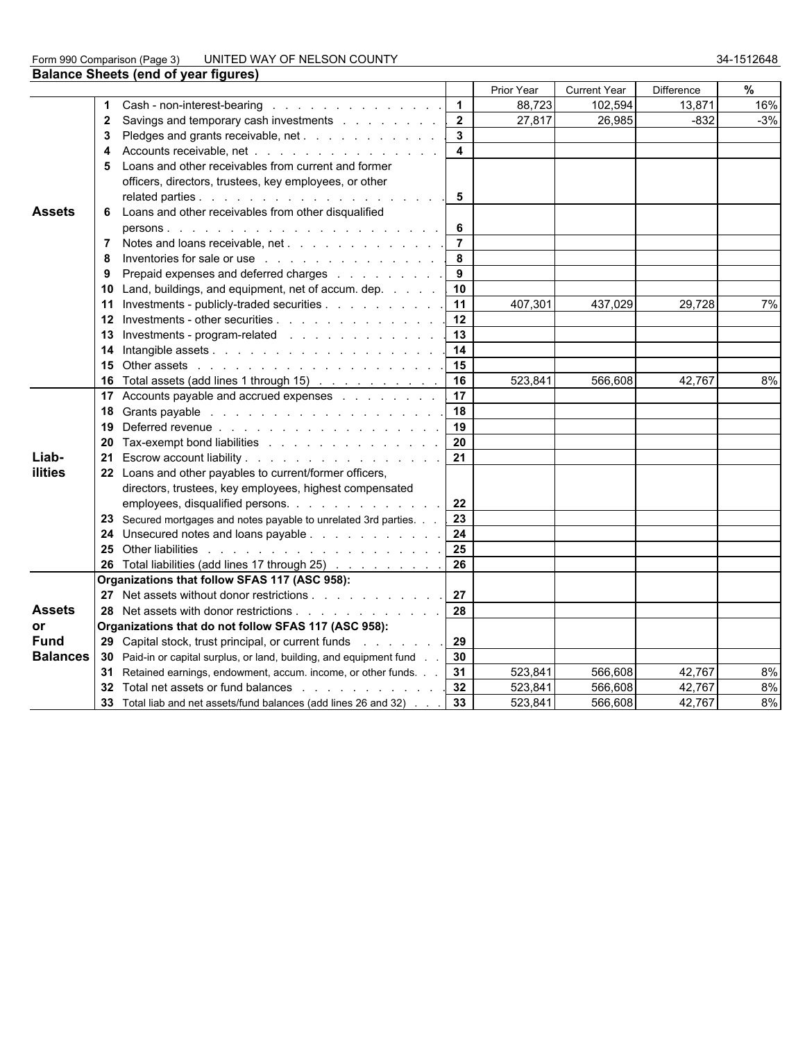Form 990 Comparison (Page 3) UNITED WAY OF NELSON COUNTY 34-1512648

## Balance Sheets (end of year figures)

| | | | Prior Year | Current Year | Difference | % |
|---|---|---|---|---|---|---|
| **Assets** | 1 Cash - non-interest-bearing | 1 | 88,723 | 102,594 | 13,871 | 16% |
| | 2 Savings and temporary cash investments | 2 | 27,817 | 26,985 | -832 | -3% |
| | 3 Pledges and grants receivable, net | 3 | | | | |
| | 4 Accounts receivable, net | 4 | | | | |
| | 5 Loans and other receivables from current and former officers, directors, trustees, key employees, or other related parties | 5 | | | | |
| | 6 Loans and other receivables from other disqualified persons | 6 | | | | |
| | 7 Notes and loans receivable, net | 7 | | | | |
| | 8 Inventories for sale or use | 8 | | | | |
| | 9 Prepaid expenses and deferred charges | 9 | | | | |
| | 10 Land, buildings, and equipment, net of accum. dep. | 10 | | | | |
| | 11 Investments - publicly-traded securities | 11 | 407,301 | 437,029 | 29,728 | 7% |
| | 12 Investments - other securities | 12 | | | | |
| | 13 Investments - program-related | 13 | | | | |
| | 14 Intangible assets | 14 | | | | |
| | 15 Other assets | 15 | | | | |
| | 16 Total assets (add lines 1 through 15) | 16 | 523,841 | 566,608 | 42,767 | 8% |
| **Liabilities** | 17 Accounts payable and accrued expenses | 17 | | | | |
| | 18 Grants payable | 18 | | | | |
| | 19 Deferred revenue | 19 | | | | |
| | 20 Tax-exempt bond liabilities | 20 | | | | |
| | 21 Escrow account liability | 21 | | | | |
| | 22 Loans and other payables to current/former officers, directors, trustees, key employees, highest compensated employees, disqualified persons | 22 | | | | |
| | 23 Secured mortgages and notes payable to unrelated 3rd parties | 23 | | | | |
| | 24 Unsecured notes and loans payable | 24 | | | | |
| | 25 Other liabilities | 25 | | | | |
| | 26 Total liabilities (add lines 17 through 25) | 26 | | | | |
| **Assets or Fund Balances** | **Organizations that follow SFAS 117 (ASC 958):** | | | | | |
| | 27 Net assets without donor restrictions | 27 | | | | |
| | 28 Net assets with donor restrictions | 28 | | | | |
| | **Organizations that do not follow SFAS 117 (ASC 958):** | | | | | |
| | 29 Capital stock, trust principal, or current funds | 29 | | | | |
| | 30 Paid-in or capital surplus, or land, building, and equipment fund | 30 | | | | |
| | 31 Retained earnings, endowment, accum. income, or other funds | 31 | 523,841 | 566,608 | 42,767 | 8% |
| | 32 Total net assets or fund balances | 32 | 523,841 | 566,608 | 42,767 | 8% |
| | 33 Total liab and net assets/fund balances (add lines 26 and 32) | 33 | 523,841 | 566,608 | 42,767 | 8% |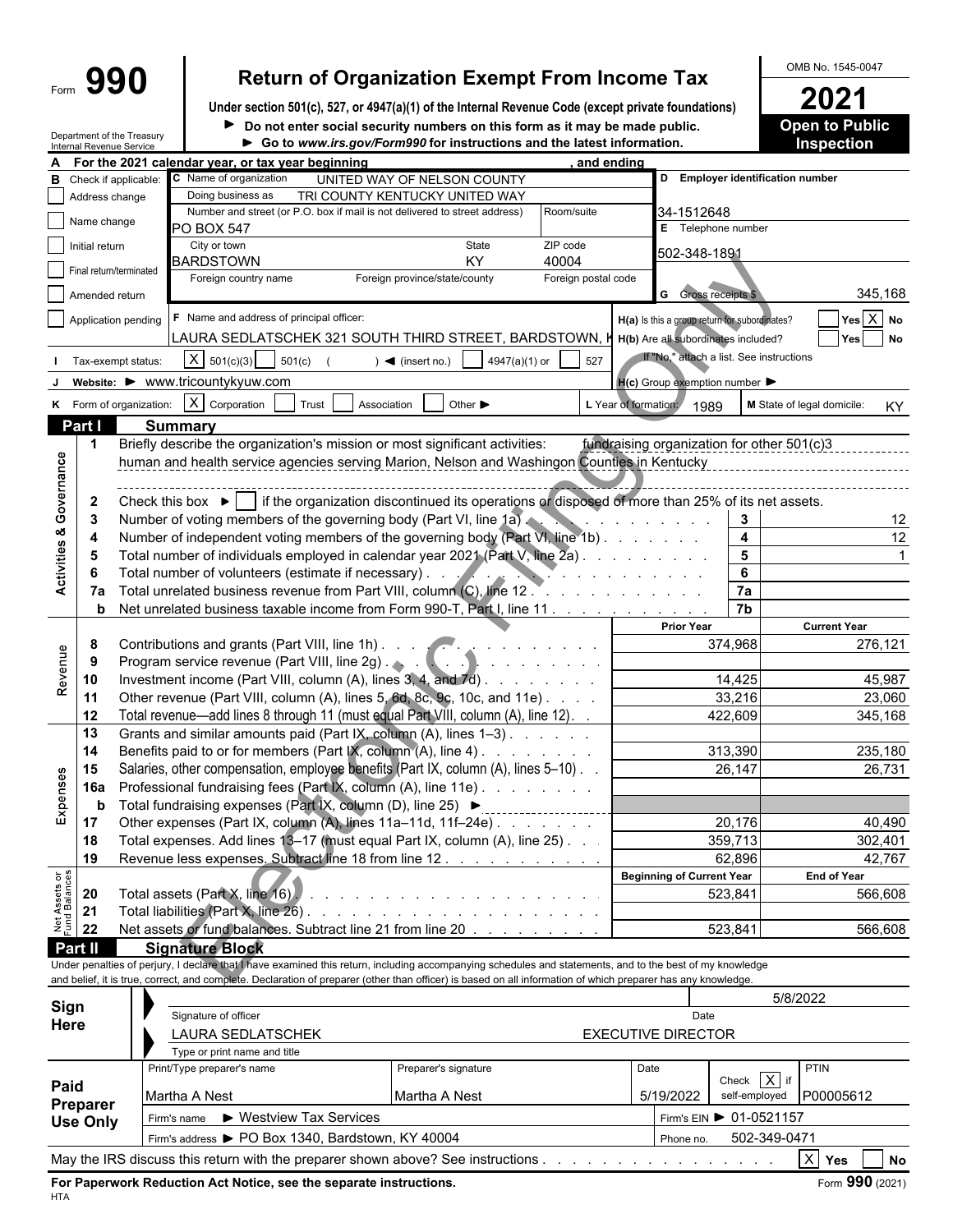Form **990** | **Return of Organization Exempt From Income Tax**

Under section 501(c), 527, or 4947(a)(1) of the Internal Revenue Code (except private foundations)

▶ Do not enter social security numbers on this form as it may be made public.

▶ Go to *www.irs.gov/Form990* for instructions and the latest information.

OMB No. 1545-0047

**2021**

**Open to Public Inspection**

Department of the Treasury
Internal Revenue Service

**A** For the 2021 calendar year, or tax year beginning , and ending

**B** Check if applicable:
- Address change
- Name change
- Initial return
- Final return/terminated
- Amended return
- Application pending

**C** Name of organization: UNITED WAY OF NELSON COUNTY
Doing business as: TRI COUNTY KENTUCKY UNITED WAY
Number and street (or P.O. box if mail is not delivered to street address): PO BOX 547 | Room/suite:
City or town: BARDSTOWN | State: KY | ZIP code: 40004
Foreign country name | Foreign province/state/county | Foreign postal code

**D** Employer identification number: 34-1512648

**E** Telephone number: 502-348-1891

**G** Gross receipts $ 345,168

**F** Name and address of principal officer: LAURA SEDLATSCHEK 321 SOUTH THIRD STREET, BARDSTOWN, K

**H(a)** Is this a group return for subordinates? ☐ Yes ☒ No

**H(b)** Are all subordinates included? ☐ Yes ☐ No
If "No," attach a list. See instructions

**H(c)** Group exemption number ▶

**I** Tax-exempt status: ☒ 501(c)(3) ☐ 501(c) ( ) ◀ (insert no.) ☐ 4947(a)(1) or ☐ 527

**J** Website: ▶ www.tricountykyuw.com

**K** Form of organization: ☒ Corporation ☐ Trust ☐ Association ☐ Other ▶

**L** Year of formation: 1989

**M** State of legal domicile: KY

## Part I Summary

**Activities & Governance**

1. Briefly describe the organization's mission or most significant activities: fundraising organization for other 501(c)3 human and health service agencies serving Marion, Nelson and Washingon Counties in Kentucky
2. Check this box ▶ ☐ if the organization discontinued its operations or disposed of more than 25% of its net assets.

| Line | Description | Box | Value |
|---|---|---|---|
| 3 | Number of voting members of the governing body (Part VI, line 1a) | 3 | 12 |
| 4 | Number of independent voting members of the governing body (Part VI, line 1b) | 4 | 12 |
| 5 | Total number of individuals employed in calendar year 2021 (Part V, line 2a) | 5 | 1 |
| 6 | Total number of volunteers (estimate if necessary) | 6 | |
| 7a | Total unrelated business revenue from Part VIII, column (C), line 12 | 7a | |
| b | Net unrelated business taxable income from Form 990-T, Part I, line 11 | 7b | |

| Line | Description | Prior Year | Current Year |
|---|---|---|---|
| **Revenue** | | | |
| 8 | Contributions and grants (Part VIII, line 1h) | 374,968 | 276,121 |
| 9 | Program service revenue (Part VIII, line 2g) | | |
| 10 | Investment income (Part VIII, column (A), lines 3, 4, and 7d) | 14,425 | 45,987 |
| 11 | Other revenue (Part VIII, column (A), lines 5, 6d, 8c, 9c, 10c, and 11e) | 33,216 | 23,060 |
| 12 | Total revenue—add lines 8 through 11 (must equal Part VIII, column (A), line 12) | 422,609 | 345,168 |
| **Expenses** | | | |
| 13 | Grants and similar amounts paid (Part IX, column (A), lines 1–3) | | |
| 14 | Benefits paid to or for members (Part IX, column (A), line 4) | 313,390 | 235,180 |
| 15 | Salaries, other compensation, employee benefits (Part IX, column (A), lines 5–10) | 26,147 | 26,731 |
| 16a | Professional fundraising fees (Part IX, column (A), line 11e) | | |
| b | Total fundraising expenses (Part IX, column (D), line 25) ▶ | | |
| 17 | Other expenses (Part IX, column (A), lines 11a–11d, 11f–24e) | 20,176 | 40,490 |
| 18 | Total expenses. Add lines 13–17 (must equal Part IX, column (A), line 25) | 359,713 | 302,401 |
| 19 | Revenue less expenses. Subtract line 18 from line 12 | 62,896 | 42,767 |

| Line | Net Assets or Fund Balances | Beginning of Current Year | End of Year |
|---|---|---|---|
| 20 | Total assets (Part X, line 16) | 523,841 | 566,608 |
| 21 | Total liabilities (Part X, line 26) | | |
| 22 | Net assets or fund balances. Subtract line 21 from line 20 | 523,841 | 566,608 |

## Part II Signature Block

Under penalties of perjury, I declare that I have examined this return, including accompanying schedules and statements, and to the best of my knowledge and belief, it is true, correct, and complete. Declaration of preparer (other than officer) is based on all information of which preparer has any knowledge.

**Sign Here**

Signature of officer | Date: 5/8/2022

LAURA SEDLATSCHEK EXECUTIVE DIRECTOR
Type or print name and title

**Paid Preparer Use Only**

| Print/Type preparer's name | Preparer's signature | Date | Check ☒ if self-employed | PTIN |
|---|---|---|---|---|
| Martha A Nest | Martha A Nest | 5/19/2022 | X | P00005612 |

Firm's name ▶ Westview Tax Services | Firm's EIN ▶ 01-0521157

Firm's address ▶ PO Box 1340, Bardstown, KY 40004 | Phone no. 502-349-0471

May the IRS discuss this return with the preparer shown above? See instructions ☒ Yes ☐ No

**For Paperwork Reduction Act Notice, see the separate instructions.** Form **990** (2021)

HTA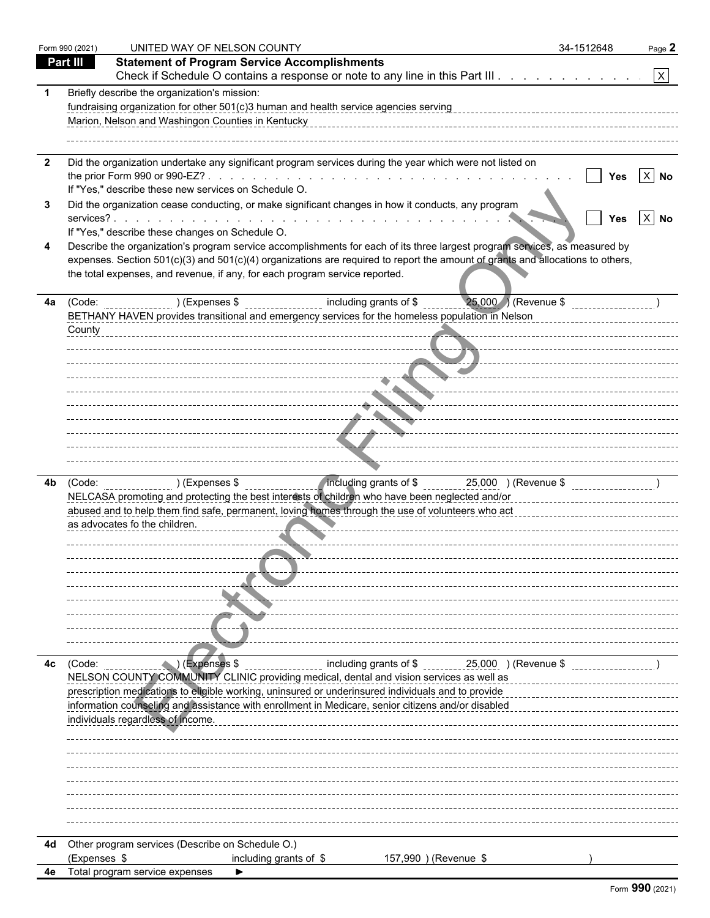Form 990 (2021) UNITED WAY OF NELSON COUNTY 34-1512648 Page **2**

**Part III** **Statement of Program Service Accomplishments**

Check if Schedule O contains a response or note to any line in this Part III . . . . . . . . . . . . [X]

**1** Briefly describe the organization's mission:

fundraising organization for other 501(c)3 human and health service agencies serving Marion, Nelson and Washingon Counties in Kentucky

**2** Did the organization undertake any significant program services during the year which were not listed on the prior Form 990 or 990-EZ? . . . . . . . . . . . . . . . . . . . . . . . . . . . . . . [ ] Yes [X] No

If "Yes," describe these new services on Schedule O.

**3** Did the organization cease conducting, or make significant changes in how it conducts, any program services? . . . . . . . . . . . . . . . . . . . . . . . . . . . . . . . . . . . . [ ] Yes [X] No

If "Yes," describe these changes on Schedule O.

**4** Describe the organization's program service accomplishments for each of its three largest program services, as measured by expenses. Section 501(c)(3) and 501(c)(4) organizations are required to report the amount of grants and allocations to others, the total expenses, and revenue, if any, for each program service reported.

**4a** (Code: ) (Expenses $ including grants of $ 25,000 ) (Revenue $ )

BETHANY HAVEN provides transitional and emergency services for the homeless population in Nelson County

**4b** (Code: ) (Expenses $ including grants of $ 25,000 ) (Revenue $ )

NELCASA promoting and protecting the best interests of children who have been neglected and/or abused and to help them find safe, permanent, loving homes through the use of volunteers who act as advocates fo the children.

**4c** (Code: ) (Expenses $ including grants of $ 25,000 ) (Revenue $ )

NELSON COUNTY COMMUNITY CLINIC providing medical, dental and vision services as well as prescription medications to eligible working, uninsured or underinsured individuals and to provide information counseling and assistance with enrollment in Medicare, senior citizens and/or disabled individuals regardless of income.

**4d** Other program services (Describe on Schedule O.)

(Expenses $ including grants of $ 157,990 ) (Revenue $ )

**4e** Total program service expenses ►

Form **990** (2021)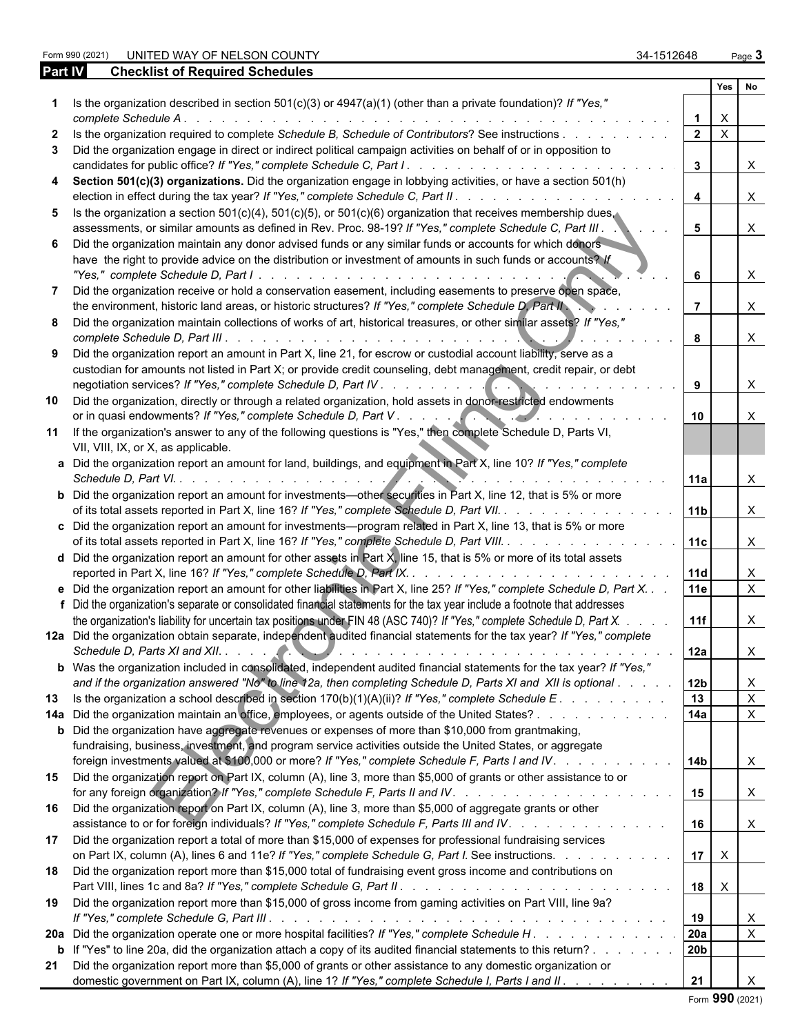Form 990 (2021) UNITED WAY OF NELSON COUNTY 34-1512648 Page 3

## Part IV Checklist of Required Schedules

| | | | Yes | No |
|---|---|---|---|---|
| **1** | Is the organization described in section 501(c)(3) or 4947(a)(1) (other than a private foundation)? *If "Yes," complete Schedule A* | **1** | X | |
| **2** | Is the organization required to complete *Schedule B, Schedule of Contributors*? See instructions | **2** | X | |
| **3** | Did the organization engage in direct or indirect political campaign activities on behalf of or in opposition to candidates for public office? *If "Yes," complete Schedule C, Part I* | **3** | | X |
| **4** | **Section 501(c)(3) organizations.** Did the organization engage in lobbying activities, or have a section 501(h) election in effect during the tax year? *If "Yes," complete Schedule C, Part II* | **4** | | X |
| **5** | Is the organization a section 501(c)(4), 501(c)(5), or 501(c)(6) organization that receives membership dues, assessments, or similar amounts as defined in Rev. Proc. 98-19? *If "Yes," complete Schedule C, Part III* | **5** | | X |
| **6** | Did the organization maintain any donor advised funds or any similar funds or accounts for which donors have the right to provide advice on the distribution or investment of amounts in such funds or accounts? *If "Yes," complete Schedule D, Part I* | **6** | | X |
| **7** | Did the organization receive or hold a conservation easement, including easements to preserve open space, the environment, historic land areas, or historic structures? *If "Yes," complete Schedule D, Part II* | **7** | | X |
| **8** | Did the organization maintain collections of works of art, historical treasures, or other similar assets? *If "Yes," complete Schedule D, Part III* | **8** | | X |
| **9** | Did the organization report an amount in Part X, line 21, for escrow or custodial account liability, serve as a custodian for amounts not listed in Part X; or provide credit counseling, debt management, credit repair, or debt negotiation services? *If "Yes," complete Schedule D, Part IV* | **9** | | X |
| **10** | Did the organization, directly or through a related organization, hold assets in donor-restricted endowments or in quasi endowments? *If "Yes," complete Schedule D, Part V* | **10** | | X |
| **11** | If the organization's answer to any of the following questions is "Yes," then complete Schedule D, Parts VI, VII, VIII, IX, or X, as applicable. | | | |
| **a** | Did the organization report an amount for land, buildings, and equipment in Part X, line 10? *If "Yes," complete Schedule D, Part VI.* | **11a** | | X |
| **b** | Did the organization report an amount for investments—other securities in Part X, line 12, that is 5% or more of its total assets reported in Part X, line 16? *If "Yes," complete Schedule D, Part VII.* | **11b** | | X |
| **c** | Did the organization report an amount for investments—program related in Part X, line 13, that is 5% or more of its total assets reported in Part X, line 16? *If "Yes," complete Schedule D, Part VIII.* | **11c** | | X |
| **d** | Did the organization report an amount for other assets in Part X, line 15, that is 5% or more of its total assets reported in Part X, line 16? *If "Yes," complete Schedule D, Part IX.* | **11d** | | X |
| **e** | Did the organization report an amount for other liabilities in Part X, line 25? *If "Yes," complete Schedule D, Part X.* | **11e** | | X |
| **f** | Did the organization's separate or consolidated financial statements for the tax year include a footnote that addresses the organization's liability for uncertain tax positions under FIN 48 (ASC 740)? *If "Yes," complete Schedule D, Part X.* | **11f** | | X |
| **12a** | Did the organization obtain separate, independent audited financial statements for the tax year? *If "Yes," complete Schedule D, Parts XI and XII.* | **12a** | | X |
| **b** | Was the organization included in consolidated, independent audited financial statements for the tax year? *If "Yes," and if the organization answered "No" to line 12a, then completing Schedule D, Parts XI and XII is optional* | **12b** | | X |
| **13** | Is the organization a school described in section 170(b)(1)(A)(ii)? *If "Yes," complete Schedule E* | **13** | | X |
| **14a** | Did the organization maintain an office, employees, or agents outside of the United States? | **14a** | | X |
| **b** | Did the organization have aggregate revenues or expenses of more than $10,000 from grantmaking, fundraising, business, investment, and program service activities outside the United States, or aggregate foreign investments valued at $100,000 or more? *If "Yes," complete Schedule F, Parts I and IV.* | **14b** | | X |
| **15** | Did the organization report on Part IX, column (A), line 3, more than $5,000 of grants or other assistance to or for any foreign organization? *If "Yes," complete Schedule F, Parts II and IV.* | **15** | | X |
| **16** | Did the organization report on Part IX, column (A), line 3, more than $5,000 of aggregate grants or other assistance to or for foreign individuals? *If "Yes," complete Schedule F, Parts III and IV.* | **16** | | X |
| **17** | Did the organization report a total of more than $15,000 of expenses for professional fundraising services on Part IX, column (A), lines 6 and 11e? *If "Yes," complete Schedule G, Part I.* See instructions. | **17** | X | |
| **18** | Did the organization report more than $15,000 total of fundraising event gross income and contributions on Part VIII, lines 1c and 8a? *If "Yes," complete Schedule G, Part II* | **18** | X | |
| **19** | Did the organization report more than $15,000 of gross income from gaming activities on Part VIII, line 9a? *If "Yes," complete Schedule G, Part III* | **19** | | X |
| **20a** | Did the organization operate one or more hospital facilities? *If "Yes," complete Schedule H* | **20a** | | X |
| **b** | If "Yes" to line 20a, did the organization attach a copy of its audited financial statements to this return? | **20b** | | |
| **21** | Did the organization report more than $5,000 of grants or other assistance to any domestic organization or domestic government on Part IX, column (A), line 1? *If "Yes," complete Schedule I, Parts I and II* | **21** | | X |

Form **990** (2021)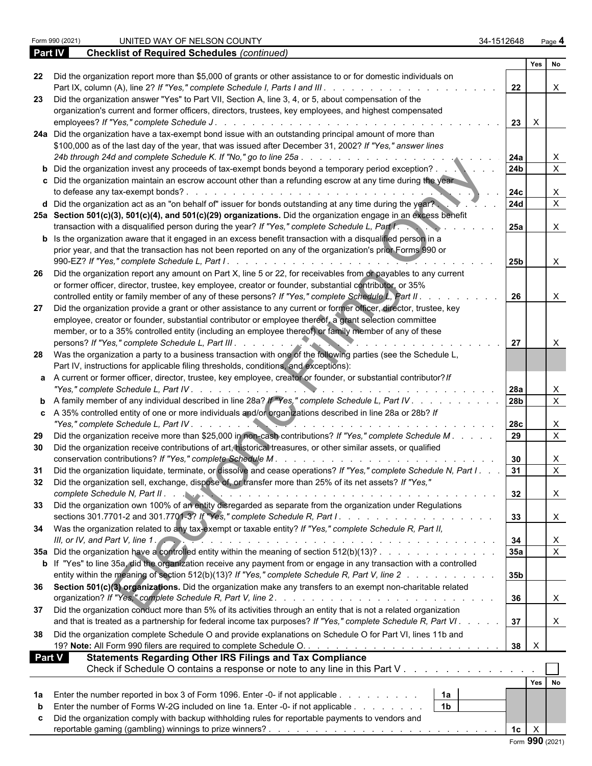Form 990 (2021) UNITED WAY OF NELSON COUNTY 34-1512648 Page **4**

**Part IV Checklist of Required Schedules** *(continued)*

| | | | Yes | No |
|---|---|---|---|---|
| 22 | Did the organization report more than $5,000 of grants or other assistance to or for domestic individuals on Part IX, column (A), line 2? *If "Yes," complete Schedule I, Parts I and III* | 22 | | X |
| 23 | Did the organization answer "Yes" to Part VII, Section A, line 3, 4, or 5, about compensation of the organization's current and former officers, directors, trustees, key employees, and highest compensated employees? *If "Yes," complete Schedule J* | 23 | X | |
| 24a | Did the organization have a tax-exempt bond issue with an outstanding principal amount of more than $100,000 as of the last day of the year, that was issued after December 31, 2002? *If "Yes," answer lines 24b through 24d and complete Schedule K. If "No," go to line 25a* | 24a | | X |
| b | Did the organization invest any proceeds of tax-exempt bonds beyond a temporary period exception? | 24b | | X |
| c | Did the organization maintain an escrow account other than a refunding escrow at any time during the year to defease any tax-exempt bonds? | 24c | | X |
| d | Did the organization act as an "on behalf of" issuer for bonds outstanding at any time during the year? | 24d | | X |
| 25a | **Section 501(c)(3), 501(c)(4), and 501(c)(29) organizations.** Did the organization engage in an excess benefit transaction with a disqualified person during the year? *If "Yes," complete Schedule L, Part I* | 25a | | X |
| b | Is the organization aware that it engaged in an excess benefit transaction with a disqualified person in a prior year, and that the transaction has not been reported on any of the organization's prior Forms 990 or 990-EZ? *If "Yes," complete Schedule L, Part I* | 25b | | X |
| 26 | Did the organization report any amount on Part X, line 5 or 22, for receivables from or payables to any current or former officer, director, trustee, key employee, creator or founder, substantial contributor, or 35% controlled entity or family member of any of these persons? *If "Yes," complete Schedule L, Part II* | 26 | | X |
| 27 | Did the organization provide a grant or other assistance to any current or former officer, director, trustee, key employee, creator or founder, substantial contributor or employee thereof, a grant selection committee member, or to a 35% controlled entity (including an employee thereof) or family member of any of these persons? *If "Yes," complete Schedule L, Part III* | 27 | | X |
| 28 | Was the organization a party to a business transaction with one of the following parties (see the Schedule L, Part IV, instructions for applicable filing thresholds, conditions, and exceptions): | | | |
| a | A current or former officer, director, trustee, key employee, creator or founder, or substantial contributor? *If "Yes," complete Schedule L, Part IV* | 28a | | X |
| b | A family member of any individual described in line 28a? *If "Yes," complete Schedule L, Part IV* | 28b | | X |
| c | A 35% controlled entity of one or more individuals and/or organizations described in line 28a or 28b? *If "Yes," complete Schedule L, Part IV* | 28c | | X |
| 29 | Did the organization receive more than $25,000 in non-cash contributions? *If "Yes," complete Schedule M* | 29 | | X |
| 30 | Did the organization receive contributions of art, historical treasures, or other similar assets, or qualified conservation contributions? *If "Yes," complete Schedule M* | 30 | | X |
| 31 | Did the organization liquidate, terminate, or dissolve and cease operations? *If "Yes," complete Schedule N, Part I* | 31 | | X |
| 32 | Did the organization sell, exchange, dispose of, or transfer more than 25% of its net assets? *If "Yes," complete Schedule N, Part II* | 32 | | X |
| 33 | Did the organization own 100% of an entity disregarded as separate from the organization under Regulations sections 301.7701-2 and 301.7701-3? *If "Yes," complete Schedule R, Part I* | 33 | | X |
| 34 | Was the organization related to any tax-exempt or taxable entity? *If "Yes," complete Schedule R, Part II, III, or IV, and Part V, line 1* | 34 | | X |
| 35a | Did the organization have a controlled entity within the meaning of section 512(b)(13)? | 35a | | X |
| b | If "Yes" to line 35a, did the organization receive any payment from or engage in any transaction with a controlled entity within the meaning of section 512(b)(13)? *If "Yes," complete Schedule R, Part V, line 2* | 35b | | |
| 36 | **Section 501(c)(3) organizations.** Did the organization make any transfers to an exempt non-charitable related organization? *If "Yes," complete Schedule R, Part V, line 2* | 36 | | X |
| 37 | Did the organization conduct more than 5% of its activities through an entity that is not a related organization and that is treated as a partnership for federal income tax purposes? *If "Yes," complete Schedule R, Part VI* | 37 | | X |
| 38 | Did the organization complete Schedule O and provide explanations on Schedule O for Part VI, lines 11b and 19? **Note:** All Form 990 filers are required to complete Schedule O. | 38 | X | |

**Part V Statements Regarding Other IRS Filings and Tax Compliance**

Check if Schedule O contains a response or note to any line in this Part V ☐

| | | | | | Yes | No |
|---|---|---|---|---|---|---|
| 1a | Enter the number reported in box 3 of Form 1096. Enter -0- if not applicable | 1a | | | | |
| b | Enter the number of Forms W-2G included on line 1a. Enter -0- if not applicable | 1b | | | | |
| c | Did the organization comply with backup withholding rules for reportable payments to vendors and reportable gaming (gambling) winnings to prize winners? | | | 1c | X | |

Form **990** (2021)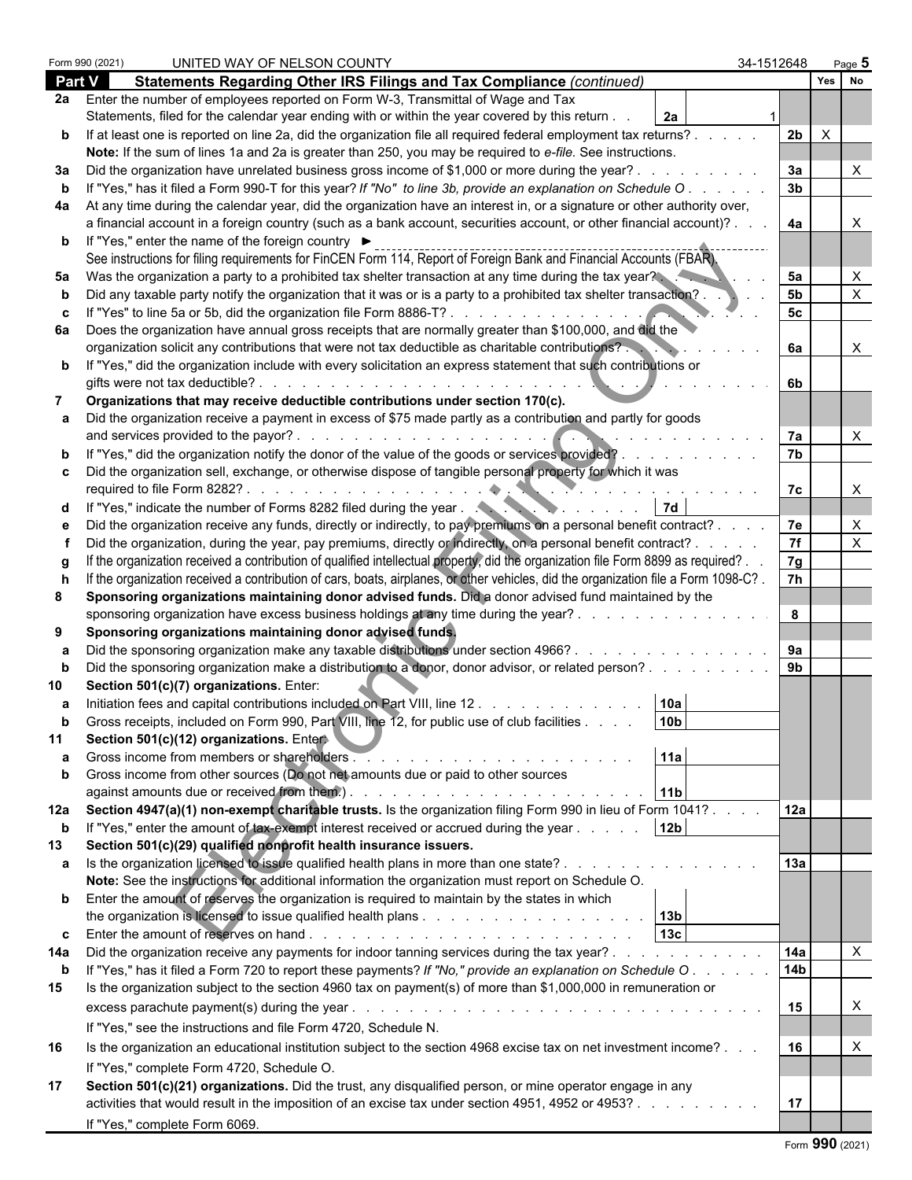Form 990 (2021) UNITED WAY OF NELSON COUNTY 34-1512648

## Part V Statements Regarding Other IRS Filings and Tax Compliance *(continued)*

| | | | | Yes | No |
|---|---|---|---|---|---|
| **2a** | Enter the number of employees reported on Form W-3, Transmittal of Wage and Tax Statements, filed for the calendar year ending with or within the year covered by this return | 2a: 1 | | | |
| **b** | If at least one is reported on line 2a, did the organization file all required federal employment tax returns? | | 2b | X | |
| | **Note:** If the sum of lines 1a and 2a is greater than 250, you may be required to *e-file*. See instructions. | | | | |
| **3a** | Did the organization have unrelated business gross income of $1,000 or more during the year? | | 3a | | X |
| **b** | If "Yes," has it filed a Form 990-T for this year? *If "No" to line 3b, provide an explanation on Schedule O* | | 3b | | |
| **4a** | At any time during the calendar year, did the organization have an interest in, or a signature or other authority over, a financial account in a foreign country (such as a bank account, securities account, or other financial account)? | | 4a | | X |
| **b** | If "Yes," enter the name of the foreign country ► | | | | |
| | See instructions for filing requirements for FinCEN Form 114, Report of Foreign Bank and Financial Accounts (FBAR). | | | | |
| **5a** | Was the organization a party to a prohibited tax shelter transaction at any time during the tax year? | | 5a | | X |
| **b** | Did any taxable party notify the organization that it was or is a party to a prohibited tax shelter transaction? | | 5b | | X |
| **c** | If "Yes" to line 5a or 5b, did the organization file Form 8886-T? | | 5c | | |
| **6a** | Does the organization have annual gross receipts that are normally greater than $100,000, and did the organization solicit any contributions that were not tax deductible as charitable contributions? | | 6a | | X |
| **b** | If "Yes," did the organization include with every solicitation an express statement that such contributions or gifts were not tax deductible? | | 6b | | |
| **7** | **Organizations that may receive deductible contributions under section 170(c).** | | | | |
| **a** | Did the organization receive a payment in excess of $75 made partly as a contribution and partly for goods and services provided to the payor? | | 7a | | X |
| **b** | If "Yes," did the organization notify the donor of the value of the goods or services provided? | | 7b | | |
| **c** | Did the organization sell, exchange, or otherwise dispose of tangible personal property for which it was required to file Form 8282? | | 7c | | X |
| **d** | If "Yes," indicate the number of Forms 8282 filed during the year | 7d | | | |
| **e** | Did the organization receive any funds, directly or indirectly, to pay premiums on a personal benefit contract? | | 7e | | X |
| **f** | Did the organization, during the year, pay premiums, directly or indirectly, on a personal benefit contract? | | 7f | | X |
| **g** | If the organization received a contribution of qualified intellectual property, did the organization file Form 8899 as required? | | 7g | | |
| **h** | If the organization received a contribution of cars, boats, airplanes, or other vehicles, did the organization file a Form 1098-C? | | 7h | | |
| **8** | **Sponsoring organizations maintaining donor advised funds.** Did a donor advised fund maintained by the sponsoring organization have excess business holdings at any time during the year? | | 8 | | |
| **9** | **Sponsoring organizations maintaining donor advised funds.** | | | | |
| **a** | Did the sponsoring organization make any taxable distributions under section 4966? | | 9a | | |
| **b** | Did the sponsoring organization make a distribution to a donor, donor advisor, or related person? | | 9b | | |
| **10** | **Section 501(c)(7) organizations.** Enter: | | | | |
| **a** | Initiation fees and capital contributions included on Part VIII, line 12 | 10a | | | |
| **b** | Gross receipts, included on Form 990, Part VIII, line 12, for public use of club facilities | 10b | | | |
| **11** | **Section 501(c)(12) organizations.** Enter: | | | | |
| **a** | Gross income from members or shareholders | 11a | | | |
| **b** | Gross income from other sources (Do not net amounts due or paid to other sources against amounts due or received from them.) | 11b | | | |
| **12a** | **Section 4947(a)(1) non-exempt charitable trusts.** Is the organization filing Form 990 in lieu of Form 1041? | | 12a | | |
| **b** | If "Yes," enter the amount of tax-exempt interest received or accrued during the year | 12b | | | |
| **13** | **Section 501(c)(29) qualified nonprofit health insurance issuers.** | | | | |
| **a** | Is the organization licensed to issue qualified health plans in more than one state? | | 13a | | |
| | **Note:** See the instructions for additional information the organization must report on Schedule O. | | | | |
| **b** | Enter the amount of reserves the organization is required to maintain by the states in which the organization is licensed to issue qualified health plans | 13b | | | |
| **c** | Enter the amount of reserves on hand | 13c | | | |
| **14a** | Did the organization receive any payments for indoor tanning services during the tax year? | | 14a | | X |
| **b** | If "Yes," has it filed a Form 720 to report these payments? *If "No," provide an explanation on Schedule O* | | 14b | | |
| **15** | Is the organization subject to the section 4960 tax on payment(s) of more than $1,000,000 in remuneration or excess parachute payment(s) during the year? | | 15 | | X |
| | If "Yes," see the instructions and file Form 4720, Schedule N. | | | | |
| **16** | Is the organization an educational institution subject to the section 4968 excise tax on net investment income? | | 16 | | X |
| | If "Yes," complete Form 4720, Schedule O. | | | | |
| **17** | **Section 501(c)(21) organizations.** Did the trust, any disqualified person, or mine operator engage in any activities that would result in the imposition of an excise tax under section 4951, 4952 or 4953? | | 17 | | |
| | If "Yes," complete Form 6069. | | | | |

Form **990** (2021)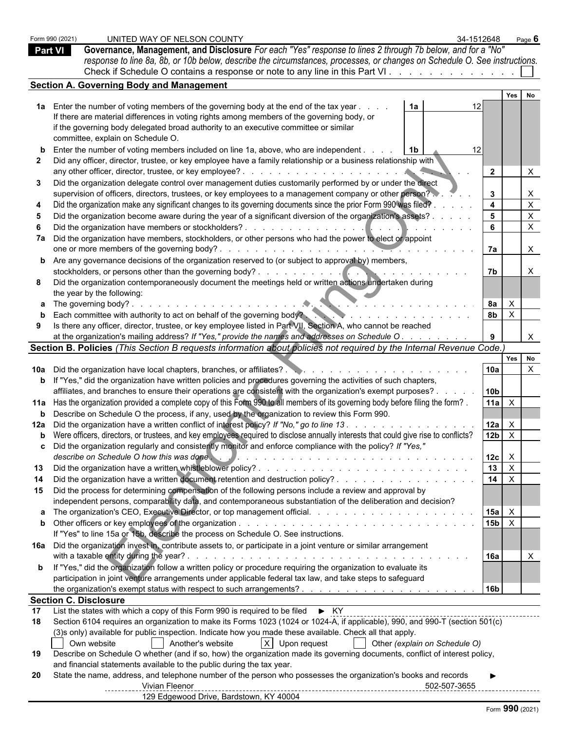Form 990 (2021) UNITED WAY OF NELSON COUNTY 34-1512648 Page **6**

## Part VI Governance, Management, and Disclosure

*For each "Yes" response to lines 2 through 7b below, and for a "No" response to line 8a, 8b, or 10b below, describe the circumstances, processes, or changes on Schedule O. See instructions.*

Check if Schedule O contains a response or note to any line in this Part VI . . . . . . . . . . . . . . ☐

### Section A. Governing Body and Management

| | | | Yes | No |
|---|---|---|---|---|
| **1a** | Enter the number of voting members of the governing body at the end of the tax year . . . . **1a** 12<br>If there are material differences in voting rights among members of the governing body, or if the governing body delegated broad authority to an executive committee or similar committee, explain on Schedule O. | | | |
| **b** | Enter the number of voting members included on line 1a, above, who are independent . . . . **1b** 12 | | | |
| **2** | Did any officer, director, trustee, or key employee have a family relationship or a business relationship with any other officer, director, trustee, or key employee? . . . | **2** | | X |
| **3** | Did the organization delegate control over management duties customarily performed by or under the direct supervision of officers, directors, trustees, or key employees to a management company or other person? . . . | **3** | | X |
| **4** | Did the organization make any significant changes to its governing documents since the prior Form 990 was filed? . . . | **4** | | X |
| **5** | Did the organization become aware during the year of a significant diversion of the organization's assets? . . . | **5** | | X |
| **6** | Did the organization have members or stockholders? . . . | **6** | | X |
| **7a** | Did the organization have members, stockholders, or other persons who had the power to elect or appoint one or more members of the governing body? . . . | **7a** | | X |
| **b** | Are any governance decisions of the organization reserved to (or subject to approval by) members, stockholders, or persons other than the governing body? . . . | **7b** | | X |
| **8** | Did the organization contemporaneously document the meetings held or written actions undertaken during the year by the following: | | | |
| **a** | The governing body? . . . | **8a** | X | |
| **b** | Each committee with authority to act on behalf of the governing body? . . . | **8b** | X | |
| **9** | Is there any officer, director, trustee, or key employee listed in Part VII, Section A, who cannot be reached at the organization's mailing address? *If "Yes," provide the names and addresses on Schedule O* . . . | **9** | | X |

### Section B. Policies *(This Section B requests information about policies not required by the Internal Revenue Code.)*

| | | | Yes | No |
|---|---|---|---|---|
| **10a** | Did the organization have local chapters, branches, or affiliates? . . . | **10a** | | X |
| **b** | If "Yes," did the organization have written policies and procedures governing the activities of such chapters, affiliates, and branches to ensure their operations are consistent with the organization's exempt purposes? . . . | **10b** | | |
| **11a** | Has the organization provided a complete copy of this Form 990 to all members of its governing body before filing the form? . | **11a** | X | |
| **b** | Describe on Schedule O the process, if any, used by the organization to review this Form 990. | | | |
| **12a** | Did the organization have a written conflict of interest policy? *If "No," go to line 13* . . . | **12a** | X | |
| **b** | Were officers, directors, or trustees, and key employees required to disclose annually interests that could give rise to conflicts? | **12b** | X | |
| **c** | Did the organization regularly and consistently monitor and enforce compliance with the policy? *If "Yes," describe on Schedule O how this was done* . . . | **12c** | X | |
| **13** | Did the organization have a written whistleblower policy? . . . | **13** | X | |
| **14** | Did the organization have a written document retention and destruction policy? . . . | **14** | X | |
| **15** | Did the process for determining compensation of the following persons include a review and approval by independent persons, comparability data, and contemporaneous substantiation of the deliberation and decision? | | | |
| **a** | The organization's CEO, Executive Director, or top management official. . . . | **15a** | X | |
| **b** | Other officers or key employees of the organization . . . | **15b** | X | |
| | If "Yes" to line 15a or 15b, describe the process on Schedule O. See instructions. | | | |
| **16a** | Did the organization invest in, contribute assets to, or participate in a joint venture or similar arrangement with a taxable entity during the year? . . . | **16a** | | X |
| **b** | If "Yes," did the organization follow a written policy or procedure requiring the organization to evaluate its participation in joint venture arrangements under applicable federal tax law, and take steps to safeguard the organization's exempt status with respect to such arrangements? . . . | **16b** | | |

### Section C. Disclosure

**17** List the states with which a copy of this Form 990 is required to be filed ▶ KY

**18** Section 6104 requires an organization to make its Forms 1023 (1024 or 1024-A, if applicable), 990, and 990-T (section 501(c)(3)s only) available for public inspection. Indicate how you made these available. Check all that apply.

☐ Own website ☐ Another's website ☒ Upon request ☐ Other *(explain on Schedule O)*

**19** Describe on Schedule O whether (and if so, how) the organization made its governing documents, conflict of interest policy, and financial statements available to the public during the tax year.

**20** State the name, address, and telephone number of the person who possesses the organization's books and records ▶

Vivian Fleenor 502-507-3655
129 Edgewood Drive, Bardstown, KY 40004

Form **990** (2021)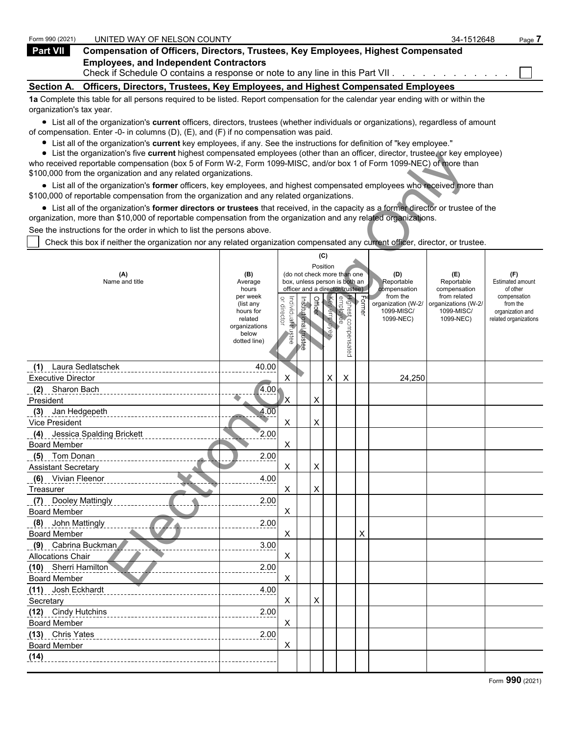Form 990 (2021) UNITED WAY OF NELSON COUNTY 34-1512648

## Part VII Compensation of Officers, Directors, Trustees, Key Employees, Highest Compensated Employees, and Independent Contractors

Check if Schedule O contains a response or note to any line in this Part VII . . . . . . . . . . . . ☐

### Section A. Officers, Directors, Trustees, Key Employees, and Highest Compensated Employees

**1a** Complete this table for all persons required to be listed. Report compensation for the calendar year ending with or within the organization's tax year.

- List all of the organization's **current** officers, directors, trustees (whether individuals or organizations), regardless of amount of compensation. Enter -0- in columns (D), (E), and (F) if no compensation was paid.
- List all of the organization's **current** key employees, if any. See the instructions for definition of "key employee."
- List the organization's five **current** highest compensated employees (other than an officer, director, trustee, or key employee) who received reportable compensation (box 5 of Form W-2, Form 1099-MISC, and/or box 1 of Form 1099-NEC) of more than $100,000 from the organization and any related organizations.
- List all of the organization's **former** officers, key employees, and highest compensated employees who received more than $100,000 of reportable compensation from the organization and any related organizations.
- List all of the organization's **former directors or trustees** that received, in the capacity as a former director or trustee of the organization, more than $10,000 of reportable compensation from the organization and any related organizations.

See the instructions for the order in which to list the persons above.

☐ Check this box if neither the organization nor any related organization compensated any current officer, director, or trustee.

| (A) Name and title | (B) Average hours per week (list any hours for related organizations below dotted line) | (C) Position: Individual trustee or director | Institutional trustee | Officer | Key employee | Highest compensated employee | Former | (D) Reportable compensation from the organization (W-2/ 1099-MISC/ 1099-NEC) | (E) Reportable compensation from related organizations (W-2/ 1099-MISC/ 1099-NEC) | (F) Estimated amount of other compensation from the organization and related organizations |
|---|---|---|---|---|---|---|---|---|---|---|
| (1) Laura Sedlatschek<br>Executive Director | 40.00 | X | | | X | X | | 24,250 | | |
| (2) Sharon Bach<br>President | 4.00 | X | | X | | | | | | |
| (3) Jan Hedgepeth<br>Vice President | 4.00 | X | | X | | | | | | |
| (4) Jessica Spalding Brickett<br>Board Member | 2.00 | X | | | | | | | | |
| (5) Tom Donan<br>Assistant Secretary | 2.00 | X | | X | | | | | | |
| (6) Vivian Fleenor<br>Treasurer | 4.00 | X | | X | | | | | | |
| (7) Dooley Mattingly<br>Board Member | 2.00 | X | | | | | | | | |
| (8) John Mattingly<br>Board Member | 2.00 | X | | | | | X | | | |
| (9) Cabrina Buckman<br>Allocations Chair | 3.00 | X | | | | | | | | |
| (10) Sherri Hamilton<br>Board Member | 2.00 | X | | | | | | | | |
| (11) Josh Eckhardt<br>Secretary | 4.00 | X | | X | | | | | | |
| (12) Cindy Hutchins<br>Board Member | 2.00 | X | | | | | | | | |
| (13) Chris Yates<br>Board Member | 2.00 | X | | | | | | | | |
| (14) | | | | | | | | | | |

Form **990** (2021)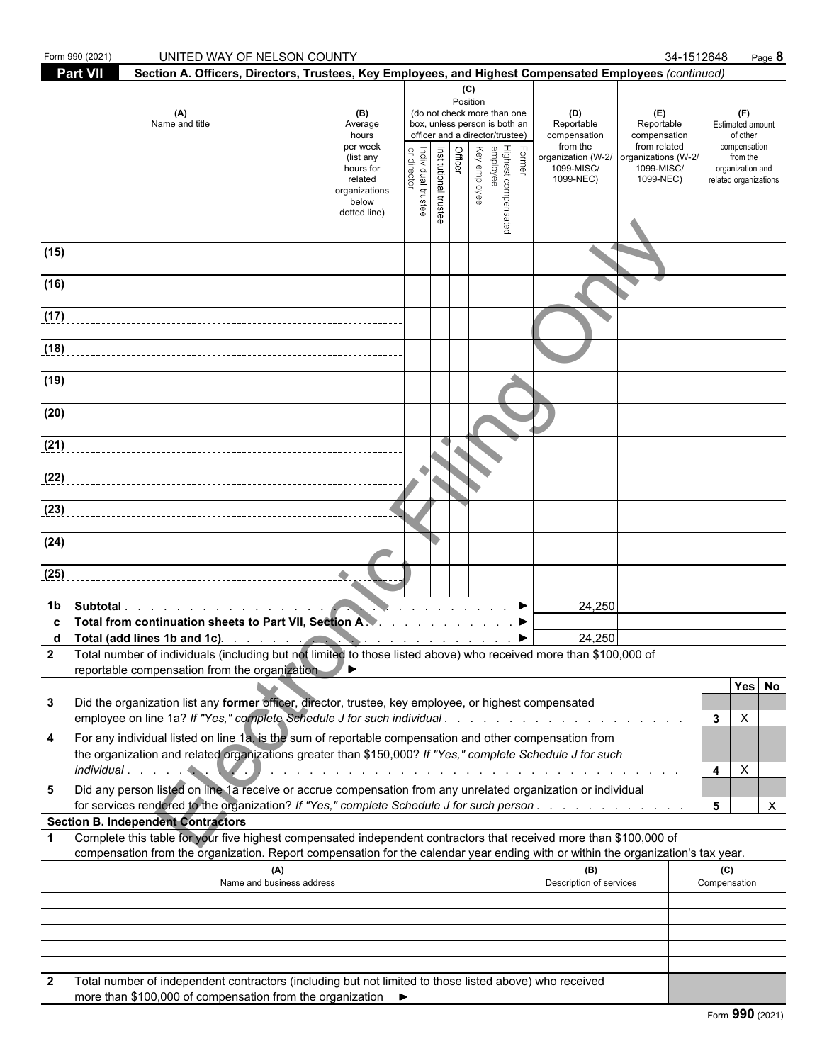Form 990 (2021) UNITED WAY OF NELSON COUNTY 34-1512648

**Part VII** **Section A. Officers, Directors, Trustees, Key Employees, and Highest Compensated Employees** *(continued)*

| (A) Name and title | (B) Average hours per week (list any hours for related organizations below dotted line) | (C) Position (do not check more than one box, unless person is both an officer and a director/trustee) | | | | | | (D) Reportable compensation from the organization (W-2/ 1099-MISC/ 1099-NEC) | (E) Reportable compensation from related organizations (W-2/ 1099-MISC/ 1099-NEC) | (F) Estimated amount of other compensation from the organization and related organizations |
|---|---|---|---|---|---|---|---|---|---|---|
| | | Individual trustee or director | Institutional trustee | Officer | Key employee | Highest compensated employee | Former | | | |
| (15) | | | | | | | | | | |
| (16) | | | | | | | | | | |
| (17) | | | | | | | | | | |
| (18) | | | | | | | | | | |
| (19) | | | | | | | | | | |
| (20) | | | | | | | | | | |
| (21) | | | | | | | | | | |
| (22) | | | | | | | | | | |
| (23) | | | | | | | | | | |
| (24) | | | | | | | | | | |
| (25) | | | | | | | | | | |
| **1b Subtotal** ▶ | | | | | | | | 24,250 | | |
| **c Total from continuation sheets to Part VII, Section A** ▶ | | | | | | | | | | |
| **d Total (add lines 1b and 1c)** ▶ | | | | | | | | 24,250 | | |

**2** Total number of individuals (including but not limited to those listed above) who received more than $100,000 of reportable compensation from the organization ▶

| | | | Yes | No |
|---|---|---|---|---|
| **3** | Did the organization list any **former** officer, director, trustee, key employee, or highest compensated employee on line 1a? *If "Yes," complete Schedule J for such individual* | 3 | X | |
| **4** | For any individual listed on line 1a, is the sum of reportable compensation and other compensation from the organization and related organizations greater than $150,000? *If "Yes," complete Schedule J for such individual* | 4 | X | |
| **5** | Did any person listed on line 1a receive or accrue compensation from any unrelated organization or individual for services rendered to the organization? *If "Yes," complete Schedule J for such person* | 5 | | X |

**Section B. Independent Contractors**

**1** Complete this table for your five highest compensated independent contractors that received more than $100,000 of compensation from the organization. Report compensation for the calendar year ending with or within the organization's tax year.

| (A) Name and business address | (B) Description of services | (C) Compensation |
|---|---|---|
| | | |
| | | |
| | | |
| | | |
| | | |

**2** Total number of independent contractors (including but not limited to those listed above) who received more than $100,000 of compensation from the organization ▶

Form **990** (2021)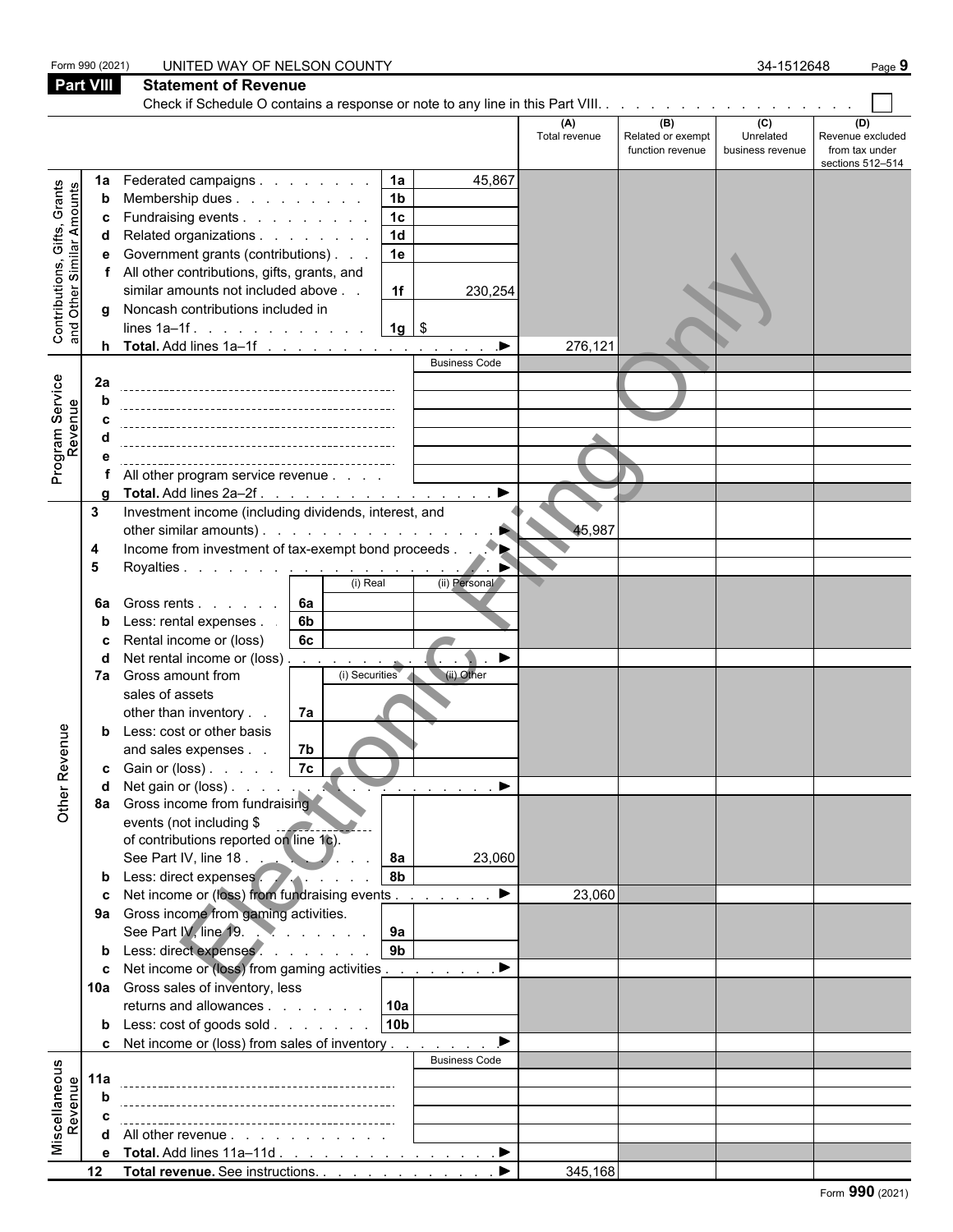Form 990 (2021) UNITED WAY OF NELSON COUNTY 34-1512648

## Part VIII Statement of Revenue

Check if Schedule O contains a response or note to any line in this Part VIII. . . . . . . . . . . . . . . . . . . ☐

| | | | | (A) Total revenue | (B) Related or exempt function revenue | (C) Unrelated business revenue | (D) Revenue excluded from tax under sections 512–514 |
|---|---|---|---|---|---|---|---|
| **Contributions, Gifts, Grants and Other Similar Amounts** | 1a Federated campaigns | 1a | 45,867 | | | | |
| | b Membership dues | 1b | | | | | |
| | c Fundraising events | 1c | | | | | |
| | d Related organizations | 1d | | | | | |
| | e Government grants (contributions) | 1e | | | | | |
| | f All other contributions, gifts, grants, and similar amounts not included above | 1f | 230,254 | | | | |
| | g Noncash contributions included in lines 1a–1f | 1g | $ | | | | |
| | h **Total.** Add lines 1a–1f ▶ | | | 276,121 | | | |
| **Program Service Revenue** | | | Business Code | | | | |
| | 2a | | | | | | |
| | b | | | | | | |
| | c | | | | | | |
| | d | | | | | | |
| | e | | | | | | |
| | f All other program service revenue | | | | | | |
| | g **Total.** Add lines 2a–2f ▶ | | | | | | |
| **Other Revenue** | 3 Investment income (including dividends, interest, and other similar amounts) ▶ | | | 45,987 | | | |
| | 4 Income from investment of tax-exempt bond proceeds ▶ | | | | | | |
| | 5 Royalties ▶ | | | | | | |
| | | | (i) Real / (ii) Personal | | | | |
| | 6a Gross rents | 6a | | | | | |
| | b Less: rental expenses | 6b | | | | | |
| | c Rental income or (loss) | 6c | | | | | |
| | d Net rental income or (loss) ▶ | | | | | | |
| | 7a Gross amount from sales of assets other than inventory | 7a | (i) Securities / (ii) Other | | | | |
| | b Less: cost or other basis and sales expenses | 7b | | | | | |
| | c Gain or (loss) | 7c | | | | | |
| | d Net gain or (loss) ▶ | | | | | | |
| | 8a Gross income from fundraising events (not including $ of contributions reported on line 1c). See Part IV, line 18 | 8a | 23,060 | | | | |
| | b Less: direct expenses | 8b | | | | | |
| | c Net income or (loss) from fundraising events ▶ | | | 23,060 | | | |
| | 9a Gross income from gaming activities. See Part IV, line 19 | 9a | | | | | |
| | b Less: direct expenses | 9b | | | | | |
| | c Net income or (loss) from gaming activities ▶ | | | | | | |
| | 10a Gross sales of inventory, less returns and allowances | 10a | | | | | |
| | b Less: cost of goods sold | 10b | | | | | |
| | c Net income or (loss) from sales of inventory ▶ | | | | | | |
| **Miscellaneous Revenue** | | | Business Code | | | | |
| | 11a | | | | | | |
| | b | | | | | | |
| | c | | | | | | |
| | d All other revenue | | | | | | |
| | e **Total.** Add lines 11a–11d ▶ | | | | | | |
| | 12 **Total revenue.** See instructions ▶ | | | 345,168 | | | |

Form **990** (2021)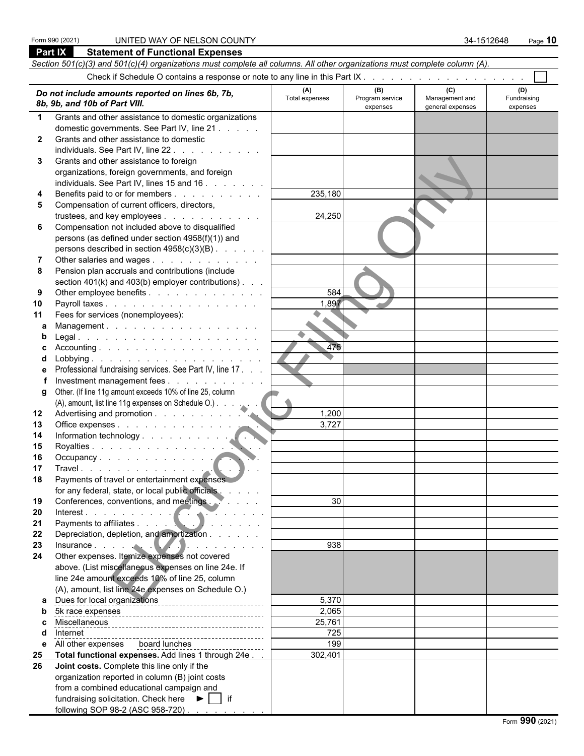Form 990 (2021) UNITED WAY OF NELSON COUNTY 34-1512648

## Part IX Statement of Functional Expenses

*Section 501(c)(3) and 501(c)(4) organizations must complete all columns. All other organizations must complete column (A).*

Check if Schedule O contains a response or note to any line in this Part IX . . . . . . . . . . . . . . . . . . . ☐

| | *Do not include amounts reported on lines 6b, 7b, 8b, 9b, and 10b of Part VIII.* | (A) Total expenses | (B) Program service expenses | (C) Management and general expenses | (D) Fundraising expenses |
|---|---|---|---|---|---|
| 1 | Grants and other assistance to domestic organizations domestic governments. See Part IV, line 21 | | | | |
| 2 | Grants and other assistance to domestic individuals. See Part IV, line 22 | | | | |
| 3 | Grants and other assistance to foreign organizations, foreign governments, and foreign individuals. See Part IV, lines 15 and 16 | | | | |
| 4 | Benefits paid to or for members | 235,180 | | | |
| 5 | Compensation of current officers, directors, trustees, and key employees | 24,250 | | | |
| 6 | Compensation not included above to disqualified persons (as defined under section 4958(f)(1)) and persons described in section 4958(c)(3)(B) | | | | |
| 7 | Other salaries and wages | | | | |
| 8 | Pension plan accruals and contributions (include section 401(k) and 403(b) employer contributions) | | | | |
| 9 | Other employee benefits | 584 | | | |
| 10 | Payroll taxes | 1,897 | | | |
| 11 | Fees for services (nonemployees): | | | | |
| a | Management | | | | |
| b | Legal | | | | |
| c | Accounting | 475 | | | |
| d | Lobbying | | | | |
| e | Professional fundraising services. See Part IV, line 17 | | | | |
| f | Investment management fees | | | | |
| g | Other. (If line 11g amount exceeds 10% of line 25, column (A), amount, list line 11g expenses on Schedule O.) | | | | |
| 12 | Advertising and promotion | 1,200 | | | |
| 13 | Office expenses | 3,727 | | | |
| 14 | Information technology | | | | |
| 15 | Royalties | | | | |
| 16 | Occupancy | | | | |
| 17 | Travel | | | | |
| 18 | Payments of travel or entertainment expenses for any federal, state, or local public officials | | | | |
| 19 | Conferences, conventions, and meetings | 30 | | | |
| 20 | Interest | | | | |
| 21 | Payments to affiliates | | | | |
| 22 | Depreciation, depletion, and amortization | | | | |
| 23 | Insurance | 938 | | | |
| 24 | Other expenses. Itemize expenses not covered above. (List miscellaneous expenses on line 24e. If line 24e amount exceeds 10% of line 25, column (A), amount, list line 24e expenses on Schedule O.) | | | | |
| a | Dues for local organizations | 5,370 | | | |
| b | 5k race expenses | 2,065 | | | |
| c | Miscellaneous | 25,761 | | | |
| d | Internet | 725 | | | |
| e | All other expenses board lunches | 199 | | | |
| 25 | **Total functional expenses.** Add lines 1 through 24e | 302,401 | | | |
| 26 | **Joint costs.** Complete this line only if the organization reported in column (B) joint costs from a combined educational campaign and fundraising solicitation. Check here ► ☐ if following SOP 98-2 (ASC 958-720) | | | | |

Form **990** (2021)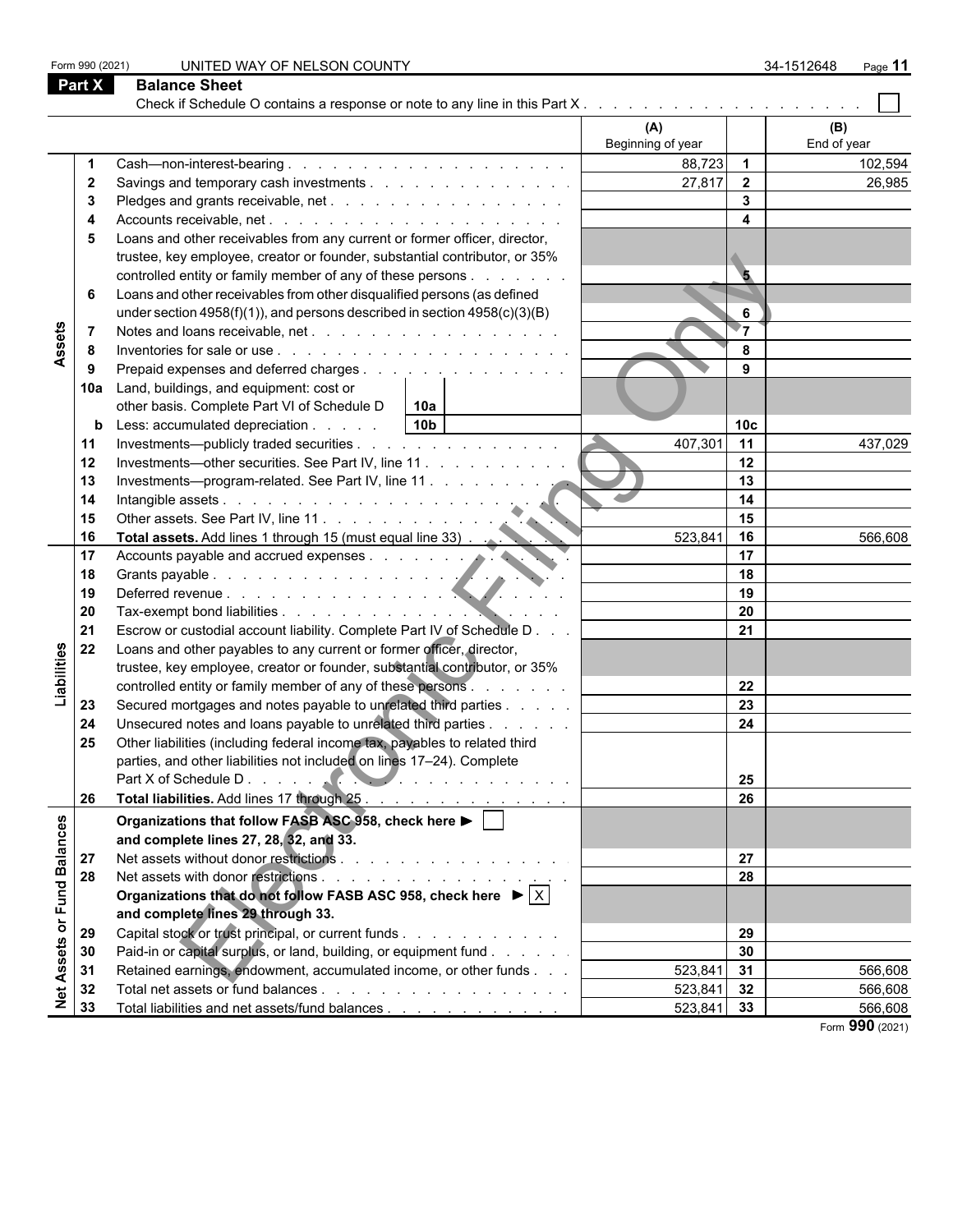Form 990 (2021) UNITED WAY OF NELSON COUNTY 34-1512648 Page **11**

## Part X Balance Sheet

Check if Schedule O contains a response or note to any line in this Part X . . . . . . . . . . . . . . . . . . . . ☐

| | | | (A) Beginning of year | | (B) End of year |
|---|---|---|---|---|---|
| **Assets** | 1 | Cash—non-interest-bearing . . . . . . . . . . . . . . . . . . . . | 88,723 | 1 | 102,594 |
| | 2 | Savings and temporary cash investments . . . . . . . . . . . . . . . | 27,817 | 2 | 26,985 |
| | 3 | Pledges and grants receivable, net . . . . . . . . . . . . . . . . . | | 3 | |
| | 4 | Accounts receivable, net . . . . . . . . . . . . . . . . . . . . . | | 4 | |
| | 5 | Loans and other receivables from any current or former officer, director, trustee, key employee, creator or founder, substantial contributor, or 35% controlled entity or family member of any of these persons . . . . . . . | | 5 | |
| | 6 | Loans and other receivables from other disqualified persons (as defined under section 4958(f)(1)), and persons described in section 4958(c)(3)(B) | | 6 | |
| | 7 | Notes and loans receivable, net . . . . . . . . . . . . . . . . . . | | 7 | |
| | 8 | Inventories for sale or use . . . . . . . . . . . . . . . . . . . . . | | 8 | |
| | 9 | Prepaid expenses and deferred charges . . . . . . . . . . . . . . . | | 9 | |
| | 10a | Land, buildings, and equipment: cost or other basis. Complete Part VI of Schedule D 10a | | | |
| | b | Less: accumulated depreciation . . . . . 10b | | 10c | |
| | 11 | Investments—publicly traded securities . . . . . . . . . . . . . . . | 407,301 | 11 | 437,029 |
| | 12 | Investments—other securities. See Part IV, line 11 . . . . . . . . . . | | 12 | |
| | 13 | Investments—program-related. See Part IV, line 11 . . . . . . . . . | | 13 | |
| | 14 | Intangible assets . . . . . . . . . . . . . . . . . . . . . . . . | | 14 | |
| | 15 | Other assets. See Part IV, line 11 . . . . . . . . . . . . . . . . . | | 15 | |
| | 16 | **Total assets.** Add lines 1 through 15 (must equal line 33) . . . . . . | 523,841 | 16 | 566,608 |
| **Liabilities** | 17 | Accounts payable and accrued expenses . . . . . . . . . . . . . . . | | 17 | |
| | 18 | Grants payable . . . . . . . . . . . . . . . . . . . . . . . . . | | 18 | |
| | 19 | Deferred revenue . . . . . . . . . . . . . . . . . . . . . . . . | | 19 | |
| | 20 | Tax-exempt bond liabilities . . . . . . . . . . . . . . . . . . . . | | 20 | |
| | 21 | Escrow or custodial account liability. Complete Part IV of Schedule D . . . | | 21 | |
| | 22 | Loans and other payables to any current or former officer, director, trustee, key employee, creator or founder, substantial contributor, or 35% controlled entity or family member of any of these persons . . . . . . . | | 22 | |
| | 23 | Secured mortgages and notes payable to unrelated third parties . . . . . | | 23 | |
| | 24 | Unsecured notes and loans payable to unrelated third parties . . . . . . | | 24 | |
| | 25 | Other liabilities (including federal income tax, payables to related third parties, and other liabilities not included on lines 17–24). Complete Part X of Schedule D . . . . . . . . . . . . . . . . . . . . . . . | | 25 | |
| | 26 | **Total liabilities.** Add lines 17 through 25 . . . . . . . . . . . . . . | | 26 | |
| **Net Assets or Fund Balances** | | **Organizations that follow FASB ASC 958, check here ▶ ☐ and complete lines 27, 28, 32, and 33.** | | | |
| | 27 | Net assets without donor restrictions . . . . . . . . . . . . . . . . | | 27 | |
| | 28 | Net assets with donor restrictions . . . . . . . . . . . . . . . . . | | 28 | |
| | | **Organizations that do not follow FASB ASC 958, check here ▶ ☒ and complete lines 29 through 33.** | | | |
| | 29 | Capital stock or trust principal, or current funds . . . . . . . . . . . | | 29 | |
| | 30 | Paid-in or capital surplus, or land, building, or equipment fund . . . . . | | 30 | |
| | 31 | Retained earnings, endowment, accumulated income, or other funds . . . | 523,841 | 31 | 566,608 |
| | 32 | Total net assets or fund balances . . . . . . . . . . . . . . . . . . | 523,841 | 32 | 566,608 |
| | 33 | Total liabilities and net assets/fund balances . . . . . . . . . . . . . | 523,841 | 33 | 566,608 |

Form **990** (2021)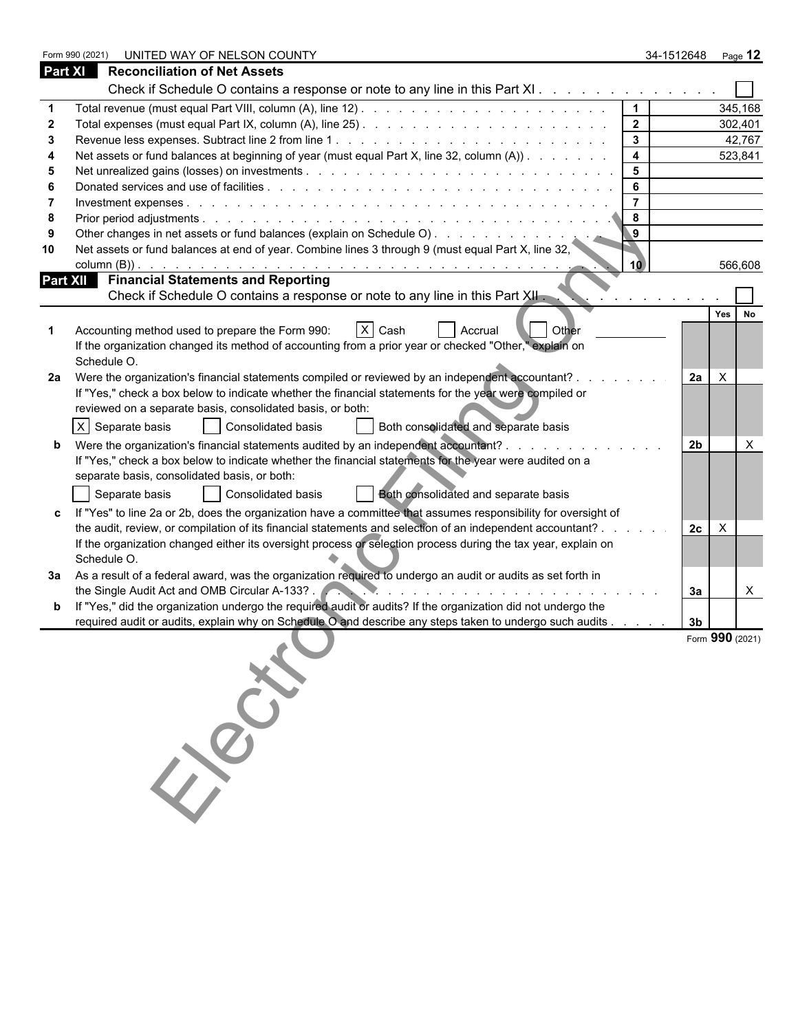Form 990 (2021) UNITED WAY OF NELSON COUNTY 34-1512648 Page **12**

## Part XI Reconciliation of Net Assets

Check if Schedule O contains a response or note to any line in this Part XI . . . . . . . . . . . . . . ☐

| | | | |
|---|---|---|---|
| 1 | Total revenue (must equal Part VIII, column (A), line 12) | 1 | 345,168 |
| 2 | Total expenses (must equal Part IX, column (A), line 25) | 2 | 302,401 |
| 3 | Revenue less expenses. Subtract line 2 from line 1 | 3 | 42,767 |
| 4 | Net assets or fund balances at beginning of year (must equal Part X, line 32, column (A)) | 4 | 523,841 |
| 5 | Net unrealized gains (losses) on investments | 5 | |
| 6 | Donated services and use of facilities | 6 | |
| 7 | Investment expenses | 7 | |
| 8 | Prior period adjustments | 8 | |
| 9 | Other changes in net assets or fund balances (explain on Schedule O) | 9 | |
| 10 | Net assets or fund balances at end of year. Combine lines 3 through 9 (must equal Part X, line 32, column (B)) | 10 | 566,608 |

## Part XII Financial Statements and Reporting

Check if Schedule O contains a response or note to any line in this Part XII . . . . . . . . . . . . ☐

| | | | Yes | No |
|---|---|---|---|---|
| 1 | Accounting method used to prepare the Form 990: ☒ Cash ☐ Accrual ☐ Other<br>If the organization changed its method of accounting from a prior year or checked "Other," explain on Schedule O. | | | |
| 2a | Were the organization's financial statements compiled or reviewed by an independent accountant?<br>If "Yes," check a box below to indicate whether the financial statements for the year were compiled or reviewed on a separate basis, consolidated basis, or both:<br>☒ Separate basis ☐ Consolidated basis ☐ Both consolidated and separate basis | 2a | X | |
| b | Were the organization's financial statements audited by an independent accountant?<br>If "Yes," check a box below to indicate whether the financial statements for the year were audited on a separate basis, consolidated basis, or both:<br>☐ Separate basis ☐ Consolidated basis ☐ Both consolidated and separate basis | 2b | | X |
| c | If "Yes" to line 2a or 2b, does the organization have a committee that assumes responsibility for oversight of the audit, review, or compilation of its financial statements and selection of an independent accountant?<br>If the organization changed either its oversight process or selection process during the tax year, explain on Schedule O. | 2c | X | |
| 3a | As a result of a federal award, was the organization required to undergo an audit or audits as set forth in the Single Audit Act and OMB Circular A-133? | 3a | | X |
| b | If "Yes," did the organization undergo the required audit or audits? If the organization did not undergo the required audit or audits, explain why on Schedule O and describe any steps taken to undergo such audits | 3b | | |

Form **990** (2021)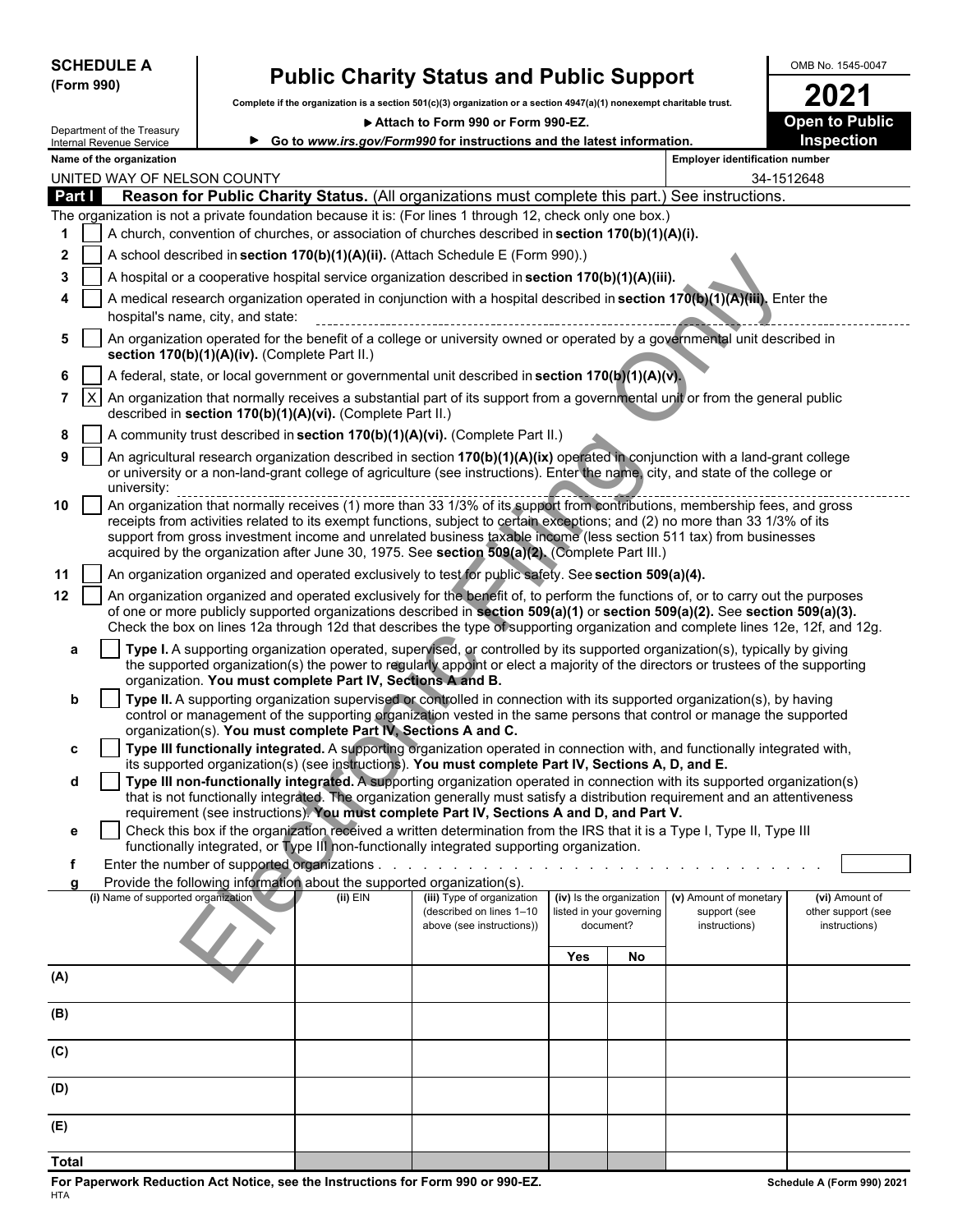**SCHEDULE A**
**(Form 990)**

Department of the Treasury
Internal Revenue Service

# Public Charity Status and Public Support

**Complete if the organization is a section 501(c)(3) organization or a section 4947(a)(1) nonexempt charitable trust.**

▶ **Attach to Form 990 or Form 990-EZ.**

▶ **Go to *www.irs.gov/Form990* for instructions and the latest information.**

OMB No. 1545-0047

**2021**

**Open to Public Inspection**

**Name of the organization**
UNITED WAY OF NELSON COUNTY

**Employer identification number**
34-1512648

**Part I Reason for Public Charity Status.** (All organizations must complete this part.) See instructions.

The organization is not a private foundation because it is: (For lines 1 through 12, check only one box.)

1 [ ] A church, convention of churches, or association of churches described in **section 170(b)(1)(A)(i).**

2 [ ] A school described in **section 170(b)(1)(A)(ii).** (Attach Schedule E (Form 990).)

3 [ ] A hospital or a cooperative hospital service organization described in **section 170(b)(1)(A)(iii).**

4 [ ] A medical research organization operated in conjunction with a hospital described in **section 170(b)(1)(A)(iii).** Enter the hospital's name, city, and state:

5 [ ] An organization operated for the benefit of a college or university owned or operated by a governmental unit described in **section 170(b)(1)(A)(iv).** (Complete Part II.)

6 [ ] A federal, state, or local government or governmental unit described in **section 170(b)(1)(A)(v).**

7 [X] An organization that normally receives a substantial part of its support from a governmental unit or from the general public described in **section 170(b)(1)(A)(vi).** (Complete Part II.)

8 [ ] A community trust described in **section 170(b)(1)(A)(vi).** (Complete Part II.)

9 [ ] An agricultural research organization described in section **170(b)(1)(A)(ix)** operated in conjunction with a land-grant college or university or a non-land-grant college of agriculture (see instructions). Enter the name, city, and state of the college or university:

10 [ ] An organization that normally receives (1) more than 33 1/3% of its support from contributions, membership fees, and gross receipts from activities related to its exempt functions, subject to certain exceptions; and (2) no more than 33 1/3% of its support from gross investment income and unrelated business taxable income (less section 511 tax) from businesses acquired by the organization after June 30, 1975. See **section 509(a)(2).** (Complete Part III.)

11 [ ] An organization organized and operated exclusively to test for public safety. See **section 509(a)(4).**

12 [ ] An organization organized and operated exclusively for the benefit of, to perform the functions of, or to carry out the purposes of one or more publicly supported organizations described in **section 509(a)(1)** or **section 509(a)(2).** See **section 509(a)(3).** Check the box on lines 12a through 12d that describes the type of supporting organization and complete lines 12e, 12f, and 12g.

a [ ] **Type I.** A supporting organization operated, supervised, or controlled by its supported organization(s), typically by giving the supported organization(s) the power to regularly appoint or elect a majority of the directors or trustees of the supporting organization. **You must complete Part IV, Sections A and B.**

b [ ] **Type II.** A supporting organization supervised or controlled in connection with its supported organization(s), by having control or management of the supporting organization vested in the same persons that control or manage the supported organization(s). **You must complete Part IV, Sections A and C.**

c [ ] **Type III functionally integrated.** A supporting organization operated in connection with, and functionally integrated with, its supported organization(s) (see instructions). **You must complete Part IV, Sections A, D, and E.**

d [ ] **Type III non-functionally integrated.** A supporting organization operated in connection with its supported organization(s) that is not functionally integrated. The organization generally must satisfy a distribution requirement and an attentiveness requirement (see instructions). **You must complete Part IV, Sections A and D, and Part V.**

e [ ] Check this box if the organization received a written determination from the IRS that it is a Type I, Type II, Type III functionally integrated, or Type III non-functionally integrated supporting organization.

f Enter the number of supported organizations . . . . . . . . . . . . . . . . . . . . . . . . . . . . . . . .

g Provide the following information about the supported organization(s).

| (i) Name of supported organization | (ii) EIN | (iii) Type of organization (described on lines 1–10 above (see instructions)) | (iv) Is the organization listed in your governing document? | | (v) Amount of monetary support (see instructions) | (vi) Amount of other support (see instructions) |
|---|---|---|---|---|---|---|
| | | | Yes | No | | |
| (A) | | | | | | |
| (B) | | | | | | |
| (C) | | | | | | |
| (D) | | | | | | |
| (E) | | | | | | |
| Total | | | | | | |

**For Paperwork Reduction Act Notice, see the Instructions for Form 990 or 990-EZ.**
HTA

**Schedule A (Form 990) 2021**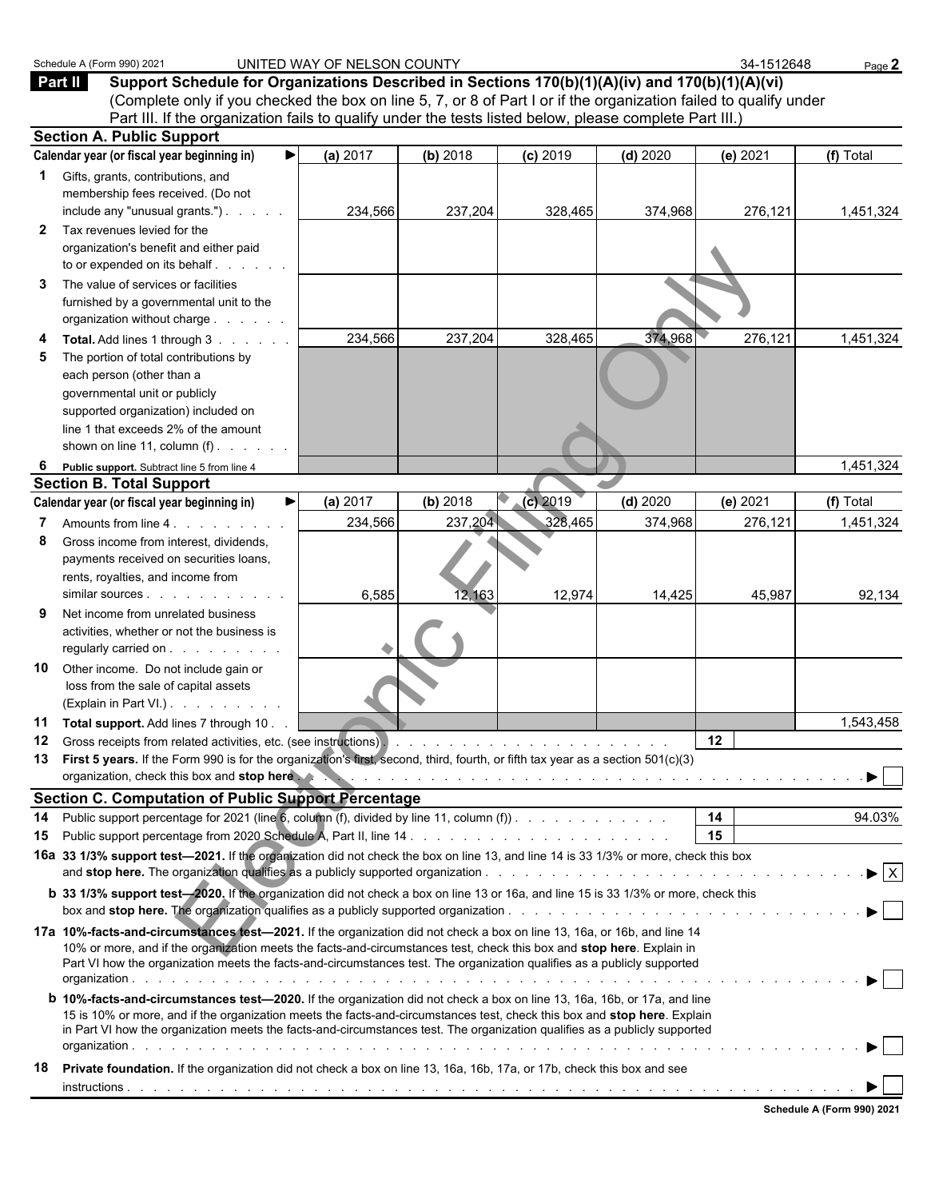Schedule A (Form 990) 2021 UNITED WAY OF NELSON COUNTY 34-1512648 Page 2

**Part II** **Support Schedule for Organizations Described in Sections 170(b)(1)(A)(iv) and 170(b)(1)(A)(vi)**
(Complete only if you checked the box on line 5, 7, or 8 of Part I or if the organization failed to qualify under Part III. If the organization fails to qualify under the tests listed below, please complete Part III.)

## Section A. Public Support

| Calendar year (or fiscal year beginning in) ▶ | (a) 2017 | (b) 2018 | (c) 2019 | (d) 2020 | (e) 2021 | (f) Total |
|---|---|---|---|---|---|---|
| **1** Gifts, grants, contributions, and membership fees received. (Do not include any "unusual grants.") | 234,566 | 237,204 | 328,465 | 374,968 | 276,121 | 1,451,324 |
| **2** Tax revenues levied for the organization's benefit and either paid to or expended on its behalf | | | | | | |
| **3** The value of services or facilities furnished by a governmental unit to the organization without charge | | | | | | |
| **4** **Total.** Add lines 1 through 3 | 234,566 | 237,204 | 328,465 | 374,968 | 276,121 | 1,451,324 |
| **5** The portion of total contributions by each person (other than a governmental unit or publicly supported organization) included on line 1 that exceeds 2% of the amount shown on line 11, column (f) | | | | | | |
| **6** **Public support.** Subtract line 5 from line 4 | | | | | | 1,451,324 |

## Section B. Total Support

| Calendar year (or fiscal year beginning in) ▶ | (a) 2017 | (b) 2018 | (c) 2019 | (d) 2020 | (e) 2021 | (f) Total |
|---|---|---|---|---|---|---|
| **7** Amounts from line 4 | 234,566 | 237,204 | 328,465 | 374,968 | 276,121 | 1,451,324 |
| **8** Gross income from interest, dividends, payments received on securities loans, rents, royalties, and income from similar sources | 6,585 | 12,163 | 12,974 | 14,425 | 45,987 | 92,134 |
| **9** Net income from unrelated business activities, whether or not the business is regularly carried on | | | | | | |
| **10** Other income. Do not include gain or loss from the sale of capital assets (Explain in Part VI.) | | | | | | |
| **11** **Total support.** Add lines 7 through 10 | | | | | | 1,543,458 |

**12** Gross receipts from related activities, etc. (see instructions) . . . . . **12**

**13** **First 5 years.** If the Form 990 is for the organization's first, second, third, fourth, or fifth tax year as a section 501(c)(3) organization, check this box and **stop here** . . . . . ▶ ☐

## Section C. Computation of Public Support Percentage

**14** Public support percentage for 2021 (line 6, column (f), divided by line 11, column (f)) . . . . . **14** 94.03%

**15** Public support percentage from 2020 Schedule A, Part II, line 14 . . . . . **15**

**16a** **33 1/3% support test—2021.** If the organization did not check the box on line 13, and line 14 is 33 1/3% or more, check this box and **stop here.** The organization qualifies as a publicly supported organization . . . . . ▶ ☒

**b** **33 1/3% support test—2020.** If the organization did not check a box on line 13 or 16a, and line 15 is 33 1/3% or more, check this box and **stop here.** The organization qualifies as a publicly supported organization . . . . . ▶ ☐

**17a** **10%-facts-and-circumstances test—2021.** If the organization did not check a box on line 13, 16a, or 16b, and line 14 is 10% or more, and if the organization meets the facts-and-circumstances test, check this box and **stop here.** Explain in Part VI how the organization meets the facts-and-circumstances test. The organization qualifies as a publicly supported organization . . . . . ▶ ☐

**b** **10%-facts-and-circumstances test—2020.** If the organization did not check a box on line 13, 16a, 16b, or 17a, and line 15 is 10% or more, and if the organization meets the facts-and-circumstances test, check this box and **stop here.** Explain in Part VI how the organization meets the facts-and-circumstances test. The organization qualifies as a publicly supported organization . . . . . ▶ ☐

**18** **Private foundation.** If the organization did not check a box on line 13, 16a, 16b, 17a, or 17b, check this box and see instructions . . . . . ▶ ☐

Schedule A (Form 990) 2021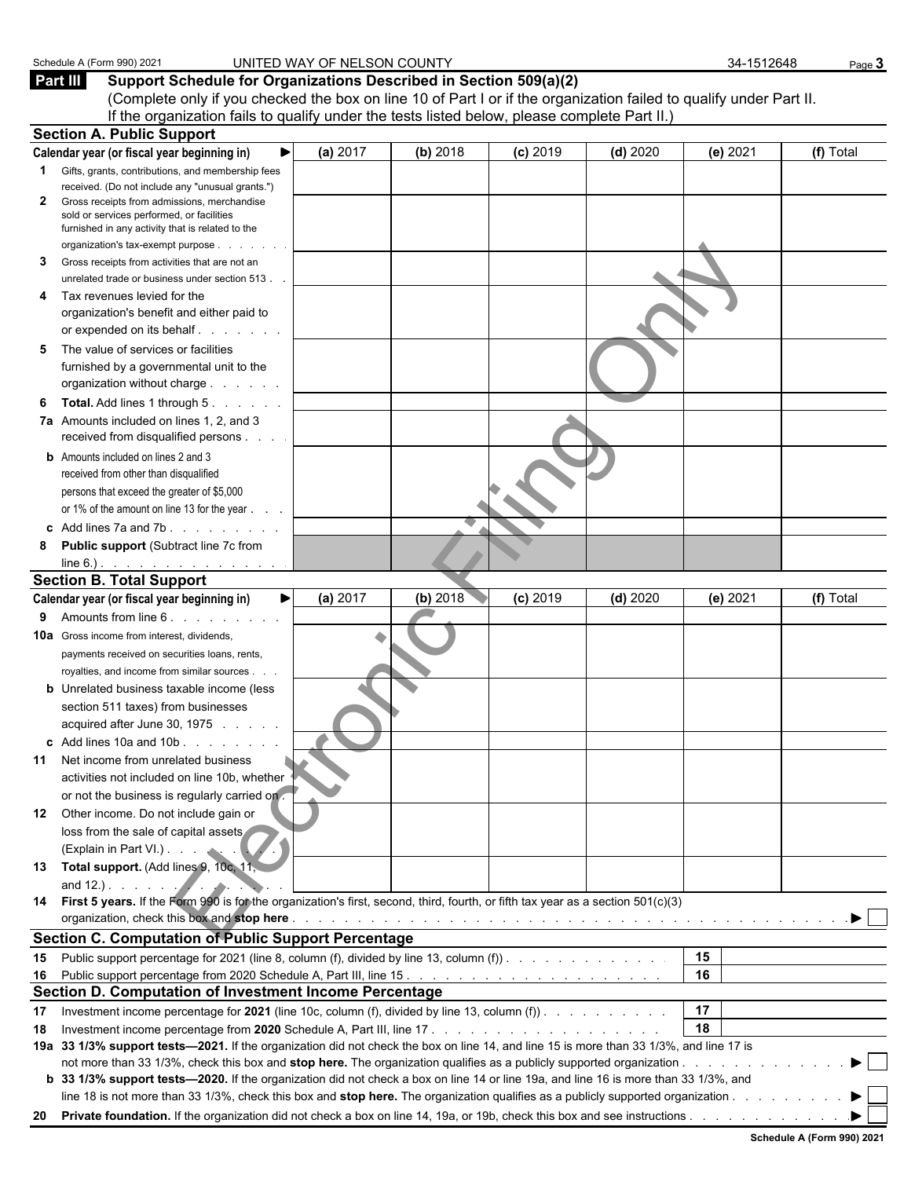Schedule A (Form 990) 2021 UNITED WAY OF NELSON COUNTY 34-1512648

## Part III Support Schedule for Organizations Described in Section 509(a)(2)

(Complete only if you checked the box on line 10 of Part I or if the organization failed to qualify under Part II. If the organization fails to qualify under the tests listed below, please complete Part II.)

### Section A. Public Support

| Calendar year (or fiscal year beginning in) ▶ | (a) 2017 | (b) 2018 | (c) 2019 | (d) 2020 | (e) 2021 | (f) Total |
|---|---|---|---|---|---|---|
| **1** Gifts, grants, contributions, and membership fees received. (Do not include any "unusual grants.") | | | | | | |
| **2** Gross receipts from admissions, merchandise sold or services performed, or facilities furnished in any activity that is related to the organization's tax-exempt purpose | | | | | | |
| **3** Gross receipts from activities that are not an unrelated trade or business under section 513 | | | | | | |
| **4** Tax revenues levied for the organization's benefit and either paid to or expended on its behalf | | | | | | |
| **5** The value of services or facilities furnished by a governmental unit to the organization without charge | | | | | | |
| **6** **Total.** Add lines 1 through 5 | | | | | | |
| **7a** Amounts included on lines 1, 2, and 3 received from disqualified persons | | | | | | |
| **b** Amounts included on lines 2 and 3 received from other than disqualified persons that exceed the greater of $5,000 or 1% of the amount on line 13 for the year | | | | | | |
| **c** Add lines 7a and 7b | | | | | | |
| **8** **Public support** (Subtract line 7c from line 6.) | | | | | | |

### Section B. Total Support

| Calendar year (or fiscal year beginning in) ▶ | (a) 2017 | (b) 2018 | (c) 2019 | (d) 2020 | (e) 2021 | (f) Total |
|---|---|---|---|---|---|---|
| **9** Amounts from line 6 | | | | | | |
| **10a** Gross income from interest, dividends, payments received on securities loans, rents, royalties, and income from similar sources | | | | | | |
| **b** Unrelated business taxable income (less section 511 taxes) from businesses acquired after June 30, 1975 | | | | | | |
| **c** Add lines 10a and 10b | | | | | | |
| **11** Net income from unrelated business activities not included on line 10b, whether or not the business is regularly carried on | | | | | | |
| **12** Other income. Do not include gain or loss from the sale of capital assets (Explain in Part VI.) | | | | | | |
| **13** **Total support.** (Add lines 9, 10c, 11, and 12.) | | | | | | |

**14** **First 5 years.** If the Form 990 is for the organization's first, second, third, fourth, or fifth tax year as a section 501(c)(3) organization, check this box and **stop here** ▶ ☐

### Section C. Computation of Public Support Percentage

| | | |
|---|---|---|
| **15** Public support percentage for 2021 (line 8, column (f), divided by line 13, column (f)) | 15 | |
| **16** Public support percentage from 2020 Schedule A, Part III, line 15 | 16 | |

### Section D. Computation of Investment Income Percentage

| | | |
|---|---|---|
| **17** Investment income percentage for **2021** (line 10c, column (f), divided by line 13, column (f)) | 17 | |
| **18** Investment income percentage from **2020** Schedule A, Part III, line 17 | 18 | |

**19a** **33 1/3% support tests—2021.** If the organization did not check the box on line 14, and line 15 is more than 33 1/3%, and line 17 is not more than 33 1/3%, check this box and **stop here.** The organization qualifies as a publicly supported organization ▶ ☐

**b** **33 1/3% support tests—2020.** If the organization did not check a box on line 14 or line 19a, and line 16 is more than 33 1/3%, and line 18 is not more than 33 1/3%, check this box and **stop here.** The organization qualifies as a publicly supported organization ▶ ☐

**20** **Private foundation.** If the organization did not check a box on line 14, 19a, or 19b, check this box and see instructions ▶ ☐

Schedule A (Form 990) 2021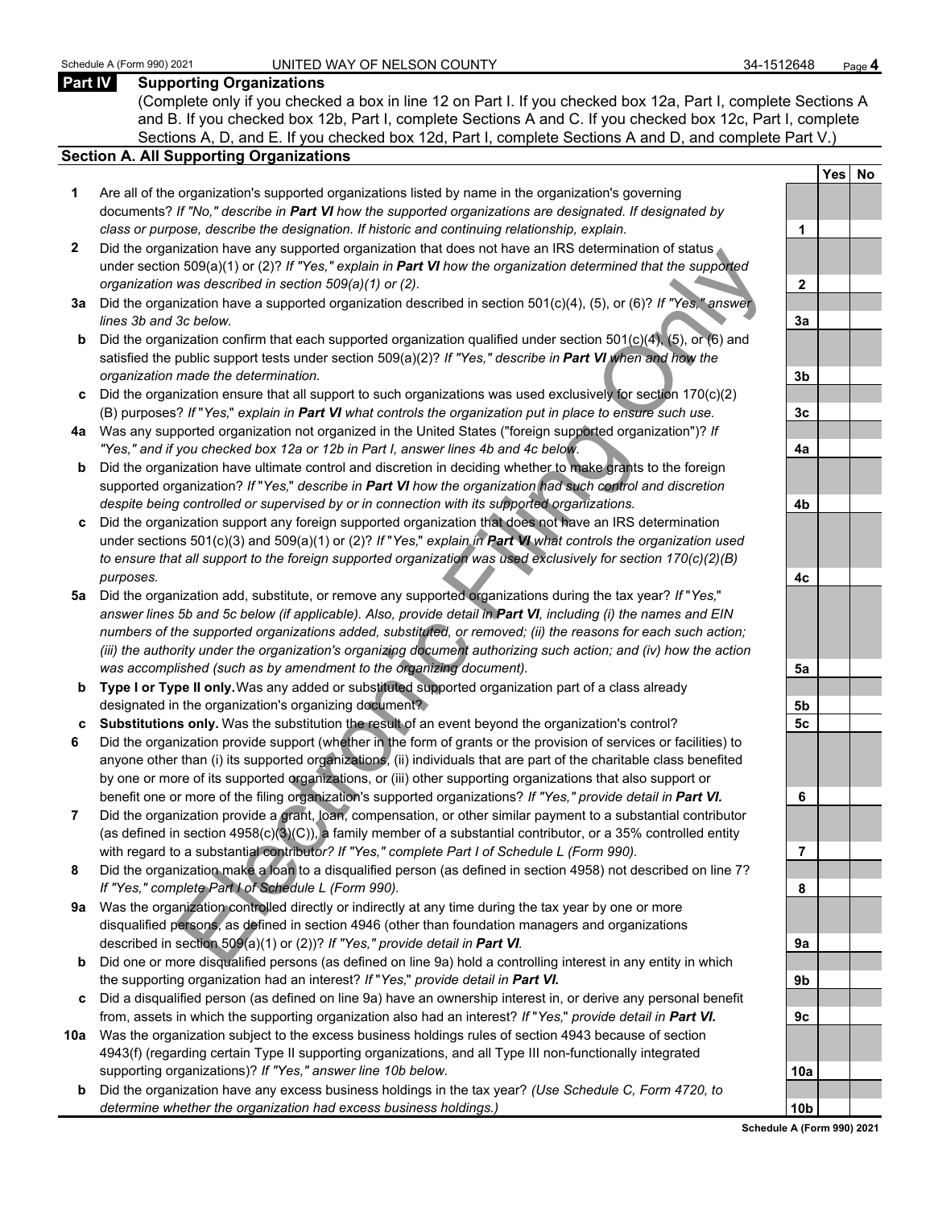## Part IV Supporting Organizations

(Complete only if you checked a box in line 12 on Part I. If you checked box 12a, Part I, complete Sections A and B. If you checked box 12b, Part I, complete Sections A and C. If you checked box 12c, Part I, complete Sections A, D, and E. If you checked box 12d, Part I, complete Sections A and D, and complete Part V.)

### Section A. All Supporting Organizations

| | | | Yes | No |
|---|---|---|---|---|
| **1** | Are all of the organization's supported organizations listed by name in the organization's governing documents? *If "No," describe in **Part VI** how the supported organizations are designated. If designated by class or purpose, describe the designation. If historic and continuing relationship, explain.* | 1 | | |
| **2** | Did the organization have any supported organization that does not have an IRS determination of status under section 509(a)(1) or (2)? *If "Yes," explain in **Part VI** how the organization determined that the supported organization was described in section 509(a)(1) or (2).* | 2 | | |
| **3a** | Did the organization have a supported organization described in section 501(c)(4), (5), or (6)? *If "Yes," answer lines 3b and 3c below.* | 3a | | |
| **b** | Did the organization confirm that each supported organization qualified under section 501(c)(4), (5), or (6) and satisfied the public support tests under section 509(a)(2)? *If "Yes," describe in **Part VI** when and how the organization made the determination.* | 3b | | |
| **c** | Did the organization ensure that all support to such organizations was used exclusively for section 170(c)(2)(B) purposes? *If "Yes," explain in **Part VI** what controls the organization put in place to ensure such use.* | 3c | | |
| **4a** | Was any supported organization not organized in the United States ("foreign supported organization")? *If "Yes," and if you checked box 12a or 12b in Part I, answer lines 4b and 4c below.* | 4a | | |
| **b** | Did the organization have ultimate control and discretion in deciding whether to make grants to the foreign supported organization? *If "Yes," describe in **Part VI** how the organization had such control and discretion despite being controlled or supervised by or in connection with its supported organizations.* | 4b | | |
| **c** | Did the organization support any foreign supported organization that does not have an IRS determination under sections 501(c)(3) and 509(a)(1) or (2)? *If "Yes," explain in **Part VI** what controls the organization used to ensure that all support to the foreign supported organization was used exclusively for section 170(c)(2)(B) purposes.* | 4c | | |
| **5a** | Did the organization add, substitute, or remove any supported organizations during the tax year? *If "Yes," answer lines 5b and 5c below (if applicable). Also, provide detail in **Part VI**, including (i) the names and EIN numbers of the supported organizations added, substituted, or removed; (ii) the reasons for each such action; (iii) the authority under the organization's organizing document authorizing such action; and (iv) how the action was accomplished (such as by amendment to the organizing document).* | 5a | | |
| **b** | **Type I or Type II only.** Was any added or substituted supported organization part of a class already designated in the organization's organizing document? | 5b | | |
| **c** | **Substitutions only.** Was the substitution the result of an event beyond the organization's control? | 5c | | |
| **6** | Did the organization provide support (whether in the form of grants or the provision of services or facilities) to anyone other than (i) its supported organizations, (ii) individuals that are part of the charitable class benefited by one or more of its supported organizations, or (iii) other supporting organizations that also support or benefit one or more of the filing organization's supported organizations? *If "Yes," provide detail in **Part VI.*** | 6 | | |
| **7** | Did the organization provide a grant, loan, compensation, or other similar payment to a substantial contributor (as defined in section 4958(c)(3)(C)), a family member of a substantial contributor, or a 35% controlled entity with regard to a substantial contributor? *If "Yes," complete Part I of Schedule L (Form 990).* | 7 | | |
| **8** | Did the organization make a loan to a disqualified person (as defined in section 4958) not described on line 7? *If "Yes," complete Part I of Schedule L (Form 990).* | 8 | | |
| **9a** | Was the organization controlled directly or indirectly at any time during the tax year by one or more disqualified persons, as defined in section 4946 (other than foundation managers and organizations described in section 509(a)(1) or (2))? *If "Yes," provide detail in **Part VI.*** | 9a | | |
| **b** | Did one or more disqualified persons (as defined on line 9a) hold a controlling interest in any entity in which the supporting organization had an interest? *If "Yes," provide detail in **Part VI.*** | 9b | | |
| **c** | Did a disqualified person (as defined on line 9a) have an ownership interest in, or derive any personal benefit from, assets in which the supporting organization also had an interest? *If "Yes," provide detail in **Part VI.*** | 9c | | |
| **10a** | Was the organization subject to the excess business holdings rules of section 4943 because of section 4943(f) (regarding certain Type II supporting organizations, and all Type III non-functionally integrated supporting organizations)? *If "Yes," answer line 10b below.* | 10a | | |
| **b** | Did the organization have any excess business holdings in the tax year? *(Use Schedule C, Form 4720, to determine whether the organization had excess business holdings.)* | 10b | | |

Schedule A (Form 990) 2021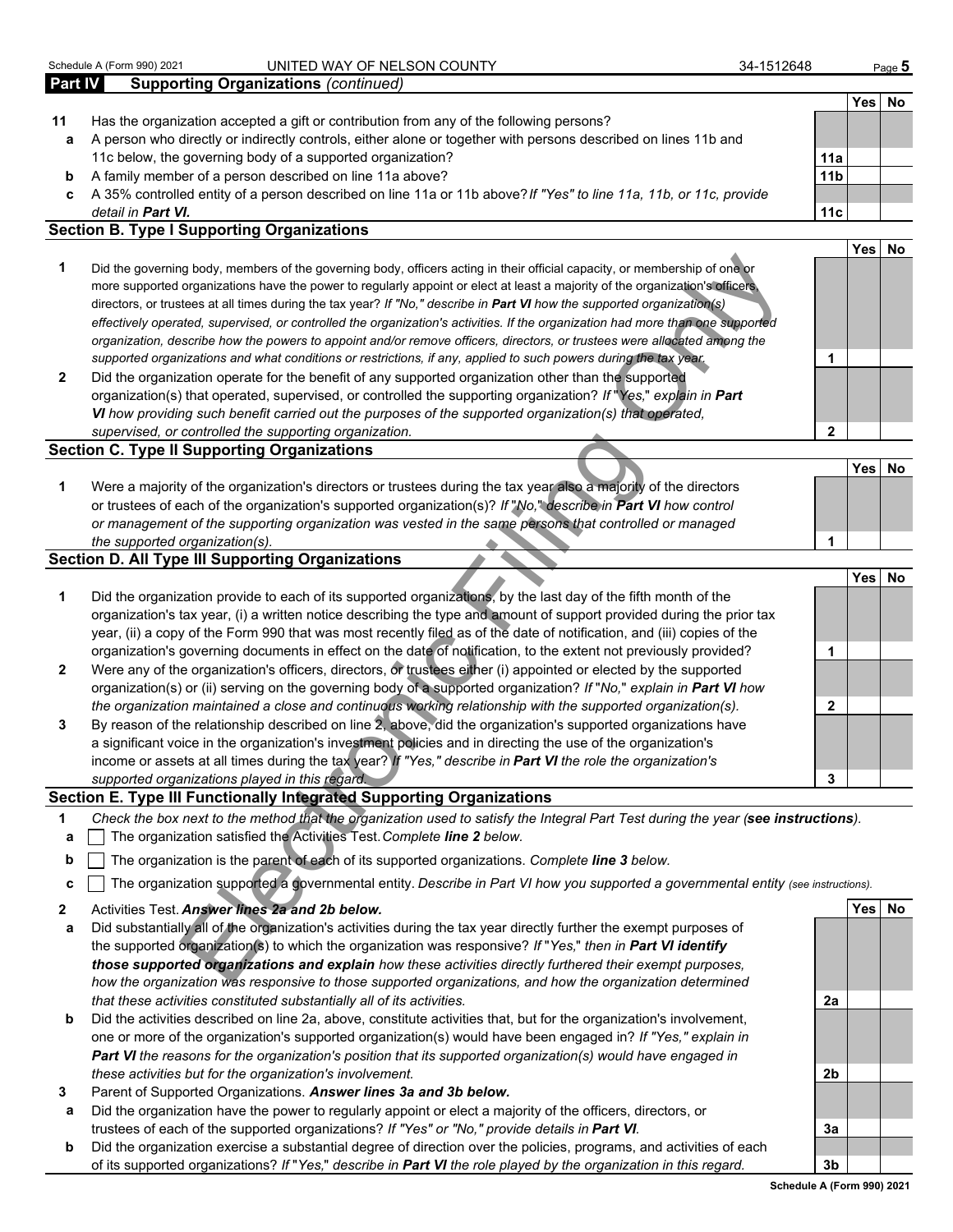Schedule A (Form 990) 2021 UNITED WAY OF NELSON COUNTY 34-1512648

## Part IV Supporting Organizations *(continued)*

| | | | Yes | No |
|---|---|---|---|---|
| **11** | Has the organization accepted a gift or contribution from any of the following persons? | | | |
| **a** | A person who directly or indirectly controls, either alone or together with persons described on lines 11b and 11c below, the governing body of a supported organization? | **11a** | | |
| **b** | A family member of a person described on line 11a above? | **11b** | | |
| **c** | A 35% controlled entity of a person described on line 11a or 11b above? *If "Yes" to line 11a, 11b, or 11c, provide detail in* ***Part VI.*** | **11c** | | |

### Section B. Type I Supporting Organizations

| | | | Yes | No |
|---|---|---|---|---|
| **1** | Did the governing body, members of the governing body, officers acting in their official capacity, or membership of one or more supported organizations have the power to regularly appoint or elect at least a majority of the organization's officers, directors, or trustees at all times during the tax year? *If "No," describe in* ***Part VI*** *how the supported organization(s) effectively operated, supervised, or controlled the organization's activities. If the organization had more than one supported organization, describe how the powers to appoint and/or remove officers, directors, or trustees were allocated among the supported organizations and what conditions or restrictions, if any, applied to such powers during the tax year.* | **1** | | |
| **2** | Did the organization operate for the benefit of any supported organization other than the supported organization(s) that operated, supervised, or controlled the supporting organization? *If "Yes," explain in* ***Part VI*** *how providing such benefit carried out the purposes of the supported organization(s) that operated, supervised, or controlled the supporting organization.* | **2** | | |

### Section C. Type II Supporting Organizations

| | | | Yes | No |
|---|---|---|---|---|
| **1** | Were a majority of the organization's directors or trustees during the tax year also a majority of the directors or trustees of each of the organization's supported organization(s)? *If "No," describe in* ***Part VI*** *how control or management of the supporting organization was vested in the same persons that controlled or managed the supported organization(s).* | **1** | | |

### Section D. All Type III Supporting Organizations

| | | | Yes | No |
|---|---|---|---|---|
| **1** | Did the organization provide to each of its supported organizations, by the last day of the fifth month of the organization's tax year, (i) a written notice describing the type and amount of support provided during the prior tax year, (ii) a copy of the Form 990 that was most recently filed as of the date of notification, and (iii) copies of the organization's governing documents in effect on the date of notification, to the extent not previously provided? | **1** | | |
| **2** | Were any of the organization's officers, directors, or trustees either (i) appointed or elected by the supported organization(s) or (ii) serving on the governing body of a supported organization? *If "No," explain in* ***Part VI*** *how the organization maintained a close and continuous working relationship with the supported organization(s).* | **2** | | |
| **3** | By reason of the relationship described on line 2, above, did the organization's supported organizations have a significant voice in the organization's investment policies and in directing the use of the organization's income or assets at all times during the tax year? *If "Yes," describe in* ***Part VI*** *the role the organization's supported organizations played in this regard.* | **3** | | |

### Section E. Type III Functionally Integrated Supporting Organizations

**1** *Check the box next to the method that the organization used to satisfy the Integral Part Test during the year (**see instructions**).*

- **a** ☐ The organization satisfied the Activities Test. *Complete* ***line 2*** *below.*
- **b** ☐ The organization is the parent of each of its supported organizations. *Complete* ***line 3*** *below.*
- **c** ☐ The organization supported a governmental entity. *Describe in Part VI how you supported a governmental entity (see instructions).*

| | | | Yes | No |
|---|---|---|---|---|
| **2** | Activities Test. ***Answer lines 2a and 2b below.*** | | | |
| **a** | Did substantially all of the organization's activities during the tax year directly further the exempt purposes of the supported organization(s) to which the organization was responsive? *If "Yes," then in* ***Part VI identify those supported organizations and explain*** *how these activities directly furthered their exempt purposes, how the organization was responsive to those supported organizations, and how the organization determined that these activities constituted substantially all of its activities.* | **2a** | | |
| **b** | Did the activities described on line 2a, above, constitute activities that, but for the organization's involvement, one or more of the organization's supported organization(s) would have been engaged in? *If "Yes," explain in* ***Part VI*** *the reasons for the organization's position that its supported organization(s) would have engaged in these activities but for the organization's involvement.* | **2b** | | |
| **3** | Parent of Supported Organizations. ***Answer lines 3a and 3b below.*** | | | |
| **a** | Did the organization have the power to regularly appoint or elect a majority of the officers, directors, or trustees of each of the supported organizations? *If "Yes" or "No," provide details in* ***Part VI.*** | **3a** | | |
| **b** | Did the organization exercise a substantial degree of direction over the policies, programs, and activities of each of its supported organizations? *If "Yes," describe in* ***Part VI*** *the role played by the organization in this regard.* | **3b** | | |

**Schedule A (Form 990) 2021**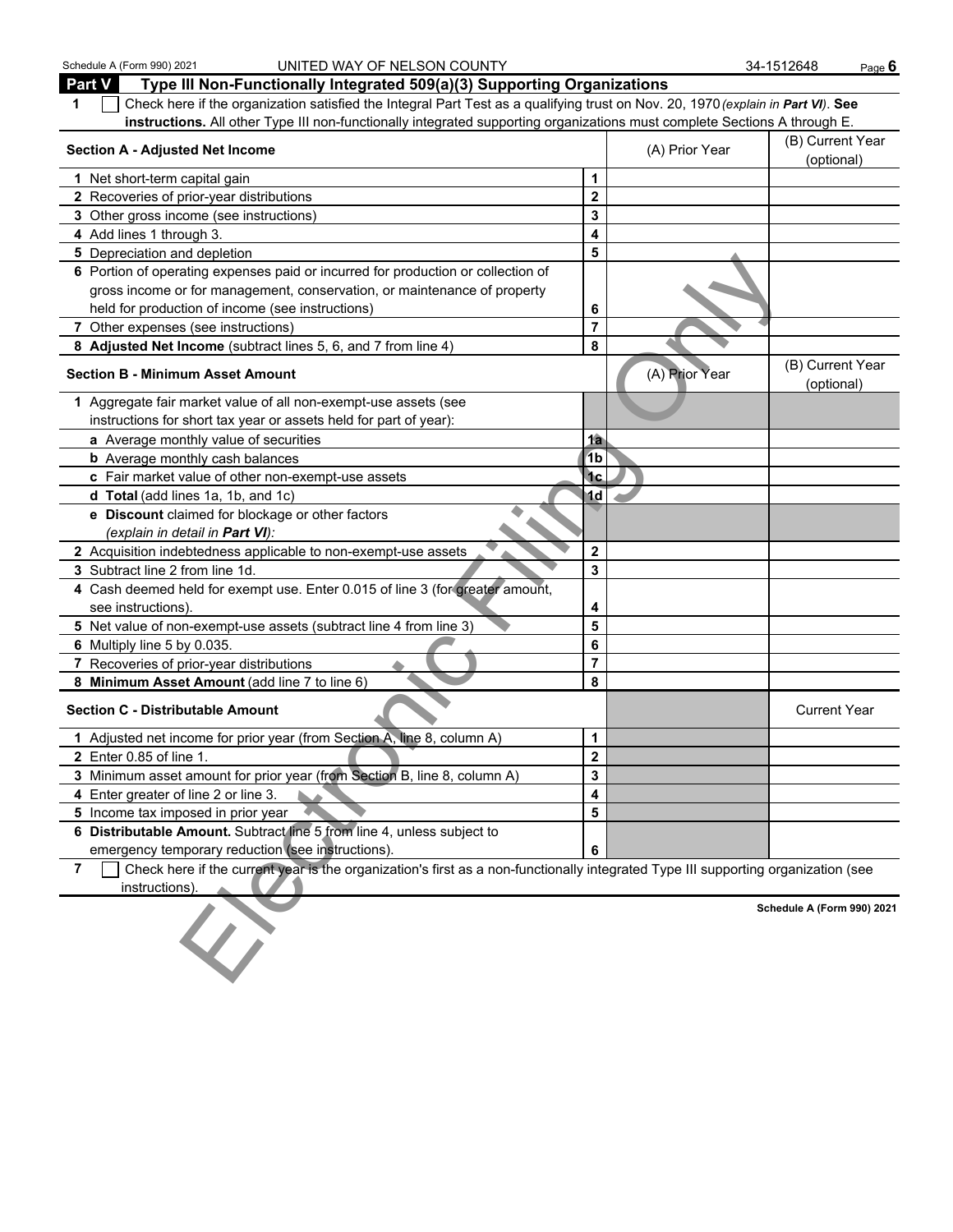Schedule A (Form 990) 2021 UNITED WAY OF NELSON COUNTY 34-1512648

## Part V Type III Non-Functionally Integrated 509(a)(3) Supporting Organizations

**1** ☐ Check here if the organization satisfied the Integral Part Test as a qualifying trust on Nov. 20, 1970 *(explain in **Part VI**)*. **See instructions.** All other Type III non-functionally integrated supporting organizations must complete Sections A through E.

| Section A - Adjusted Net Income | | (A) Prior Year | (B) Current Year (optional) |
|---|---|---|---|
| 1 Net short-term capital gain | 1 | | |
| 2 Recoveries of prior-year distributions | 2 | | |
| 3 Other gross income (see instructions) | 3 | | |
| 4 Add lines 1 through 3. | 4 | | |
| 5 Depreciation and depletion | 5 | | |
| 6 Portion of operating expenses paid or incurred for production or collection of gross income or for management, conservation, or maintenance of property held for production of income (see instructions) | 6 | | |
| 7 Other expenses (see instructions) | 7 | | |
| 8 **Adjusted Net Income** (subtract lines 5, 6, and 7 from line 4) | 8 | | |

| Section B - Minimum Asset Amount | | (A) Prior Year | (B) Current Year (optional) |
|---|---|---|---|
| 1 Aggregate fair market value of all non-exempt-use assets (see instructions for short tax year or assets held for part of year): | | | |
| **a** Average monthly value of securities | 1a | | |
| **b** Average monthly cash balances | 1b | | |
| **c** Fair market value of other non-exempt-use assets | 1c | | |
| **d Total** (add lines 1a, 1b, and 1c) | 1d | | |
| **e Discount** claimed for blockage or other factors *(explain in detail in **Part VI**)*: | | | |
| 2 Acquisition indebtedness applicable to non-exempt-use assets | 2 | | |
| 3 Subtract line 2 from line 1d. | 3 | | |
| 4 Cash deemed held for exempt use. Enter 0.015 of line 3 (for greater amount, see instructions). | 4 | | |
| 5 Net value of non-exempt-use assets (subtract line 4 from line 3) | 5 | | |
| 6 Multiply line 5 by 0.035. | 6 | | |
| 7 Recoveries of prior-year distributions | 7 | | |
| 8 **Minimum Asset Amount** (add line 7 to line 6) | 8 | | |

| Section C - Distributable Amount | | | Current Year |
|---|---|---|---|
| 1 Adjusted net income for prior year (from Section A, line 8, column A) | 1 | | |
| 2 Enter 0.85 of line 1. | 2 | | |
| 3 Minimum asset amount for prior year (from Section B, line 8, column A) | 3 | | |
| 4 Enter greater of line 2 or line 3. | 4 | | |
| 5 Income tax imposed in prior year | 5 | | |
| 6 **Distributable Amount.** Subtract line 5 from line 4, unless subject to emergency temporary reduction (see instructions). | 6 | | |

**7** ☐ Check here if the current year is the organization's first as a non-functionally integrated Type III supporting organization (see instructions).

**Schedule A (Form 990) 2021**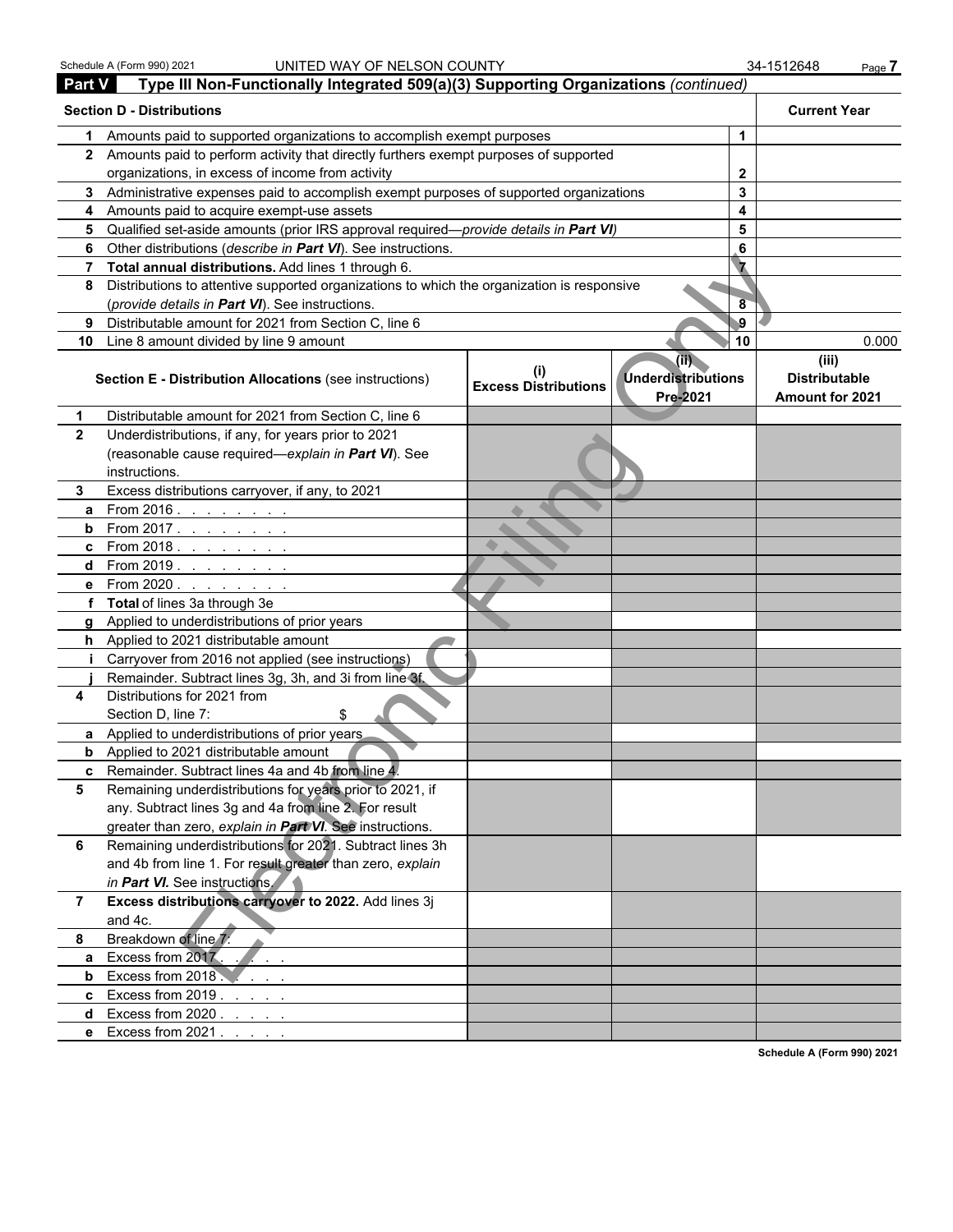Schedule A (Form 990) 2021 UNITED WAY OF NELSON COUNTY 34-1512648

## Part V Type III Non-Functionally Integrated 509(a)(3) Supporting Organizations *(continued)*

| Section D - Distributions | | Current Year |
|---|---|---|
| **1** Amounts paid to supported organizations to accomplish exempt purposes | 1 | |
| **2** Amounts paid to perform activity that directly furthers exempt purposes of supported organizations, in excess of income from activity | 2 | |
| **3** Administrative expenses paid to accomplish exempt purposes of supported organizations | 3 | |
| **4** Amounts paid to acquire exempt-use assets | 4 | |
| **5** Qualified set-aside amounts (prior IRS approval required—*provide details in **Part VI***) | 5 | |
| **6** Other distributions (*describe in **Part VI***). See instructions. | 6 | |
| **7** **Total annual distributions.** Add lines 1 through 6. | 7 | |
| **8** Distributions to attentive supported organizations to which the organization is responsive (*provide details in **Part VI***). See instructions. | 8 | |
| **9** Distributable amount for 2021 from Section C, line 6 | 9 | |
| **10** Line 8 amount divided by line 9 amount | 10 | 0.000 |

| Section E - Distribution Allocations (see instructions) | (i) Excess Distributions | (ii) Underdistributions Pre-2021 | (iii) Distributable Amount for 2021 |
|---|---|---|---|
| **1** Distributable amount for 2021 from Section C, line 6 | | | |
| **2** Underdistributions, if any, for years prior to 2021 (reasonable cause required—*explain in **Part VI***). See instructions. | | | |
| **3** Excess distributions carryover, if any, to 2021 | | | |
| **a** From 2016 . . . . . . . . | | | |
| **b** From 2017 . . . . . . . . | | | |
| **c** From 2018 . . . . . . . . | | | |
| **d** From 2019 . . . . . . . . | | | |
| **e** From 2020 . . . . . . . . | | | |
| **f** **Total** of lines 3a through 3e | | | |
| **g** Applied to underdistributions of prior years | | | |
| **h** Applied to 2021 distributable amount | | | |
| **i** Carryover from 2016 not applied (see instructions) | | | |
| **j** Remainder. Subtract lines 3g, 3h, and 3i from line 3f. | | | |
| **4** Distributions for 2021 from Section D, line 7: $ | | | |
| **a** Applied to underdistributions of prior years | | | |
| **b** Applied to 2021 distributable amount | | | |
| **c** Remainder. Subtract lines 4a and 4b from line 4. | | | |
| **5** Remaining underdistributions for years prior to 2021, if any. Subtract lines 3g and 4a from line 2. For result greater than zero, *explain in **Part VI***. See instructions. | | | |
| **6** Remaining underdistributions for 2021. Subtract lines 3h and 4b from line 1. For result greater than zero, *explain in **Part VI***. See instructions. | | | |
| **7** **Excess distributions carryover to 2022.** Add lines 3j and 4c. | | | |
| **8** Breakdown of line 7: | | | |
| **a** Excess from 2017 . . . . . | | | |
| **b** Excess from 2018 . . . . . | | | |
| **c** Excess from 2019 . . . . . | | | |
| **d** Excess from 2020 . . . . . | | | |
| **e** Excess from 2021 . . . . . | | | |

Electronic Filing Only

Schedule A (Form 990) 2021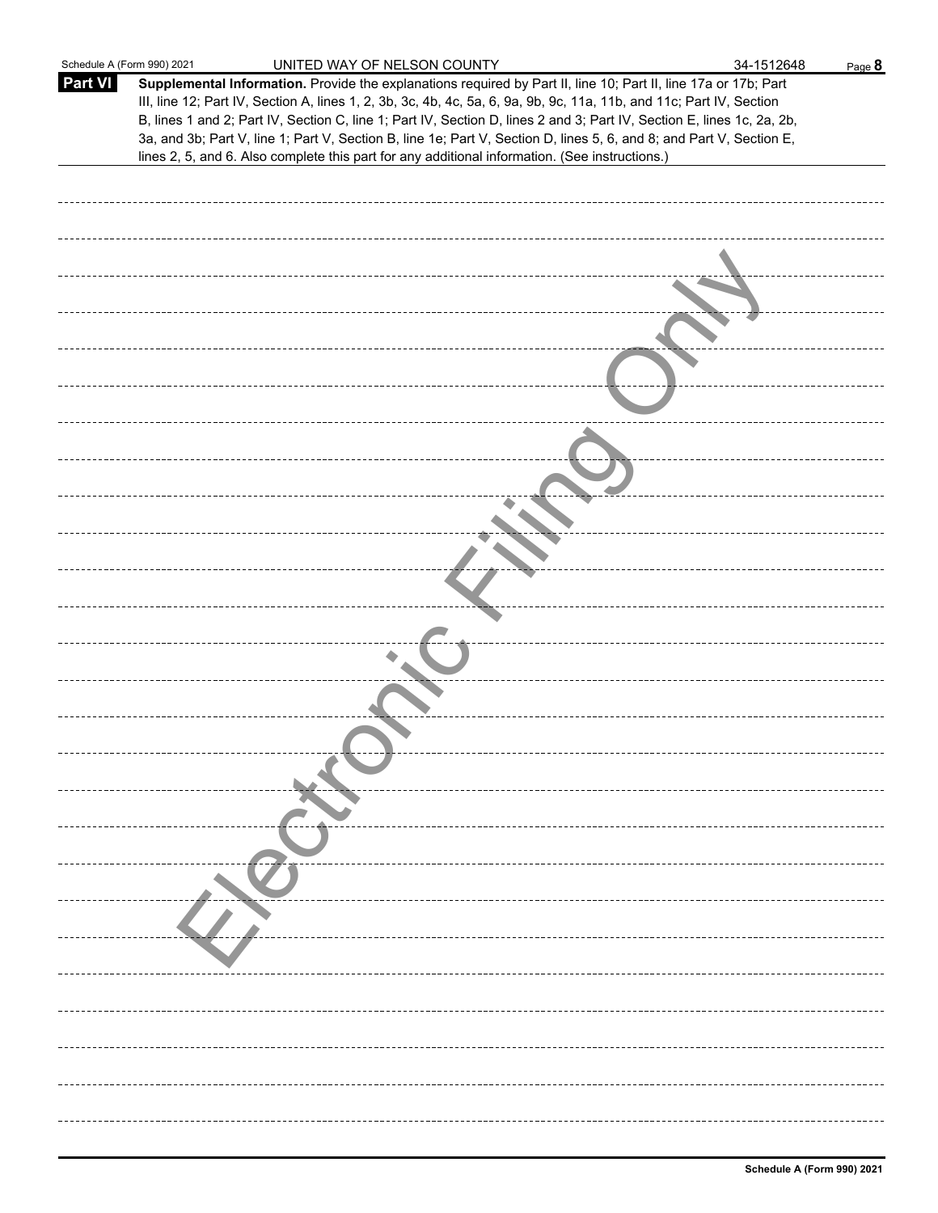Schedule A (Form 990) 2021 UNITED WAY OF NELSON COUNTY 34-1512648

**Part VI** **Supplemental Information.** Provide the explanations required by Part II, line 10; Part II, line 17a or 17b; Part III, line 12; Part IV, Section A, lines 1, 2, 3b, 3c, 4b, 4c, 5a, 6, 9a, 9b, 9c, 11a, 11b, and 11c; Part IV, Section B, lines 1 and 2; Part IV, Section C, line 1; Part IV, Section D, lines 2 and 3; Part IV, Section E, lines 1c, 2a, 2b, 3a, and 3b; Part V, line 1; Part V, Section B, line 1e; Part V, Section D, lines 5, 6, and 8; and Part V, Section E, lines 2, 5, and 6. Also complete this part for any additional information. (See instructions.)

Electronic Filing Only

**Schedule A (Form 990) 2021**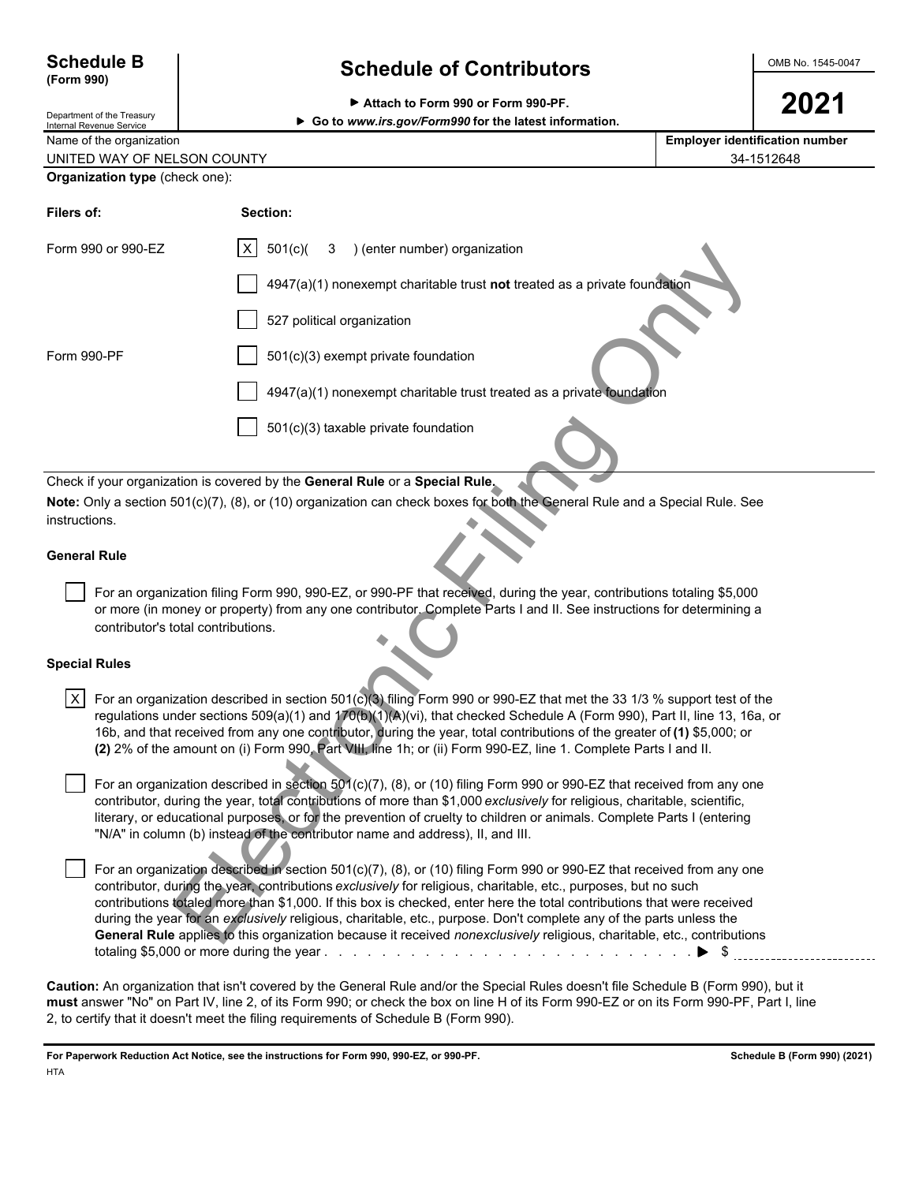# Schedule B (Form 990)

## Schedule of Contributors

OMB No. 1545-0047

**2021**

Department of the Treasury
Internal Revenue Service

▶ Attach to Form 990 or Form 990-PF.
▶ Go to *www.irs.gov/Form990* for the latest information.

| Name of the organization | Employer identification number |
|---|---|
| UNITED WAY OF NELSON COUNTY | 34-1512648 |

**Organization type** (check one):

| Filers of: | Section: |
|---|---|
| Form 990 or 990-EZ | [X] 501(c)( 3 ) (enter number) organization |
| | [ ] 4947(a)(1) nonexempt charitable trust **not** treated as a private foundation |
| | [ ] 527 political organization |
| Form 990-PF | [ ] 501(c)(3) exempt private foundation |
| | [ ] 4947(a)(1) nonexempt charitable trust treated as a private foundation |
| | [ ] 501(c)(3) taxable private foundation |

Check if your organization is covered by the **General Rule** or a **Special Rule.**

**Note:** Only a section 501(c)(7), (8), or (10) organization can check boxes for both the General Rule and a Special Rule. See instructions.

### General Rule

[ ] For an organization filing Form 990, 990-EZ, or 990-PF that received, during the year, contributions totaling $5,000 or more (in money or property) from any one contributor. Complete Parts I and II. See instructions for determining a contributor's total contributions.

### Special Rules

[X] For an organization described in section 501(c)(3) filing Form 990 or 990-EZ that met the 33 1/3 % support test of the regulations under sections 509(a)(1) and 170(b)(1)(A)(vi), that checked Schedule A (Form 990), Part II, line 13, 16a, or 16b, and that received from any one contributor, during the year, total contributions of the greater of **(1)** $5,000; or **(2)** 2% of the amount on (i) Form 990, Part VIII, line 1h; or (ii) Form 990-EZ, line 1. Complete Parts I and II.

[ ] For an organization described in section 501(c)(7), (8), or (10) filing Form 990 or 990-EZ that received from any one contributor, during the year, total contributions of more than $1,000 *exclusively* for religious, charitable, scientific, literary, or educational purposes, or for the prevention of cruelty to children or animals. Complete Parts I (entering "N/A" in column (b) instead of the contributor name and address), II, and III.

[ ] For an organization described in section 501(c)(7), (8), or (10) filing Form 990 or 990-EZ that received from any one contributor, during the year, contributions *exclusively* for religious, charitable, etc., purposes, but no such contributions totaled more than $1,000. If this box is checked, enter here the total contributions that were received during the year for an *exclusively* religious, charitable, etc., purpose. Don't complete any of the parts unless the **General Rule** applies to this organization because it received *nonexclusively* religious, charitable, etc., contributions totaling $5,000 or more during the year . . . . . . . . . . . . . . . . . . . . . . . . . . . ▶ $ ____________

**Caution:** An organization that isn't covered by the General Rule and/or the Special Rules doesn't file Schedule B (Form 990), but it **must** answer "No" on Part IV, line 2, of its Form 990; or check the box on line H of its Form 990-EZ or on its Form 990-PF, Part I, line 2, to certify that it doesn't meet the filing requirements of Schedule B (Form 990).

**For Paperwork Reduction Act Notice, see the instructions for Form 990, 990-EZ, or 990-PF.** **Schedule B (Form 990) (2021)**

HTA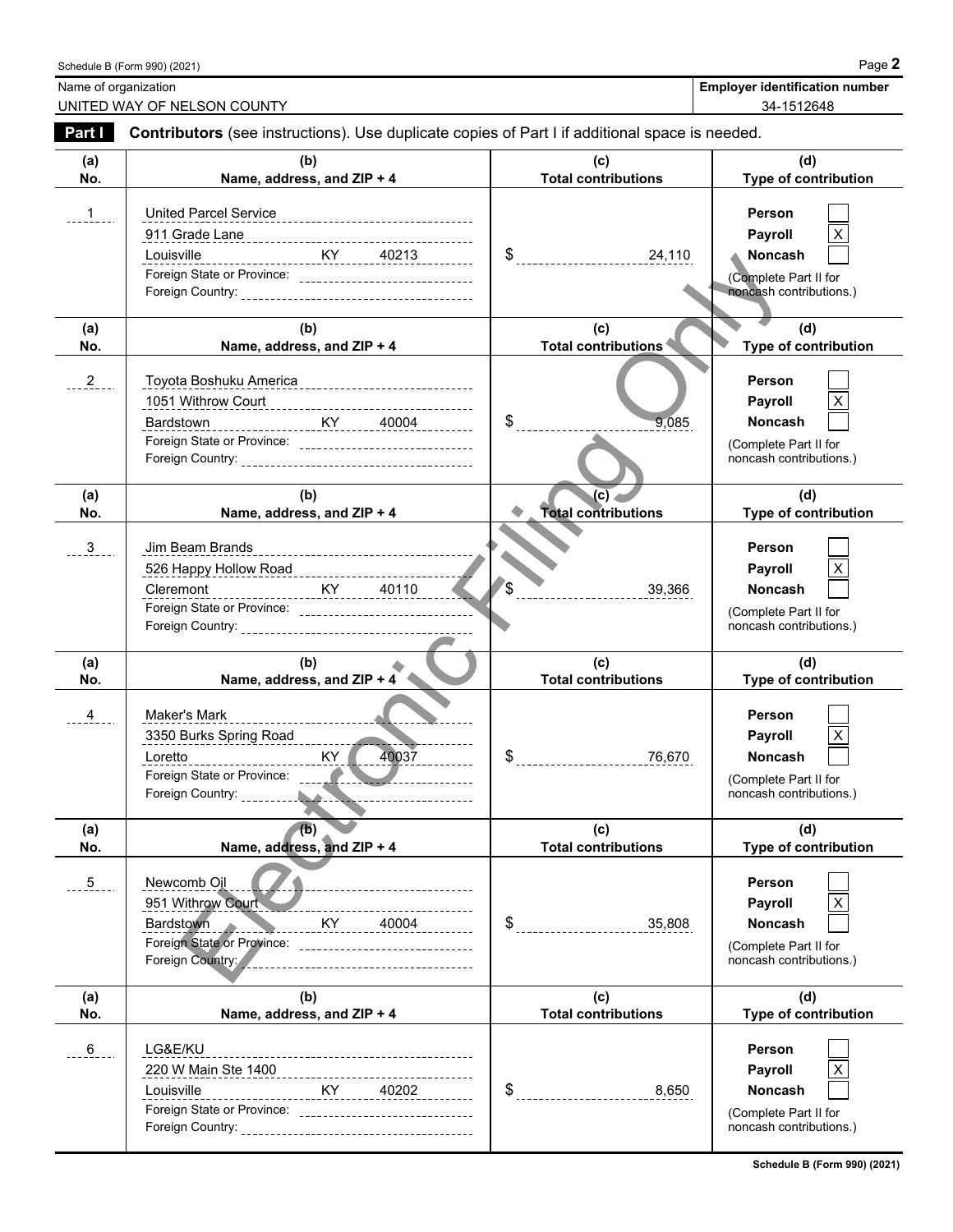Schedule B (Form 990) (2021)

**Name of organization**
UNITED WAY OF NELSON COUNTY

**Employer identification number**
34-1512648

**Part I** **Contributors** (see instructions). Use duplicate copies of Part I if additional space is needed.

| (a) No. | (b) Name, address, and ZIP + 4 | (c) Total contributions | (d) Type of contribution |
|---|---|---|---|
| 1 | United Parcel Service<br>911 Grade Lane<br>Louisville KY 40213<br>Foreign State or Province:<br>Foreign Country: | $ 24,110 | Person [ ]<br>Payroll [X]<br>Noncash [ ]<br>(Complete Part II for noncash contributions.) |
| 2 | Toyota Boshuku America<br>1051 Withrow Court<br>Bardstown KY 40004<br>Foreign State or Province:<br>Foreign Country: | $ 9,085 | Person [ ]<br>Payroll [X]<br>Noncash [ ]<br>(Complete Part II for noncash contributions.) |
| 3 | Jim Beam Brands<br>526 Happy Hollow Road<br>Cleremont KY 40110<br>Foreign State or Province:<br>Foreign Country: | $ 39,366 | Person [ ]<br>Payroll [X]<br>Noncash [ ]<br>(Complete Part II for noncash contributions.) |
| 4 | Maker's Mark<br>3350 Burks Spring Road<br>Loretto KY 40037<br>Foreign State or Province:<br>Foreign Country: | $ 76,670 | Person [ ]<br>Payroll [X]<br>Noncash [ ]<br>(Complete Part II for noncash contributions.) |
| 5 | Newcomb Oil<br>951 Withrow Court<br>Bardstown KY 40004<br>Foreign State or Province:<br>Foreign Country: | $ 35,808 | Person [ ]<br>Payroll [X]<br>Noncash [ ]<br>(Complete Part II for noncash contributions.) |
| 6 | LG&E/KU<br>220 W Main Ste 1400<br>Louisville KY 40202<br>Foreign State or Province:<br>Foreign Country: | $ 8,650 | Person [ ]<br>Payroll [X]<br>Noncash [ ]<br>(Complete Part II for noncash contributions.) |

Schedule B (Form 990) (2021)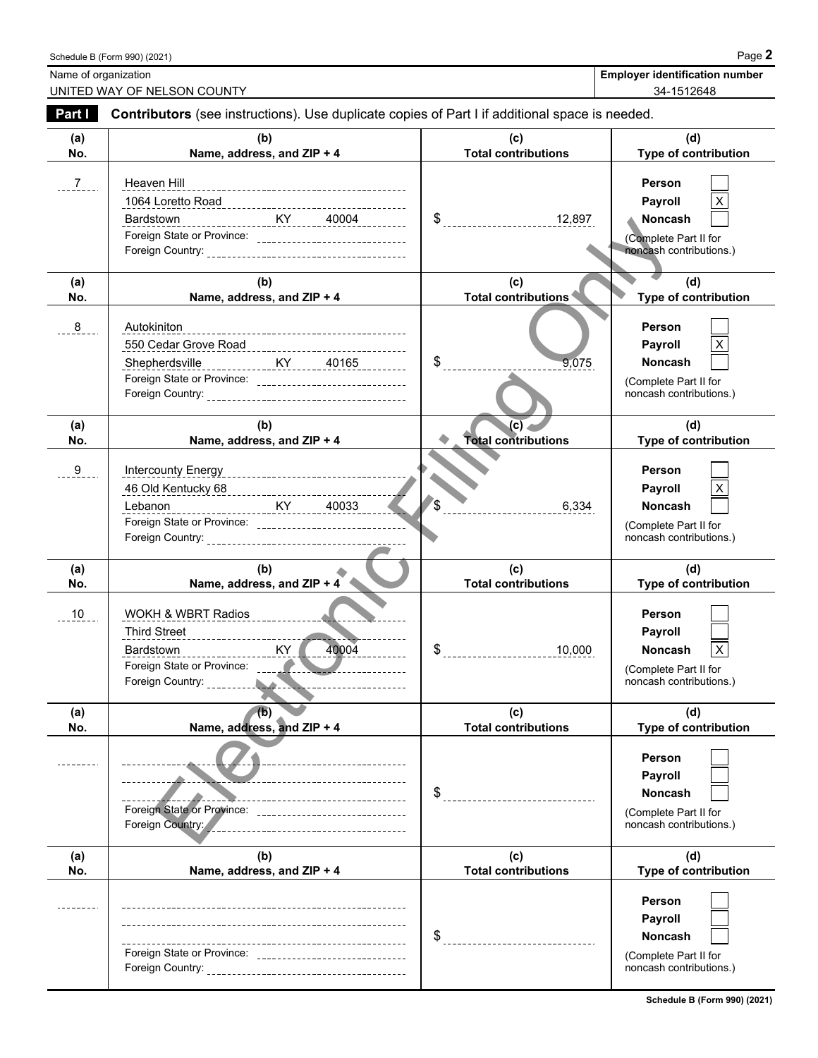Schedule B (Form 990) (2021) Page **2**

| Name of organization | Employer identification number |
| --- | --- |
| UNITED WAY OF NELSON COUNTY | 34-1512648 |

**Part I** **Contributors** (see instructions). Use duplicate copies of Part I if additional space is needed.

| (a) No. | (b) Name, address, and ZIP + 4 | (c) Total contributions | (d) Type of contribution |
| --- | --- | --- | --- |
| 7 | Heaven Hill<br>1064 Loretto Road<br>Bardstown KY 40004<br>Foreign State or Province:<br>Foreign Country: | $ 12,897 | Person [ ]<br>Payroll [X]<br>Noncash [ ]<br>(Complete Part II for noncash contributions.) |
| 8 | Autokiniton<br>550 Cedar Grove Road<br>Shepherdsville KY 40165<br>Foreign State or Province:<br>Foreign Country: | $ 9,075 | Person [ ]<br>Payroll [X]<br>Noncash [ ]<br>(Complete Part II for noncash contributions.) |
| 9 | Intercounty Energy<br>46 Old Kentucky 68<br>Lebanon KY 40033<br>Foreign State or Province:<br>Foreign Country: | $ 6,334 | Person [ ]<br>Payroll [X]<br>Noncash [ ]<br>(Complete Part II for noncash contributions.) |
| 10 | WOKH & WBRT Radios<br>Third Street<br>Bardstown KY 40004<br>Foreign State or Province:<br>Foreign Country: | $ 10,000 | Person [ ]<br>Payroll [ ]<br>Noncash [X]<br>(Complete Part II for noncash contributions.) |
| | Foreign State or Province:<br>Foreign Country: | $ | Person [ ]<br>Payroll [ ]<br>Noncash [ ]<br>(Complete Part II for noncash contributions.) |
| | Foreign State or Province:<br>Foreign Country: | $ | Person [ ]<br>Payroll [ ]<br>Noncash [ ]<br>(Complete Part II for noncash contributions.) |

Electronic Filing Only

Schedule B (Form 990) (2021)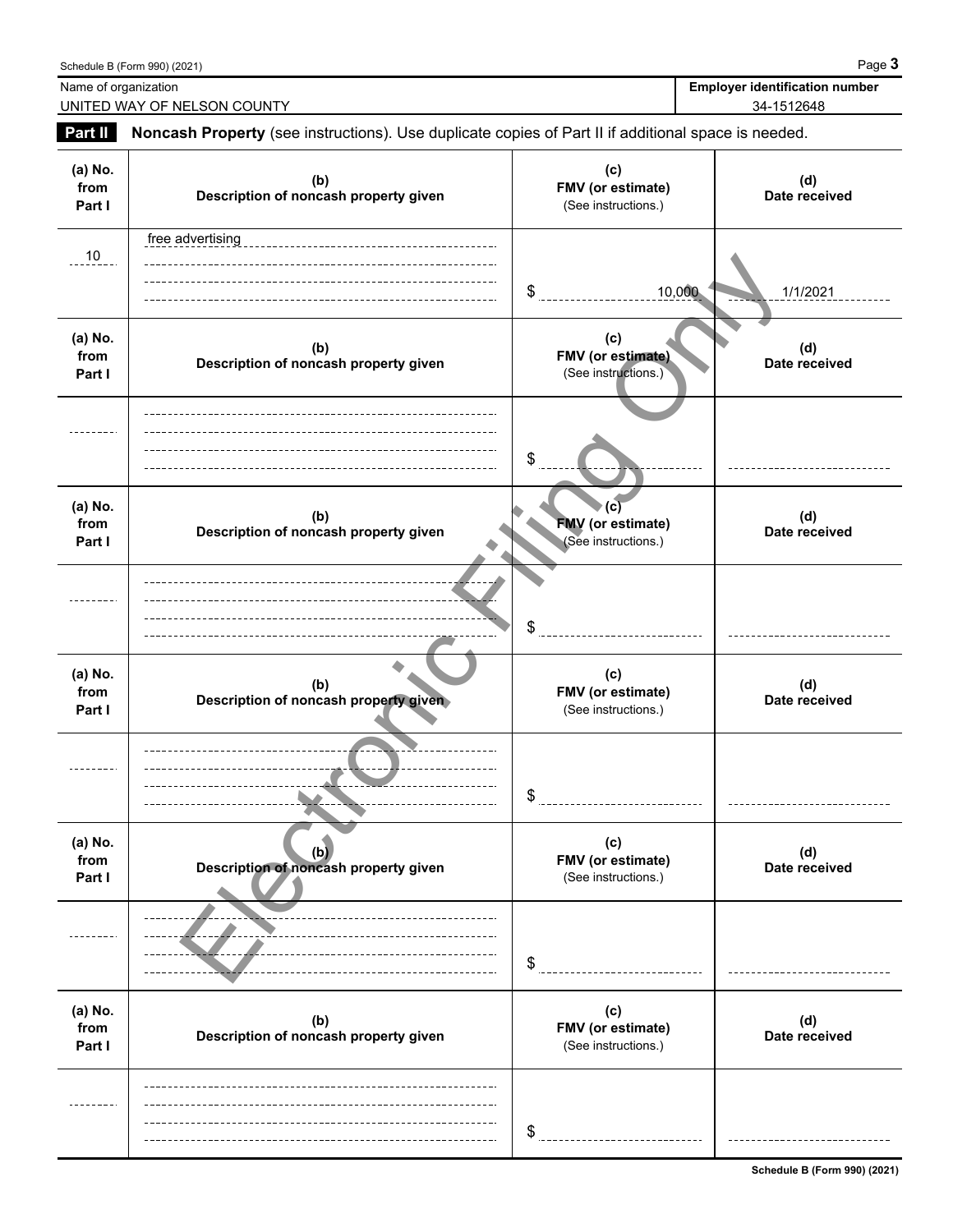Name of organization: UNITED WAY OF NELSON COUNTY

**Employer identification number:** 34-1512648

## Part II Noncash Property (see instructions). Use duplicate copies of Part II if additional space is needed.

| (a) No. from Part I | (b) Description of noncash property given | (c) FMV (or estimate) (See instructions.) | (d) Date received |
|---|---|---|---|
| 10 | free advertising | $ 10,000 | 1/1/2021 |

| (a) No. from Part I | (b) Description of noncash property given | (c) FMV (or estimate) (See instructions.) | (d) Date received |
|---|---|---|---|
| | | $ | |

| (a) No. from Part I | (b) Description of noncash property given | (c) FMV (or estimate) (See instructions.) | (d) Date received |
|---|---|---|---|
| | | $ | |

| (a) No. from Part I | (b) Description of noncash property given | (c) FMV (or estimate) (See instructions.) | (d) Date received |
|---|---|---|---|
| | | $ | |

| (a) No. from Part I | (b) Description of noncash property given | (c) FMV (or estimate) (See instructions.) | (d) Date received |
|---|---|---|---|
| | | $ | |

| (a) No. from Part I | (b) Description of noncash property given | (c) FMV (or estimate) (See instructions.) | (d) Date received |
|---|---|---|---|
| | | $ | |

Electronic Filing Only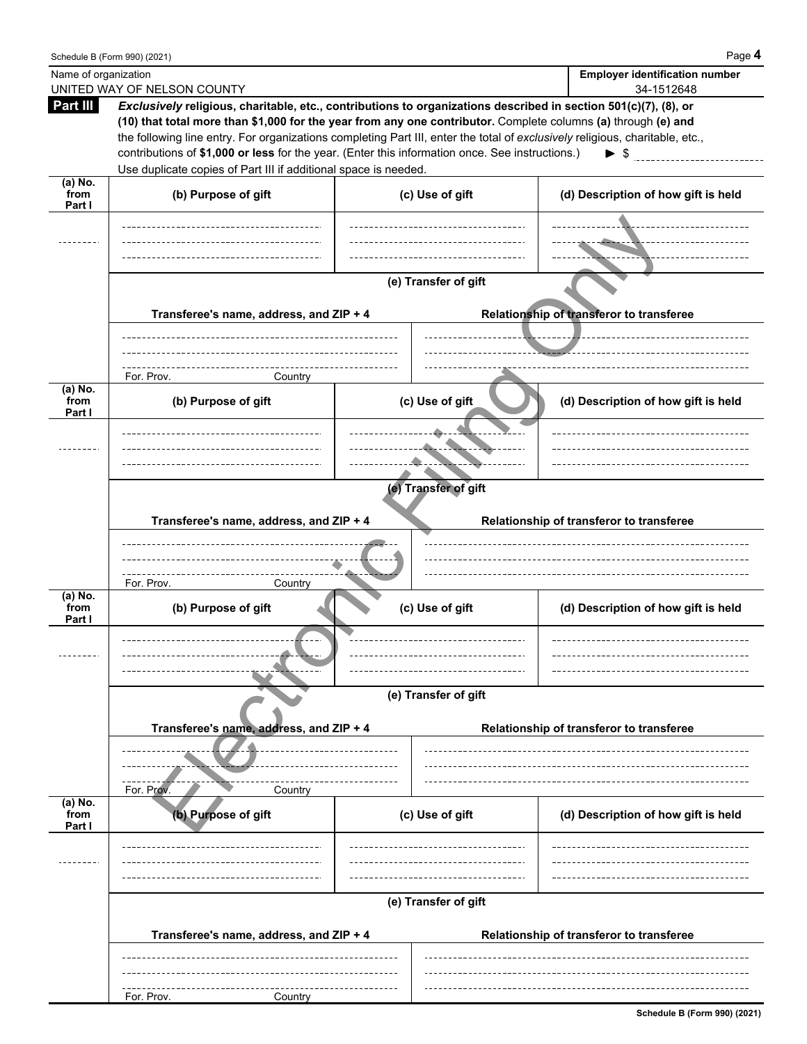Name of organization: UNITED WAY OF NELSON COUNTY

**Employer identification number:** 34-1512648

## Part III

***Exclusively*** **religious, charitable, etc., contributions to organizations described in section 501(c)(7), (8), or (10) that total more than $1,000 for the year from any one contributor.** Complete columns **(a)** through **(e) and** the following line entry. For organizations completing Part III, enter the total of *exclusively* religious, charitable, etc., contributions of **$1,000 or less** for the year. (Enter this information once. See instructions.) ► $

Use duplicate copies of Part III if additional space is needed.

| (a) No. from Part I | (b) Purpose of gift | (c) Use of gift | (d) Description of how gift is held |
|---|---|---|---|
| | | | |

**(e) Transfer of gift**

| Transferee's name, address, and ZIP + 4 | Relationship of transferor to transferee |
|---|---|
| For. Prov. Country | |

| (a) No. from Part I | (b) Purpose of gift | (c) Use of gift | (d) Description of how gift is held |
|---|---|---|---|
| | | | |

**(e) Transfer of gift**

| Transferee's name, address, and ZIP + 4 | Relationship of transferor to transferee |
|---|---|
| For. Prov. Country | |

| (a) No. from Part I | (b) Purpose of gift | (c) Use of gift | (d) Description of how gift is held |
|---|---|---|---|
| | | | |

**(e) Transfer of gift**

| Transferee's name, address, and ZIP + 4 | Relationship of transferor to transferee |
|---|---|
| For. Prov. Country | |

| (a) No. from Part I | (b) Purpose of gift | (c) Use of gift | (d) Description of how gift is held |
|---|---|---|---|
| | | | |

**(e) Transfer of gift**

| Transferee's name, address, and ZIP + 4 | Relationship of transferor to transferee |
|---|---|
| For. Prov. Country | |

Electronic Filing Only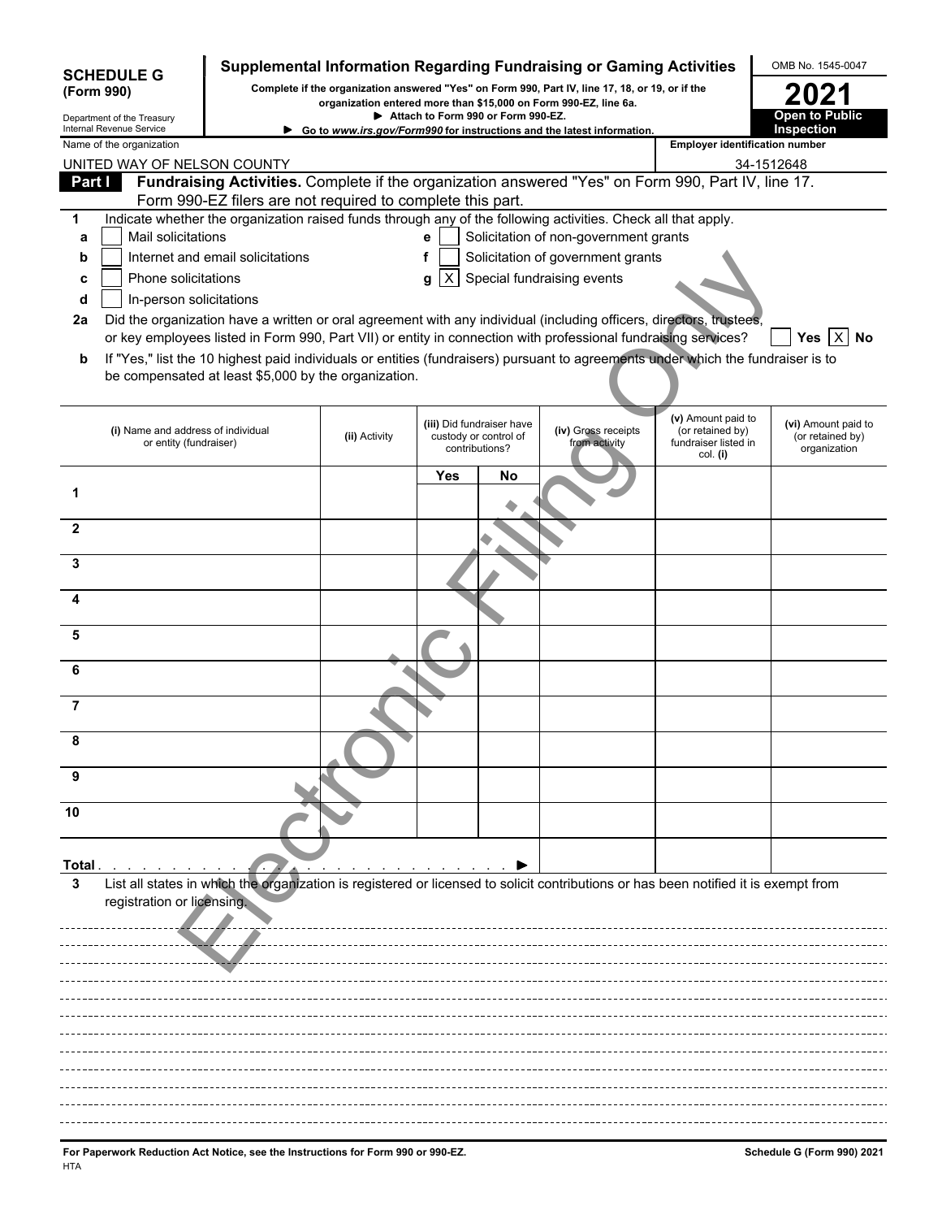**SCHEDULE G (Form 990)**

Department of the Treasury
Internal Revenue Service

# Supplemental Information Regarding Fundraising or Gaming Activities

**Complete if the organization answered "Yes" on Form 990, Part IV, line 17, 18, or 19, or if the organization entered more than $15,000 on Form 990-EZ, line 6a.**

▶ **Attach to Form 990 or Form 990-EZ.**

▶ **Go to *www.irs.gov/Form990* for instructions and the latest information.**

OMB No. 1545-0047

**2021**

**Open to Public Inspection**

Name of the organization: UNITED WAY OF NELSON COUNTY

Employer identification number: 34-1512648

**Part I** **Fundraising Activities.** Complete if the organization answered "Yes" on Form 990, Part IV, line 17. Form 990-EZ filers are not required to complete this part.

**1** Indicate whether the organization raised funds through any of the following activities. Check all that apply.

- **a** [ ] Mail solicitations
- **b** [ ] Internet and email solicitations
- **c** [ ] Phone solicitations
- **d** [ ] In-person solicitations
- **e** [ ] Solicitation of non-government grants
- **f** [ ] Solicitation of government grants
- **g** [X] Special fundraising events

**2a** Did the organization have a written or oral agreement with any individual (including officers, directors, trustees, or key employees listed in Form 990, Part VII) or entity in connection with professional fundraising services? [ ] Yes [X] No

**b** If "Yes," list the 10 highest paid individuals or entities (fundraisers) pursuant to agreements under which the fundraiser is to be compensated at least $5,000 by the organization.

| | (i) Name and address of individual or entity (fundraiser) | (ii) Activity | (iii) Did fundraiser have custody or control of contributions? | | (iv) Gross receipts from activity | (v) Amount paid to (or retained by) fundraiser listed in col. (i) | (vi) Amount paid to (or retained by) organization |
|---|---|---|---|---|---|---|---|
| | | | Yes | No | | | |
| 1 | | | | | | | |
| 2 | | | | | | | |
| 3 | | | | | | | |
| 4 | | | | | | | |
| 5 | | | | | | | |
| 6 | | | | | | | |
| 7 | | | | | | | |
| 8 | | | | | | | |
| 9 | | | | | | | |
| 10 | | | | | | | |
| **Total** ▶ | | | | | | | |

**3** List all states in which the organization is registered or licensed to solicit contributions or has been notified it is exempt from registration or licensing.

**For Paperwork Reduction Act Notice, see the Instructions for Form 990 or 990-EZ.**

HTA

**Schedule G (Form 990) 2021**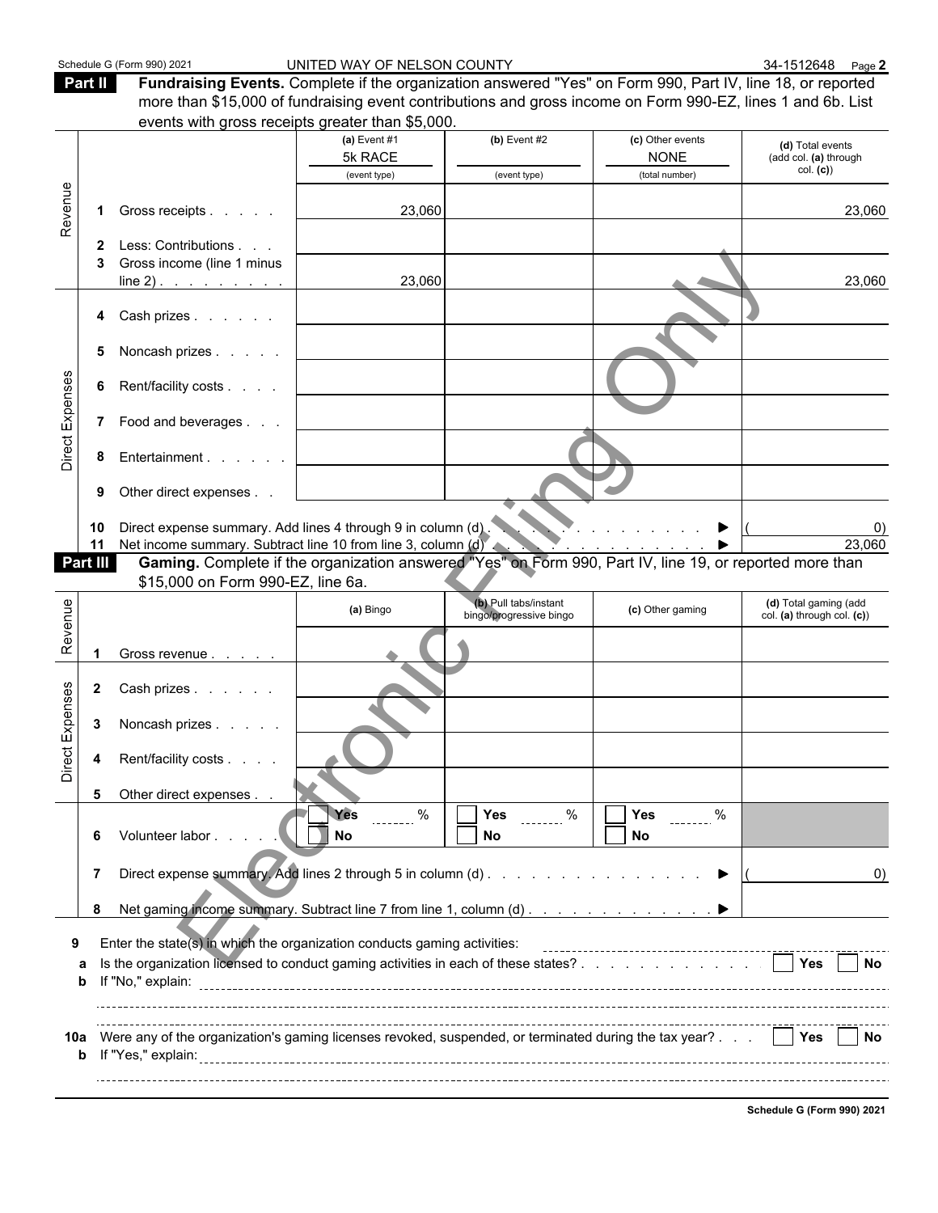Schedule G (Form 990) 2021 UNITED WAY OF NELSON COUNTY 34-1512648 Page 2

**Part II** **Fundraising Events.** Complete if the organization answered "Yes" on Form 990, Part IV, line 18, or reported more than $15,000 of fundraising event contributions and gross income on Form 990-EZ, lines 1 and 6b. List events with gross receipts greater than $5,000.

| | | | (a) Event #1<br>5k RACE<br>(event type) | (b) Event #2<br><br>(event type) | (c) Other events<br>NONE<br>(total number) | (d) Total events (add col. (a) through col. (c)) |
|---|---|---|---|---|---|---|
| Revenue | 1 | Gross receipts | 23,060 | | | 23,060 |
| | 2 | Less: Contributions | | | | |
| | 3 | Gross income (line 1 minus line 2) | 23,060 | | | 23,060 |
| Direct Expenses | 4 | Cash prizes | | | | |
| | 5 | Noncash prizes | | | | |
| | 6 | Rent/facility costs | | | | |
| | 7 | Food and beverages | | | | |
| | 8 | Entertainment | | | | |
| | 9 | Other direct expenses | | | | |
| | 10 | Direct expense summary. Add lines 4 through 9 in column (d) ▶ | | | | ( 0) |
| | 11 | Net income summary. Subtract line 10 from line 3, column (d) ▶ | | | | 23,060 |

**Part III** **Gaming.** Complete if the organization answered "Yes" on Form 990, Part IV, line 19, or reported more than $15,000 on Form 990-EZ, line 6a.

| | | | (a) Bingo | (b) Pull tabs/instant bingo/progressive bingo | (c) Other gaming | (d) Total gaming (add col. (a) through col. (c)) |
|---|---|---|---|---|---|---|
| Revenue | 1 | Gross revenue | | | | |
| Direct Expenses | 2 | Cash prizes | | | | |
| | 3 | Noncash prizes | | | | |
| | 4 | Rent/facility costs | | | | |
| | 5 | Other direct expenses | | | | |
| | 6 | Volunteer labor | ☐ Yes ____ %<br>☐ No | ☐ Yes ____ %<br>☐ No | ☐ Yes ____ %<br>☐ No | |
| | 7 | Direct expense summary. Add lines 2 through 5 in column (d) ▶ | | | | ( 0) |
| | 8 | Net gaming income summary. Subtract line 7 from line 1, column (d) ▶ | | | | |

**9** Enter the state(s) in which the organization conducts gaming activities:

**a** Is the organization licensed to conduct gaming activities in each of these states? ☐ Yes ☐ No

**b** If "No," explain:

**10a** Were any of the organization's gaming licenses revoked, suspended, or terminated during the tax year? ☐ Yes ☐ No

**b** If "Yes," explain:

**Schedule G (Form 990) 2021**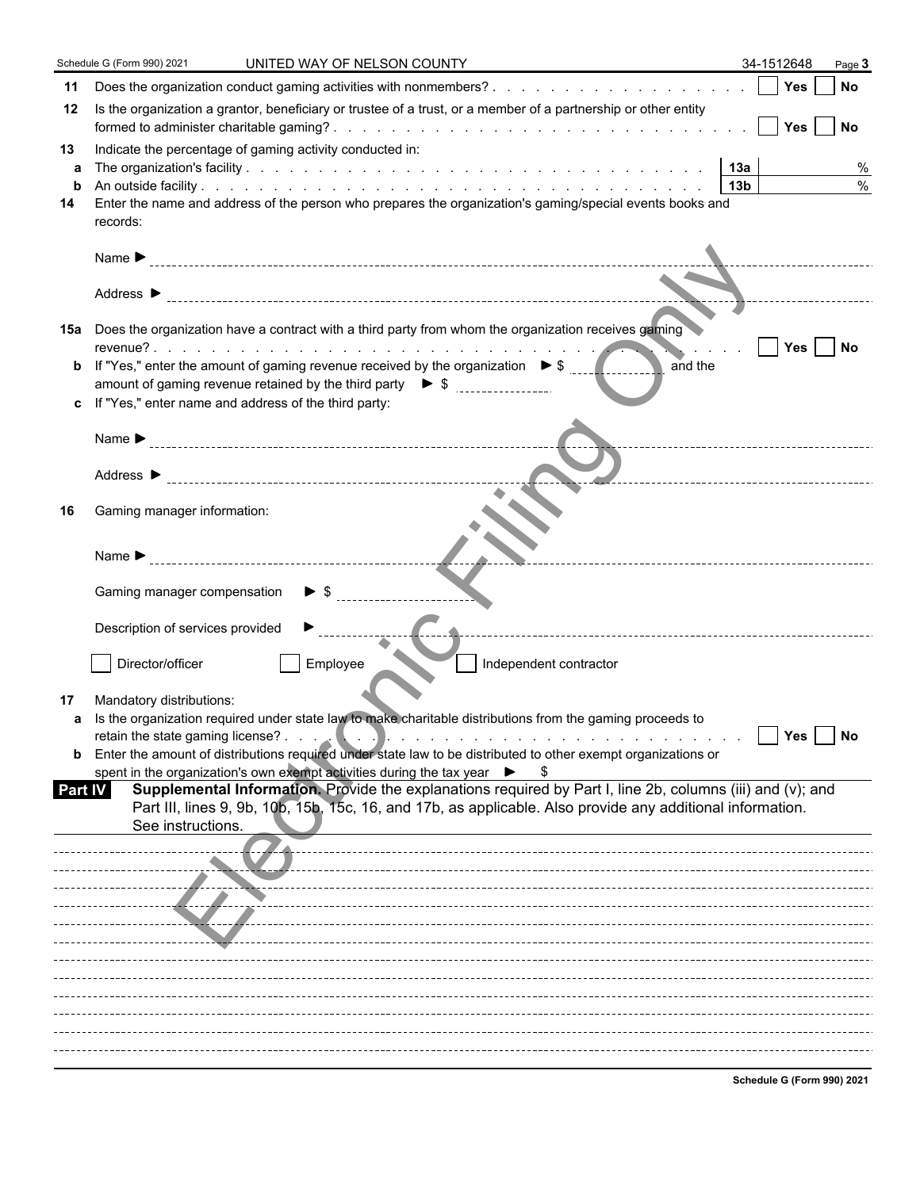Schedule G (Form 990) 2021 UNITED WAY OF NELSON COUNTY 34-1512648 Page **3**

**11** Does the organization conduct gaming activities with nonmembers? . . . . . . . . . . . . . . . . . . . . ☐ **Yes** ☐ **No**

**12** Is the organization a grantor, beneficiary or trustee of a trust, or a member of a partnership or other entity formed to administer charitable gaming? . . . . . . . . . . . . . . . . . . . . . . . . . . . . ☐ **Yes** ☐ **No**

**13** Indicate the percentage of gaming activity conducted in:

**a** The organization's facility . . . . . . . . . . . . . . . . . . . . . . . . . . . . . . **13a** %

**b** An outside facility . . . . . . . . . . . . . . . . . . . . . . . . . . . . . . . . . **13b** %

**14** Enter the name and address of the person who prepares the organization's gaming/special events books and records:

Name ▶

Address ▶

**15a** Does the organization have a contract with a third party from whom the organization receives gaming revenue? . . . . . . . . . . . . . . . . . . . . . . . . . . . . . . . . . . . . . . . ☐ **Yes** ☐ **No**

**b** If "Yes," enter the amount of gaming revenue received by the organization ▶ $ and the amount of gaming revenue retained by the third party ▶ $

**c** If "Yes," enter name and address of the third party:

Name ▶

Address ▶

**16** Gaming manager information:

Name ▶

Gaming manager compensation ▶ $

Description of services provided ▶

☐ Director/officer ☐ Employee ☐ Independent contractor

**17** Mandatory distributions:

**a** Is the organization required under state law to make charitable distributions from the gaming proceeds to retain the state gaming license? . . . . . . . . . . . . . . . . . . . . . . . . . . . . . ☐ **Yes** ☐ **No**

**b** Enter the amount of distributions required under state law to be distributed to other exempt organizations or spent in the organization's own exempt activities during the tax year ▶ $

**Part IV** **Supplemental Information.** Provide the explanations required by Part I, line 2b, columns (iii) and (v); and Part III, lines 9, 9b, 10b, 15b, 15c, 16, and 17b, as applicable. Also provide any additional information. See instructions.

**Schedule G (Form 990) 2021**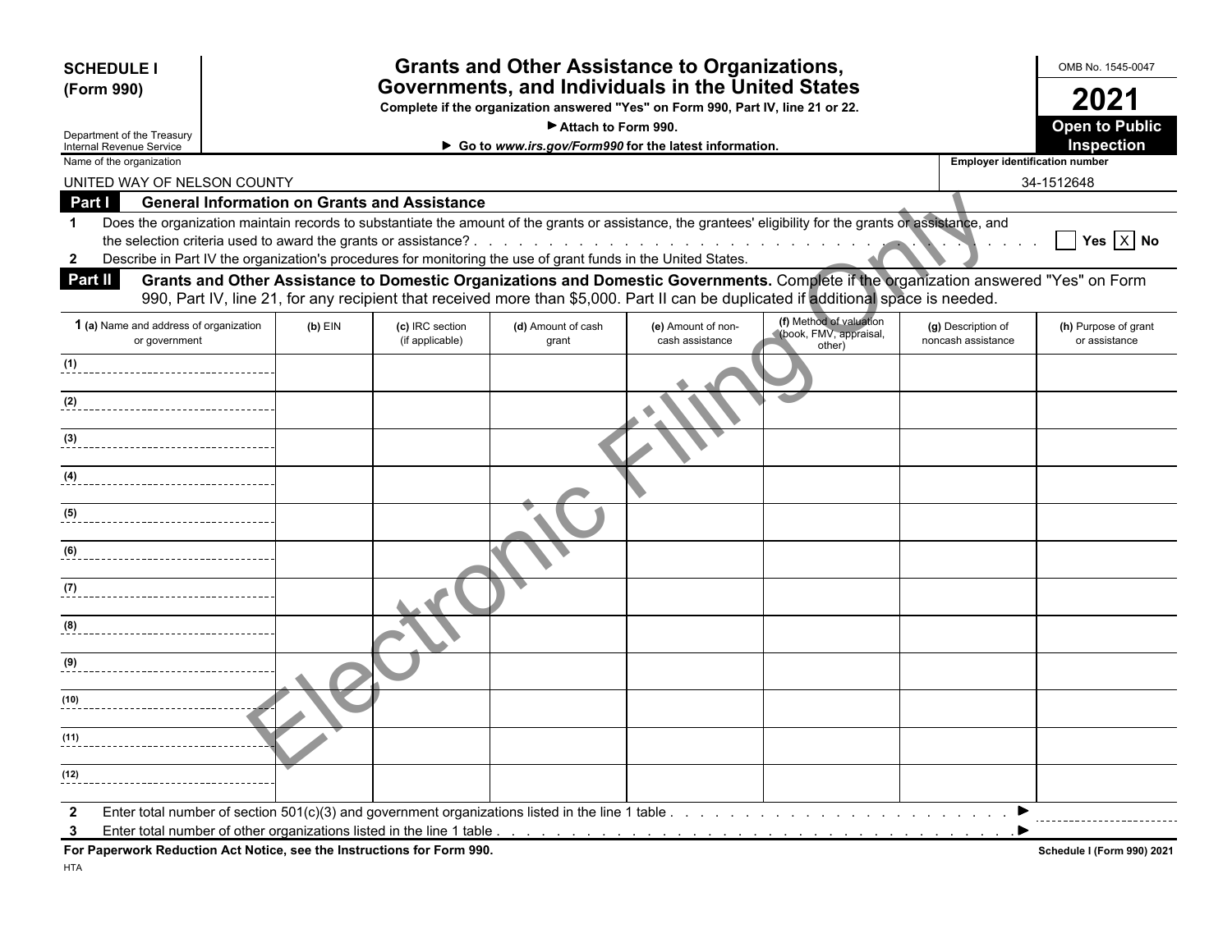**SCHEDULE I (Form 990)**

Department of the Treasury
Internal Revenue Service

# Grants and Other Assistance to Organizations, Governments, and Individuals in the United States

**Complete if the organization answered "Yes" on Form 990, Part IV, line 21 or 22.**

▶ **Attach to Form 990.**

▶ **Go to *www.irs.gov/Form990* for the latest information.**

OMB No. 1545-0047

**2021**

**Open to Public Inspection**

Name of the organization: UNITED WAY OF NELSON COUNTY

Employer identification number: 34-1512648

## Part I General Information on Grants and Assistance

1. Does the organization maintain records to substantiate the amount of the grants or assistance, the grantees' eligibility for the grants or assistance, and the selection criteria used to award the grants or assistance? . . . . . ☐ Yes ☒ No
2. Describe in Part IV the organization's procedures for monitoring the use of grant funds in the United States.

## Part II Grants and Other Assistance to Domestic Organizations and Domestic Governments.

Complete if the organization answered "Yes" on Form 990, Part IV, line 21, for any recipient that received more than $5,000. Part II can be duplicated if additional space is needed.

| 1 (a) Name and address of organization or government | (b) EIN | (c) IRC section (if applicable) | (d) Amount of cash grant | (e) Amount of non-cash assistance | (f) Method of valuation (book, FMV, appraisal, other) | (g) Description of noncash assistance | (h) Purpose of grant or assistance |
|---|---|---|---|---|---|---|---|
| (1) | | | | | | | |
| (2) | | | | | | | |
| (3) | | | | | | | |
| (4) | | | | | | | |
| (5) | | | | | | | |
| (6) | | | | | | | |
| (7) | | | | | | | |
| (8) | | | | | | | |
| (9) | | | | | | | |
| (10) | | | | | | | |
| (11) | | | | | | | |
| (12) | | | | | | | |

2. Enter total number of section 501(c)(3) and government organizations listed in the line 1 table . . . . . ▶
3. Enter total number of other organizations listed in the line 1 table . . . . . ▶

**For Paperwork Reduction Act Notice, see the Instructions for Form 990.**

HTA

Schedule I (Form 990) 2021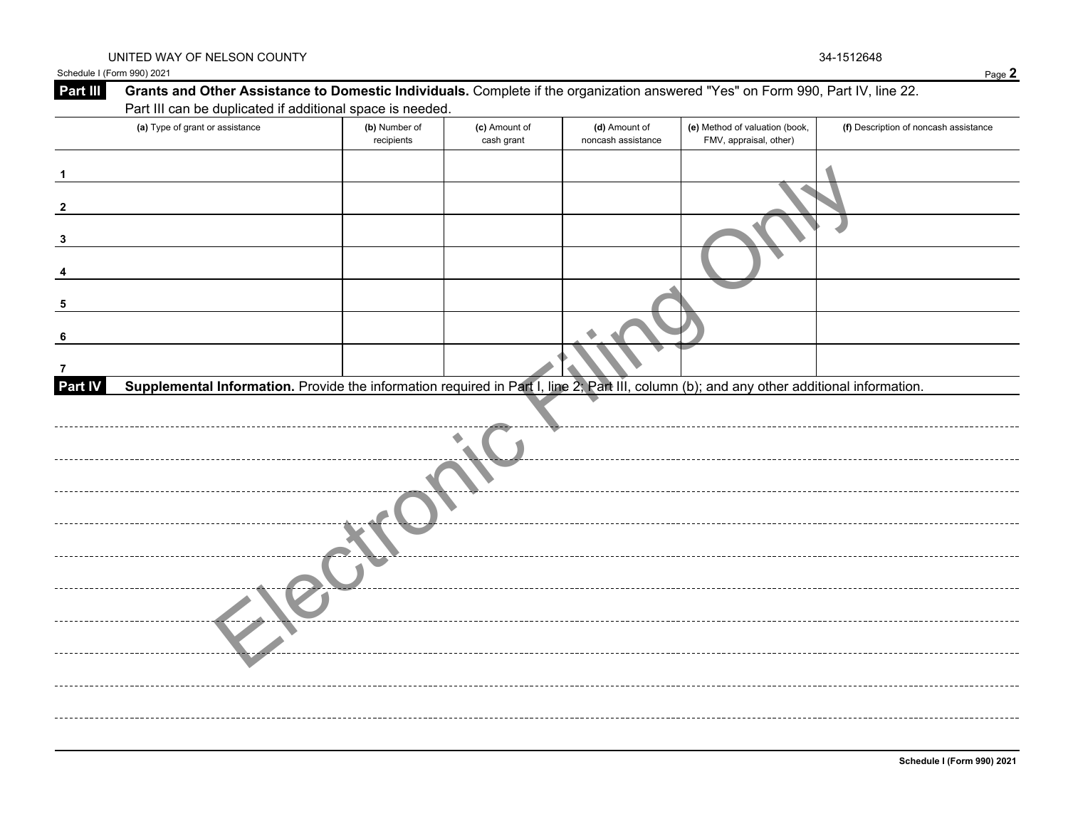UNITED WAY OF NELSON COUNTY 34-1512648

Schedule I (Form 990) 2021

**Part III** **Grants and Other Assistance to Domestic Individuals.** Complete if the organization answered "Yes" on Form 990, Part IV, line 22. Part III can be duplicated if additional space is needed.

| | (a) Type of grant or assistance | (b) Number of recipients | (c) Amount of cash grant | (d) Amount of noncash assistance | (e) Method of valuation (book, FMV, appraisal, other) | (f) Description of noncash assistance |
|---|---|---|---|---|---|---|
| 1 | | | | | | |
| 2 | | | | | | |
| 3 | | | | | | |
| 4 | | | | | | |
| 5 | | | | | | |
| 6 | | | | | | |
| 7 | | | | | | |

**Part IV** **Supplemental Information.** Provide the information required in Part I, line 2; Part III, column (b); and any other additional information.

Electronic Filing Only

Schedule I (Form 990) 2021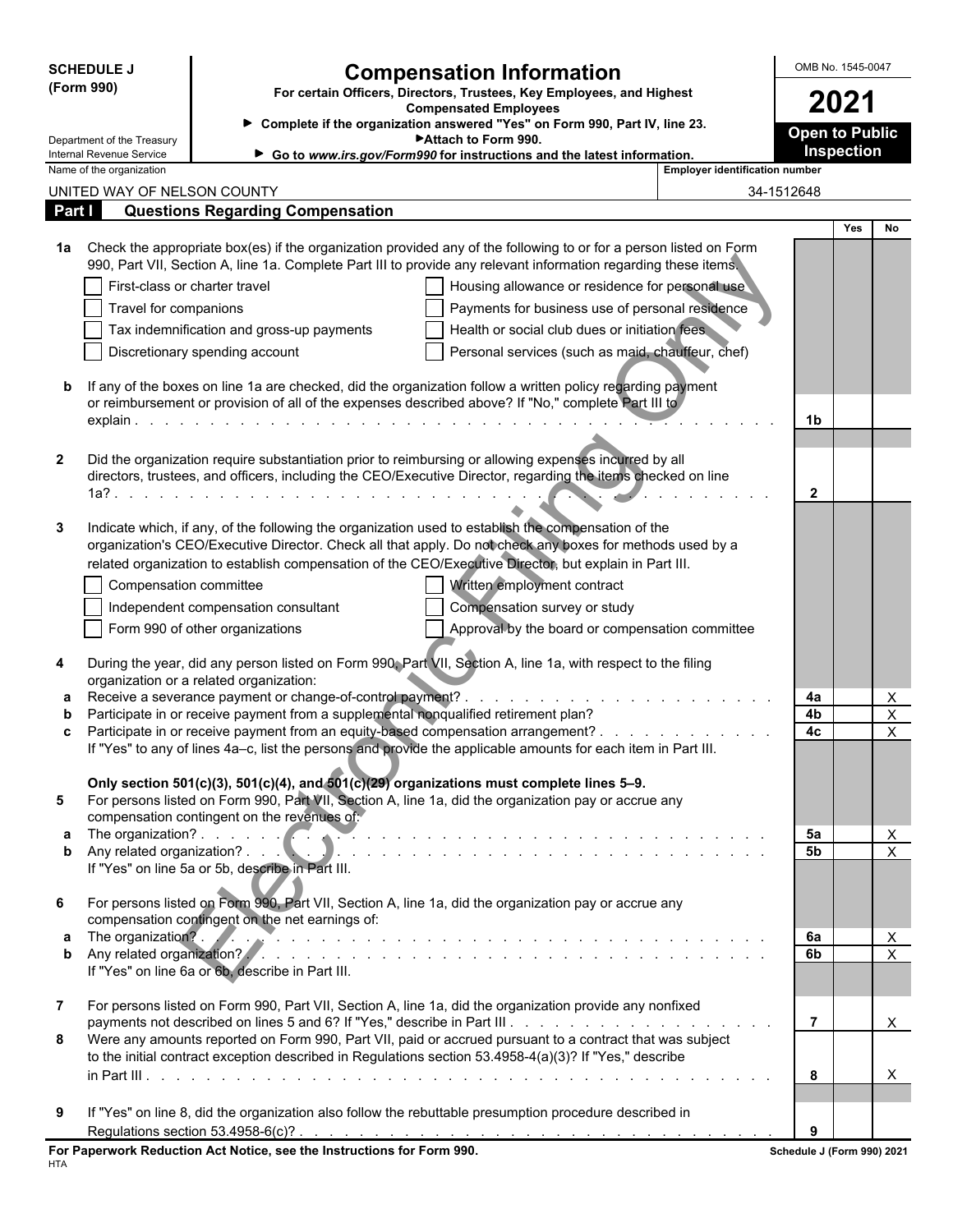**SCHEDULE J (Form 990)**

Department of the Treasury
Internal Revenue Service

# Compensation Information

**For certain Officers, Directors, Trustees, Key Employees, and Highest Compensated Employees**

▶ **Complete if the organization answered "Yes" on Form 990, Part IV, line 23.**
▶**Attach to Form 990.**
▶ **Go to www.irs.gov/Form990 for instructions and the latest information.**

OMB No. 1545-0047

**2021**

**Open to Public Inspection**

| Name of the organization | Employer identification number |
|---|---|
| UNITED WAY OF NELSON COUNTY | 34-1512648 |

## Part I Questions Regarding Compensation

| | | | Yes | No |
|---|---|---|---|---|
| **1a** | Check the appropriate box(es) if the organization provided any of the following to or for a person listed on Form 990, Part VII, Section A, line 1a. Complete Part III to provide any relevant information regarding these items. | | | |
| | ☐ First-class or charter travel ☐ Housing allowance or residence for personal use | | | |
| | ☐ Travel for companions ☐ Payments for business use of personal residence | | | |
| | ☐ Tax indemnification and gross-up payments ☐ Health or social club dues or initiation fees | | | |
| | ☐ Discretionary spending account ☐ Personal services (such as maid, chauffeur, chef) | | | |
| **b** | If any of the boxes on line 1a are checked, did the organization follow a written policy regarding payment or reimbursement or provision of all of the expenses described above? If "No," complete Part III to explain | 1b | | |
| **2** | Did the organization require substantiation prior to reimbursing or allowing expenses incurred by all directors, trustees, and officers, including the CEO/Executive Director, regarding the items checked on line 1a? | 2 | | |
| **3** | Indicate which, if any, of the following the organization used to establish the compensation of the organization's CEO/Executive Director. Check all that apply. Do not check any boxes for methods used by a related organization to establish compensation of the CEO/Executive Director, but explain in Part III. | | | |
| | ☐ Compensation committee ☐ Written employment contract | | | |
| | ☐ Independent compensation consultant ☐ Compensation survey or study | | | |
| | ☐ Form 990 of other organizations ☐ Approval by the board or compensation committee | | | |
| **4** | During the year, did any person listed on Form 990, Part VII, Section A, line 1a, with respect to the filing organization or a related organization: | | | |
| **a** | Receive a severance payment or change-of-control payment? | 4a | | X |
| **b** | Participate in or receive payment from a supplemental nonqualified retirement plan? | 4b | | X |
| **c** | Participate in or receive payment from an equity-based compensation arrangement? | 4c | | X |
| | If "Yes" to any of lines 4a–c, list the persons and provide the applicable amounts for each item in Part III. | | | |
| | **Only section 501(c)(3), 501(c)(4), and 501(c)(29) organizations must complete lines 5–9.** | | | |
| **5** | For persons listed on Form 990, Part VII, Section A, line 1a, did the organization pay or accrue any compensation contingent on the revenues of: | | | |
| **a** | The organization? | 5a | | X |
| **b** | Any related organization? | 5b | | X |
| | If "Yes" on line 5a or 5b, describe in Part III. | | | |
| **6** | For persons listed on Form 990, Part VII, Section A, line 1a, did the organization pay or accrue any compensation contingent on the net earnings of: | | | |
| **a** | The organization? | 6a | | X |
| **b** | Any related organization? | 6b | | X |
| | If "Yes" on line 6a or 6b, describe in Part III. | | | |
| **7** | For persons listed on Form 990, Part VII, Section A, line 1a, did the organization provide any nonfixed payments not described on lines 5 and 6? If "Yes," describe in Part III | 7 | | X |
| **8** | Were any amounts reported on Form 990, Part VII, paid or accrued pursuant to a contract that was subject to the initial contract exception described in Regulations section 53.4958-4(a)(3)? If "Yes," describe in Part III | 8 | | X |
| **9** | If "Yes" on line 8, did the organization also follow the rebuttable presumption procedure described in Regulations section 53.4958-6(c)? | 9 | | |

**For Paperwork Reduction Act Notice, see the Instructions for Form 990.** **Schedule J (Form 990) 2021**

HTA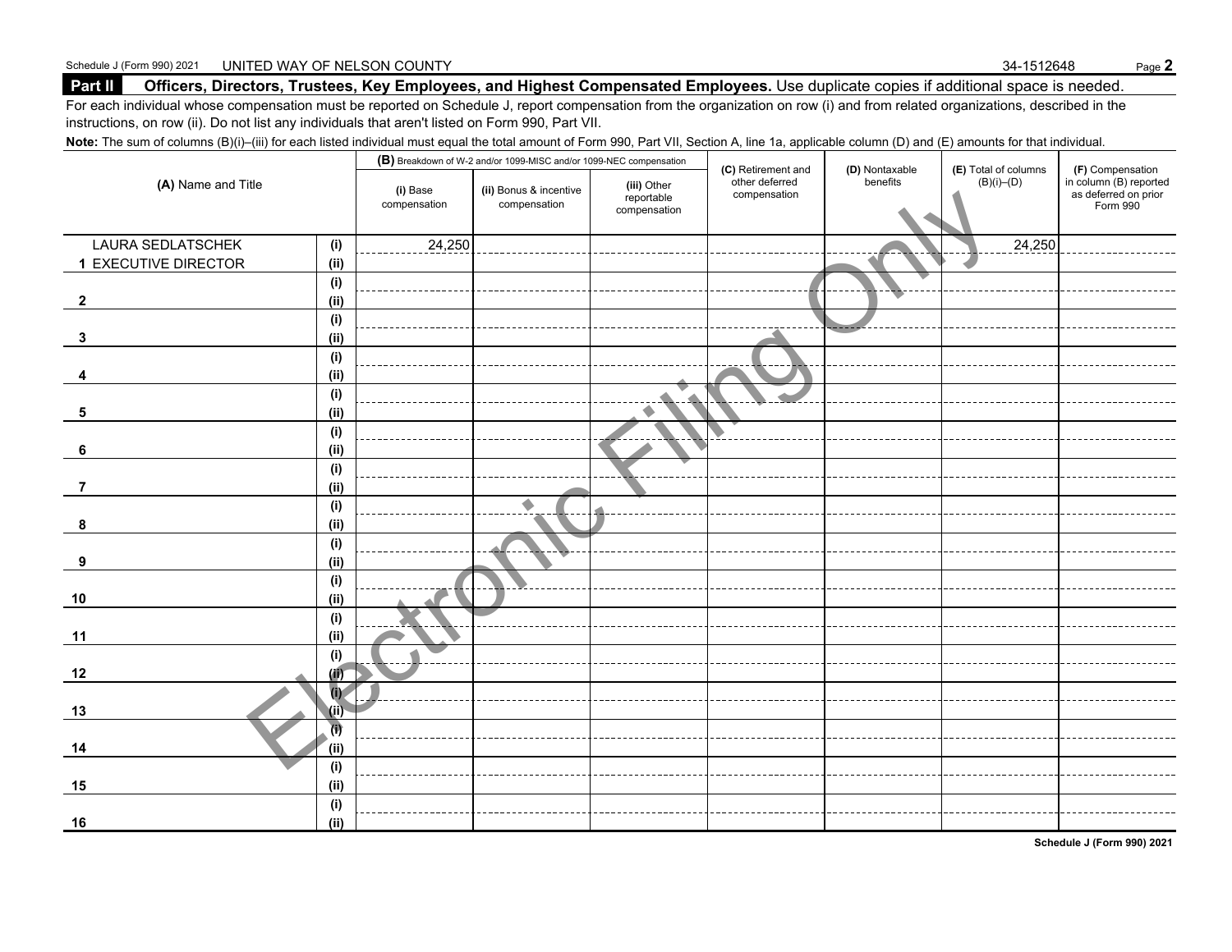Schedule J (Form 990) 2021 UNITED WAY OF NELSON COUNTY 34-1512648 Page **2**

## Part II Officers, Directors, Trustees, Key Employees, and Highest Compensated Employees. 

Use duplicate copies if additional space is needed.

For each individual whose compensation must be reported on Schedule J, report compensation from the organization on row (i) and from related organizations, described in the instructions, on row (ii). Do not list any individuals that aren't listed on Form 990, Part VII.

**Note:** The sum of columns (B)(i)–(iii) for each listed individual must equal the total amount of Form 990, Part VII, Section A, line 1a, applicable column (D) and (E) amounts for that individual.

| (A) Name and Title | | (B) Breakdown of W-2 and/or 1099-MISC and/or 1099-NEC compensation | | | (C) Retirement and other deferred compensation | (D) Nontaxable benefits | (E) Total of columns (B)(i)–(D) | (F) Compensation in column (B) reported as deferred on prior Form 990 |
|---|---|---|---|---|---|---|---|---|
| | | (i) Base compensation | (ii) Bonus & incentive compensation | (iii) Other reportable compensation | | | | |
| LAURA SEDLATSCHEK | (i) | 24,250 | | | | | 24,250 | |
| 1 EXECUTIVE DIRECTOR | (ii) | | | | | | | |
| | (i) | | | | | | | |
| 2 | (ii) | | | | | | | |
| | (i) | | | | | | | |
| 3 | (ii) | | | | | | | |
| | (i) | | | | | | | |
| 4 | (ii) | | | | | | | |
| | (i) | | | | | | | |
| 5 | (ii) | | | | | | | |
| | (i) | | | | | | | |
| 6 | (ii) | | | | | | | |
| | (i) | | | | | | | |
| 7 | (ii) | | | | | | | |
| | (i) | | | | | | | |
| 8 | (ii) | | | | | | | |
| | (i) | | | | | | | |
| 9 | (ii) | | | | | | | |
| | (i) | | | | | | | |
| 10 | (ii) | | | | | | | |
| | (i) | | | | | | | |
| 11 | (ii) | | | | | | | |
| | (i) | | | | | | | |
| 12 | (ii) | | | | | | | |
| | (i) | | | | | | | |
| 13 | (ii) | | | | | | | |
| | (i) | | | | | | | |
| 14 | (ii) | | | | | | | |
| | (i) | | | | | | | |
| 15 | (ii) | | | | | | | |
| | (i) | | | | | | | |
| 16 | (ii) | | | | | | | |

Schedule J (Form 990) 2021

Electronic Filing Only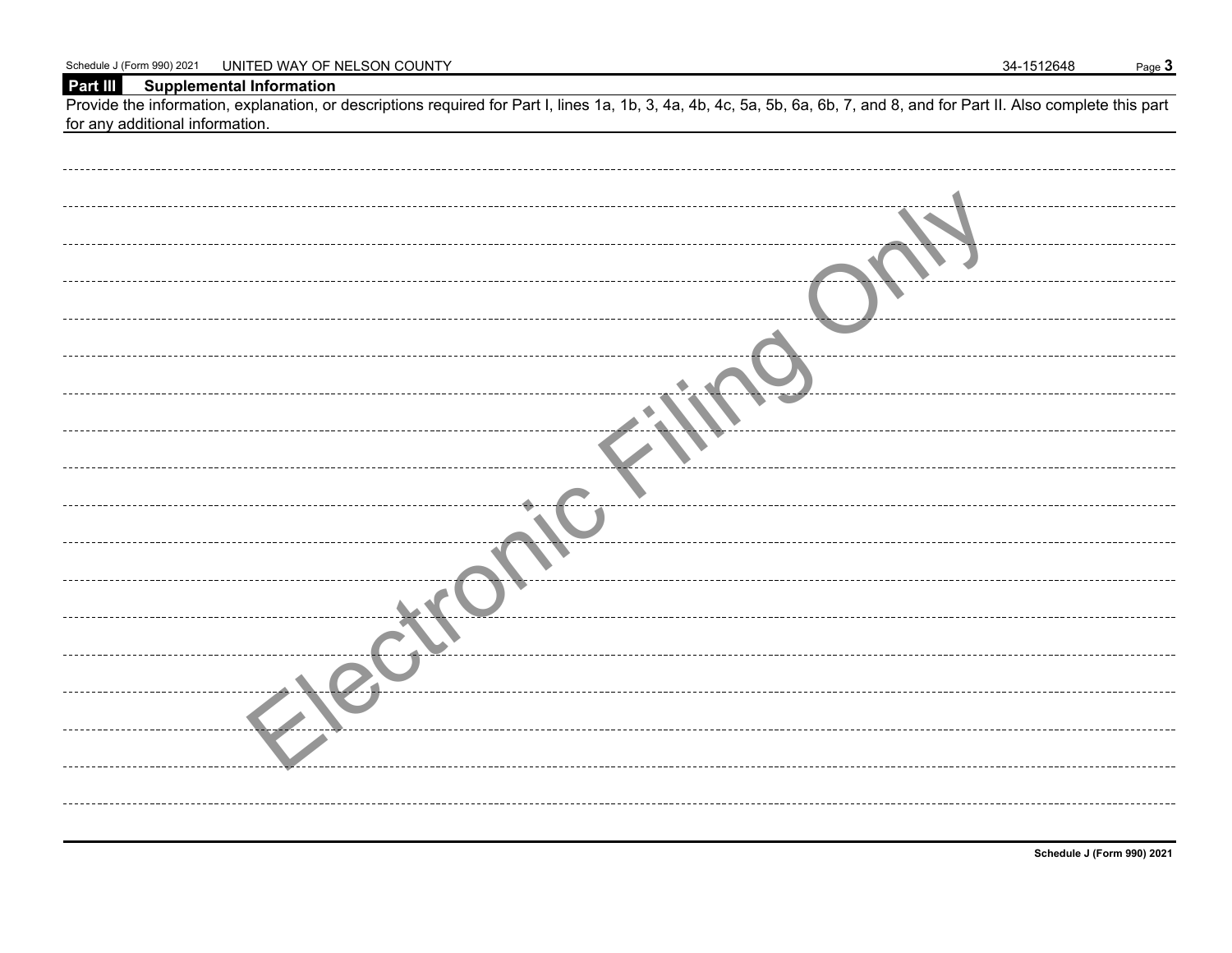Schedule J (Form 990) 2021 UNITED WAY OF NELSON COUNTY 34-1512648 Page **3**

## Part III Supplemental Information

Provide the information, explanation, or descriptions required for Part I, lines 1a, 1b, 3, 4a, 4b, 4c, 5a, 5b, 6a, 6b, 7, and 8, and for Part II. Also complete this part for any additional information.

Electronic Filing Only

**Schedule J (Form 990) 2021**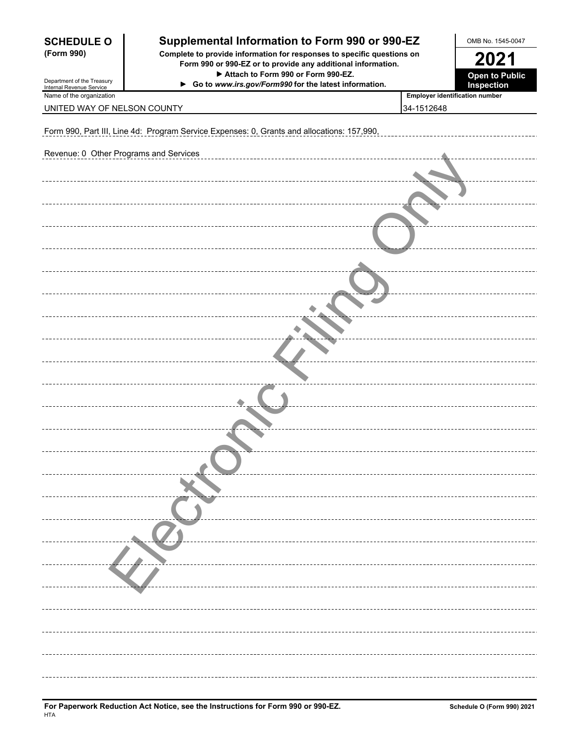**SCHEDULE O**
**(Form 990)**

Department of the Treasury
Internal Revenue Service

# Supplemental Information to Form 990 or 990-EZ

**Complete to provide information for responses to specific questions on Form 990 or 990-EZ or to provide any additional information.**
**▶ Attach to Form 990 or Form 990-EZ.**
**▶ Go to *www.irs.gov/Form990* for the latest information.**

OMB No. 1545-0047

**2021**

**Open to Public Inspection**

| Name of the organization | Employer identification number |
|---|---|
| UNITED WAY OF NELSON COUNTY | 34-1512648 |

Form 990, Part III, Line 4d: Program Service Expenses: 0, Grants and allocations: 157,990,

Revenue: 0 Other Programs and Services

**For Paperwork Reduction Act Notice, see the Instructions for Form 990 or 990-EZ.**
HTA

Schedule O (Form 990) 2021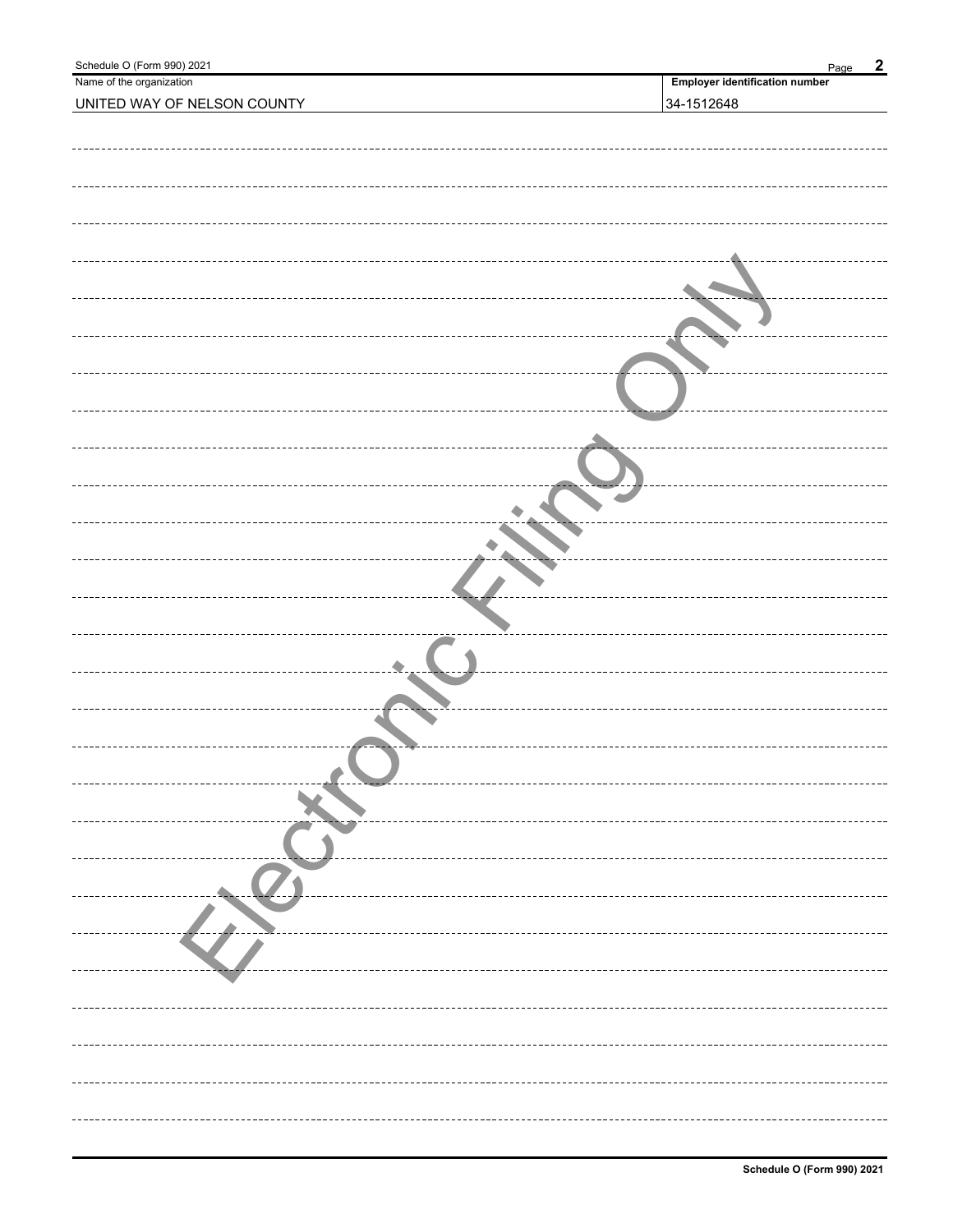| Name of the organization | Employer identification number |
| --- | --- |
| UNITED WAY OF NELSON COUNTY | 34-1512648 |

Electronic Filing Only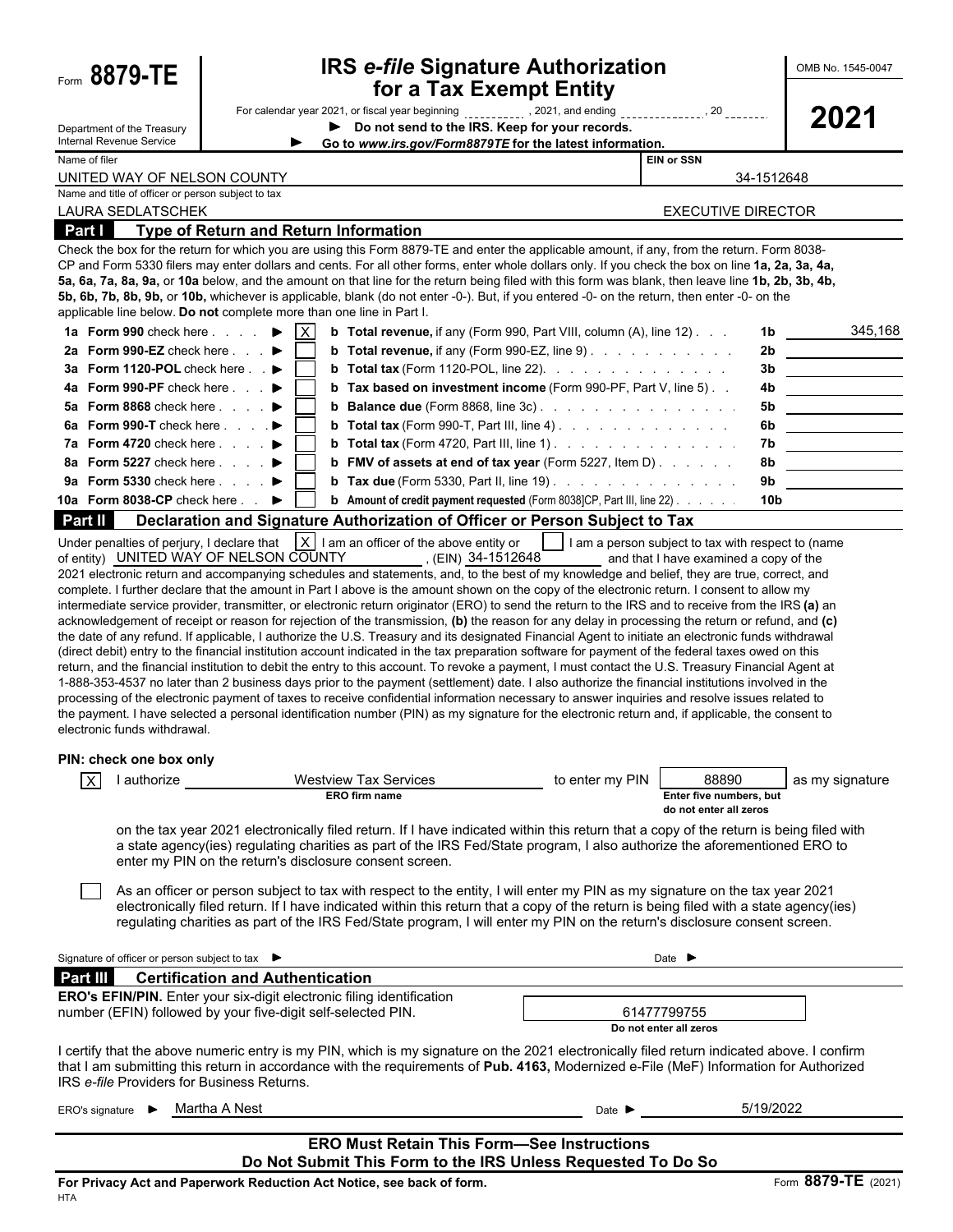Form **8879-TE**

Department of the Treasury
Internal Revenue Service

# IRS *e-file* Signature Authorization for a Tax Exempt Entity

For calendar year 2021, or fiscal year beginning __________, 2021, and ending __________, 20 ______

► **Do not send to the IRS. Keep for your records.**

► **Go to *www.irs.gov/Form8879TE* for the latest information.**

OMB No. 1545-0047

**2021**

| Name of filer | EIN or SSN |
|---|---|
| UNITED WAY OF NELSON COUNTY | 34-1512648 |
| **Name and title of officer or person subject to tax** | |
| LAURA SEDLATSCHEK | EXECUTIVE DIRECTOR |

## Part I — Type of Return and Return Information

Check the box for the return for which you are using this Form 8879-TE and enter the applicable amount, if any, from the return. Form 8038-CP and Form 5330 filers may enter dollars and cents. For all other forms, enter whole dollars only. If you check the box on line **1a, 2a, 3a, 4a, 5a, 6a, 7a, 8a, 9a,** or **10a** below, and the amount on that line for the return being filed with this form was blank, then leave line **1b, 2b, 3b, 4b, 5b, 6b, 7b, 8b, 9b,** or **10b,** whichever is applicable, blank (do not enter -0-). But, if you entered -0- on the return, then enter -0- on the applicable line below. **Do not** complete more than one line in Part I.

| | Form | Check | | Description | Line | Amount |
|---|---|---|---|---|---|---|
| **1a** | **Form 990** check here ► | X | **b** | **Total revenue,** if any (Form 990, Part VIII, column (A), line 12) | **1b** | 345,168 |
| **2a** | **Form 990-EZ** check here ► | | **b** | **Total revenue,** if any (Form 990-EZ, line 9) | **2b** | |
| **3a** | **Form 1120-POL** check here ► | | **b** | **Total tax** (Form 1120-POL, line 22) | **3b** | |
| **4a** | **Form 990-PF** check here ► | | **b** | **Tax based on investment income** (Form 990-PF, Part V, line 5) | **4b** | |
| **5a** | **Form 8868** check here ► | | **b** | **Balance due** (Form 8868, line 3c) | **5b** | |
| **6a** | **Form 990-T** check here ► | | **b** | **Total tax** (Form 990-T, Part III, line 4) | **6b** | |
| **7a** | **Form 4720** check here ► | | **b** | **Total tax** (Form 4720, Part III, line 1) | **7b** | |
| **8a** | **Form 5227** check here ► | | **b** | **FMV of assets at end of tax year** (Form 5227, Item D) | **8b** | |
| **9a** | **Form 5330** check here ► | | **b** | **Tax due** (Form 5330, Part II, line 19) | **9b** | |
| **10a** | **Form 8038-CP** check here ► | | **b** | **Amount of credit payment requested** (Form 8038-CP, Part III, line 22) | **10b** | |

## Part II — Declaration and Signature Authorization of Officer or Person Subject to Tax

Under penalties of perjury, I declare that [X] I am an officer of the above entity or [ ] I am a person subject to tax with respect to (name of entity) UNITED WAY OF NELSON COUNTY , (EIN) 34-1512648 and that I have examined a copy of the 2021 electronic return and accompanying schedules and statements, and, to the best of my knowledge and belief, they are true, correct, and complete. I further declare that the amount in Part I above is the amount shown on the copy of the electronic return. I consent to allow my intermediate service provider, transmitter, or electronic return originator (ERO) to send the return to the IRS and to receive from the IRS **(a)** an acknowledgement of receipt or reason for rejection of the transmission, **(b)** the reason for any delay in processing the return or refund, and **(c)** the date of any refund. If applicable, I authorize the U.S. Treasury and its designated Financial Agent to initiate an electronic funds withdrawal (direct debit) entry to the financial institution account indicated in the tax preparation software for payment of the federal taxes owed on this return, and the financial institution to debit the entry to this account. To revoke a payment, I must contact the U.S. Treasury Financial Agent at 1-888-353-4537 no later than 2 business days prior to the payment (settlement) date. I also authorize the financial institutions involved in the processing of the electronic payment of taxes to receive confidential information necessary to answer inquiries and resolve issues related to the payment. I have selected a personal identification number (PIN) as my signature for the electronic return and, if applicable, the consent to electronic funds withdrawal.

**PIN: check one box only**

[X] I authorize Westview Tax Services (ERO firm name) to enter my PIN 88890 (Enter five numbers, but do not enter all zeros) as my signature on the tax year 2021 electronically filed return. If I have indicated within this return that a copy of the return is being filed with a state agency(ies) regulating charities as part of the IRS Fed/State program, I also authorize the aforementioned ERO to enter my PIN on the return's disclosure consent screen.

[ ] As an officer or person subject to tax with respect to the entity, I will enter my PIN as my signature on the tax year 2021 electronically filed return. If I have indicated within this return that a copy of the return is being filed with a state agency(ies) regulating charities as part of the IRS Fed/State program, I will enter my PIN on the return's disclosure consent screen.

Signature of officer or person subject to tax ► ______________________ Date ► __________

## Part III — Certification and Authentication

**ERO's EFIN/PIN.** Enter your six-digit electronic filing identification number (EFIN) followed by your five-digit self-selected PIN.

61477799755
**Do not enter all zeros**

I certify that the above numeric entry is my PIN, which is my signature on the 2021 electronically filed return indicated above. I confirm that I am submitting this return in accordance with the requirements of **Pub. 4163,** Modernized e-File (MeF) Information for Authorized IRS *e-file* Providers for Business Returns.

ERO's signature ► Martha A Nest Date ► 5/19/2022

**ERO Must Retain This Form—See Instructions**
**Do Not Submit This Form to the IRS Unless Requested To Do So**

**For Privacy Act and Paperwork Reduction Act Notice, see back of form.** Form **8879-TE** (2021)

HTA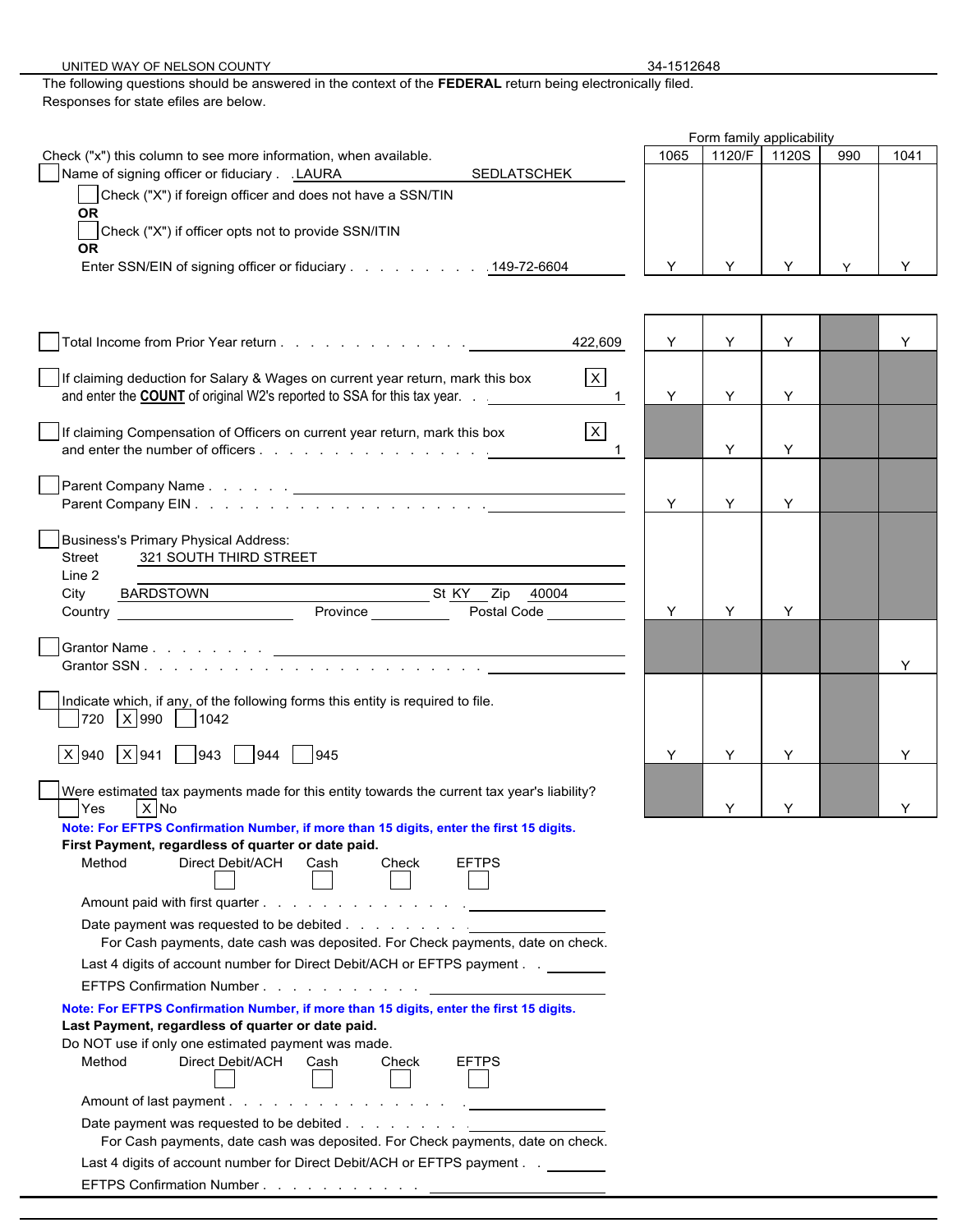UNITED WAY OF NELSON COUNTY 34-1512648

The following questions should be answered in the context of the **FEDERAL** return being electronically filed.
Responses for state efiles are below.

Check ("x") this column to see more information, when available.

| Question | Response | 1065 | 1120/F | 1120S | 990 | 1041 |
|---|---|---|---|---|---|---|
| Name of signing officer or fiduciary | LAURA SEDLATSCHEK | | | | | |
| Check ("X") if foreign officer and does not have a SSN/TIN **OR** Check ("X") if officer opts not to provide SSN/ITIN **OR** Enter SSN/EIN of signing officer or fiduciary | 149-72-6604 | Y | Y | Y | Y | Y |
| Total Income from Prior Year return | 422,609 | Y | Y | Y | | Y |
| If claiming deduction for Salary & Wages on current year return, mark this box and enter the **COUNT** of original W2's reported to SSA for this tax year. | [X] 1 | Y | Y | Y | | |
| If claiming Compensation of Officers on current year return, mark this box and enter the number of officers | [X] 1 | | Y | Y | | |
| Parent Company Name / Parent Company EIN | | Y | Y | Y | | |
| Business's Primary Physical Address: Street 321 SOUTH THIRD STREET; Line 2; City BARDSTOWN St KY Zip 40004; Country; Province; Postal Code | | Y | Y | Y | | |
| Grantor Name / Grantor SSN | | | | | | Y |
| Indicate which, if any, of the following forms this entity is required to file. [ ] 720 [X] 990 [ ] 1042 [X] 940 [X] 941 [ ] 943 [ ] 944 [ ] 945 | | Y | Y | Y | | Y |
| Were estimated tax payments made for this entity towards the current tax year's liability? [ ] Yes [X] No | | | Y | Y | | Y |

**Note: For EFTPS Confirmation Number, if more than 15 digits, enter the first 15 digits.**

**First Payment, regardless of quarter or date paid.**

Method: [ ] Direct Debit/ACH [ ] Cash [ ] Check [ ] EFTPS

Amount paid with first quarter . . . . . . . . . . . . . 

Date payment was requested to be debited . . . . . . . . 
For Cash payments, date cash was deposited. For Check payments, date on check.

Last 4 digits of account number for Direct Debit/ACH or EFTPS payment . . 

EFTPS Confirmation Number . . . . . . . . . . . 

**Note: For EFTPS Confirmation Number, if more than 15 digits, enter the first 15 digits.**

**Last Payment, regardless of quarter or date paid.**

Do NOT use if only one estimated payment was made.

Method: [ ] Direct Debit/ACH [ ] Cash [ ] Check [ ] EFTPS

Amount of last payment . . . . . . . . . . . . . . . 

Date payment was requested to be debited . . . . . . . . 
For Cash payments, date cash was deposited. For Check payments, date on check.

Last 4 digits of account number for Direct Debit/ACH or EFTPS payment . . 

EFTPS Confirmation Number . . . . . . . . . . .